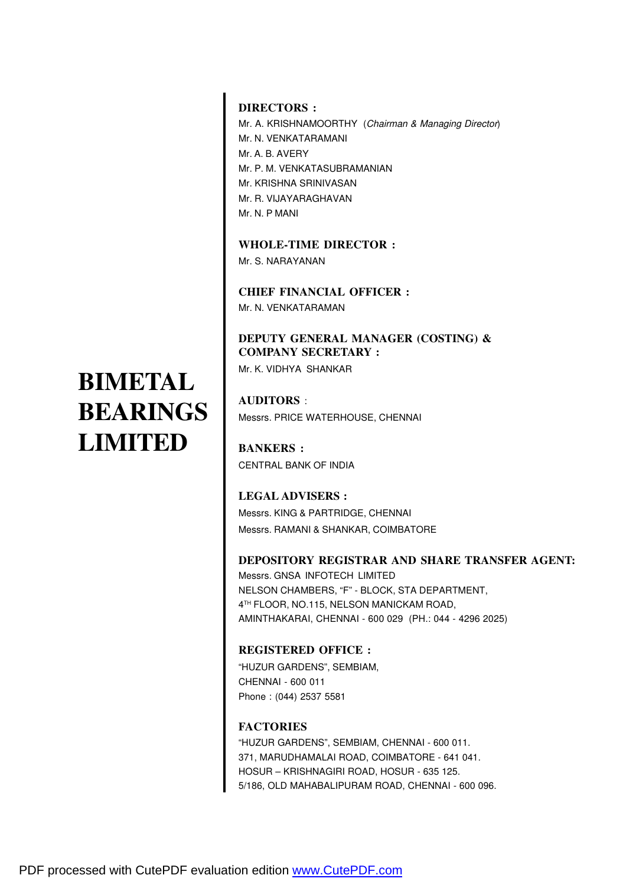# BIMETAL BEARINGS LIMITED

**DIRECTORS :**

Mr. A. KRISHNAMOORTHY (*Chairman & Managing Director*)
Mr. N. VENKATARAMANI
Mr. A. B. AVERY
Mr. P. M. VENKATASUBRAMANIAN
Mr. KRISHNA SRINIVASAN
Mr. R. VIJAYARAGHAVAN
Mr. N. P MANI

**WHOLE-TIME DIRECTOR :**

Mr. S. NARAYANAN

**CHIEF FINANCIAL OFFICER :**

Mr. N. VENKATARAMAN

**DEPUTY GENERAL MANAGER (COSTING) & COMPANY SECRETARY :**

Mr. K. VIDHYA SHANKAR

**AUDITORS :**

Messrs. PRICE WATERHOUSE, CHENNAI

**BANKERS :**

CENTRAL BANK OF INDIA

**LEGAL ADVISERS :**

Messrs. KING & PARTRIDGE, CHENNAI
Messrs. RAMANI & SHANKAR, COIMBATORE

**DEPOSITORY REGISTRAR AND SHARE TRANSFER AGENT:**

Messrs. GNSA INFOTECH LIMITED
NELSON CHAMBERS, "F" - BLOCK, STA DEPARTMENT,
4TH FLOOR, NO.115, NELSON MANICKAM ROAD,
AMINTHAKARAI, CHENNAI - 600 029 (PH.: 044 - 4296 2025)

**REGISTERED OFFICE :**

"HUZUR GARDENS", SEMBIAM,
CHENNAI - 600 011
Phone : (044) 2537 5581

**FACTORIES**

"HUZUR GARDENS", SEMBIAM, CHENNAI - 600 011.
371, MARUDHAMALAI ROAD, COIMBATORE - 641 041.
HOSUR – KRISHNAGIRI ROAD, HOSUR - 635 125.
5/186, OLD MAHABALIPURAM ROAD, CHENNAI - 600 096.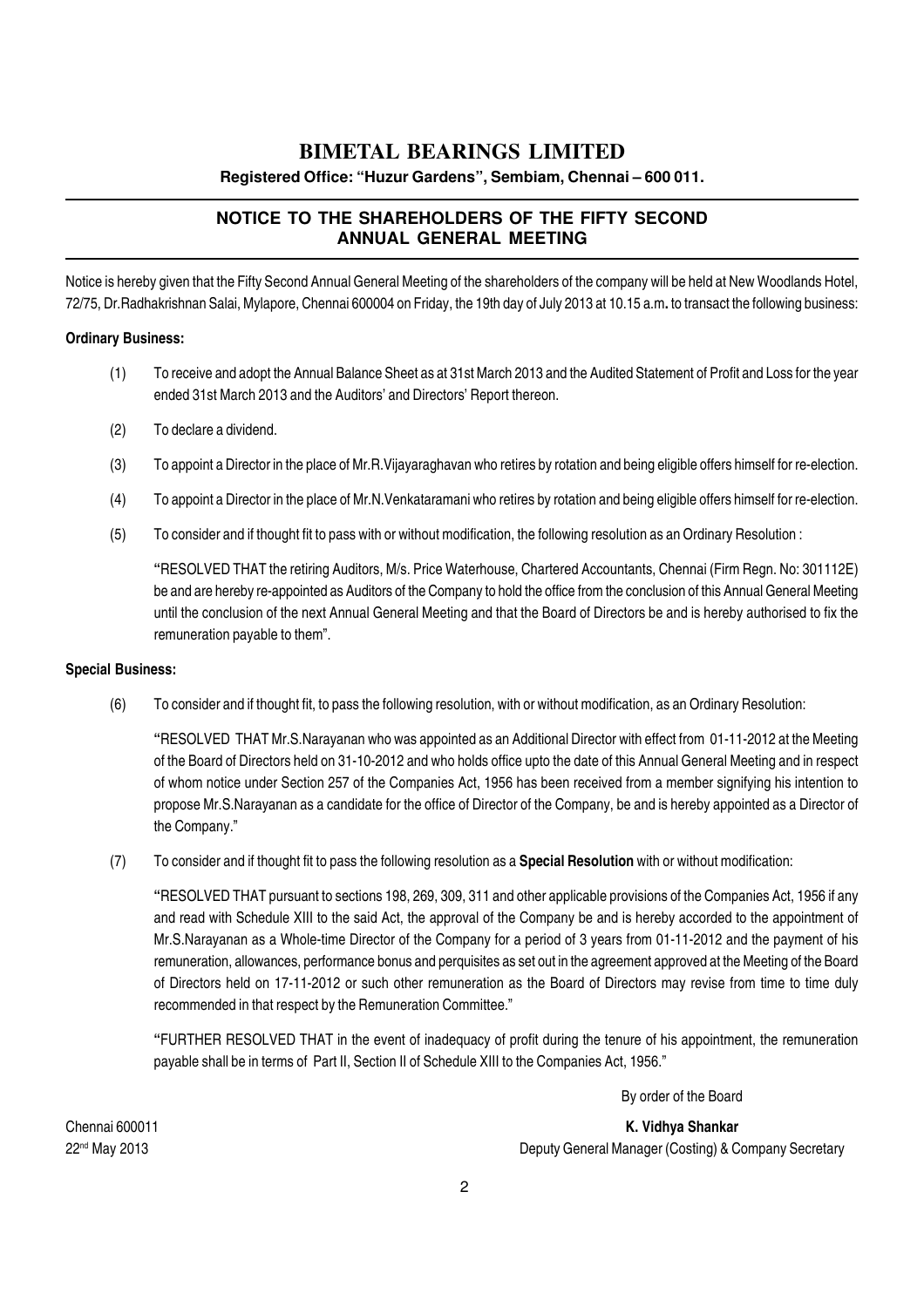# BIMETAL BEARINGS LIMITED

**Registered Office: "Huzur Gardens", Sembiam, Chennai – 600 011.**

## NOTICE TO THE SHAREHOLDERS OF THE FIFTY SECOND ANNUAL GENERAL MEETING

Notice is hereby given that the Fifty Second Annual General Meeting of the shareholders of the company will be held at New Woodlands Hotel, 72/75, Dr.Radhakrishnan Salai, Mylapore, Chennai 600004 on Friday, the 19th day of July 2013 at 10.15 a.m**.** to transact the following business:

**Ordinary Business:**

(1) To receive and adopt the Annual Balance Sheet as at 31st March 2013 and the Audited Statement of Profit and Loss for the year ended 31st March 2013 and the Auditors' and Directors' Report thereon.

(2) To declare a dividend.

(3) To appoint a Director in the place of Mr.R.Vijayaraghavan who retires by rotation and being eligible offers himself for re-election.

(4) To appoint a Director in the place of Mr.N.Venkataramani who retires by rotation and being eligible offers himself for re-election.

(5) To consider and if thought fit to pass with or without modification, the following resolution as an Ordinary Resolution :

"RESOLVED THAT the retiring Auditors, M/s. Price Waterhouse, Chartered Accountants, Chennai (Firm Regn. No: 301112E) be and are hereby re-appointed as Auditors of the Company to hold the office from the conclusion of this Annual General Meeting until the conclusion of the next Annual General Meeting and that the Board of Directors be and is hereby authorised to fix the remuneration payable to them".

**Special Business:**

(6) To consider and if thought fit, to pass the following resolution, with or without modification, as an Ordinary Resolution:

"RESOLVED THAT Mr.S.Narayanan who was appointed as an Additional Director with effect from 01-11-2012 at the Meeting of the Board of Directors held on 31-10-2012 and who holds office upto the date of this Annual General Meeting and in respect of whom notice under Section 257 of the Companies Act, 1956 has been received from a member signifying his intention to propose Mr.S.Narayanan as a candidate for the office of Director of the Company, be and is hereby appointed as a Director of the Company."

(7) To consider and if thought fit to pass the following resolution as a **Special Resolution** with or without modification:

"RESOLVED THAT pursuant to sections 198, 269, 309, 311 and other applicable provisions of the Companies Act, 1956 if any and read with Schedule XIII to the said Act, the approval of the Company be and is hereby accorded to the appointment of Mr.S.Narayanan as a Whole-time Director of the Company for a period of 3 years from 01-11-2012 and the payment of his remuneration, allowances, performance bonus and perquisites as set out in the agreement approved at the Meeting of the Board of Directors held on 17-11-2012 or such other remuneration as the Board of Directors may revise from time to time duly recommended in that respect by the Remuneration Committee."

"FURTHER RESOLVED THAT in the event of inadequacy of profit during the tenure of his appointment, the remuneration payable shall be in terms of Part II, Section II of Schedule XIII to the Companies Act, 1956."

By order of the Board

Chennai 600011
22nd May 2013

**K. Vidhya Shankar**
Deputy General Manager (Costing) & Company Secretary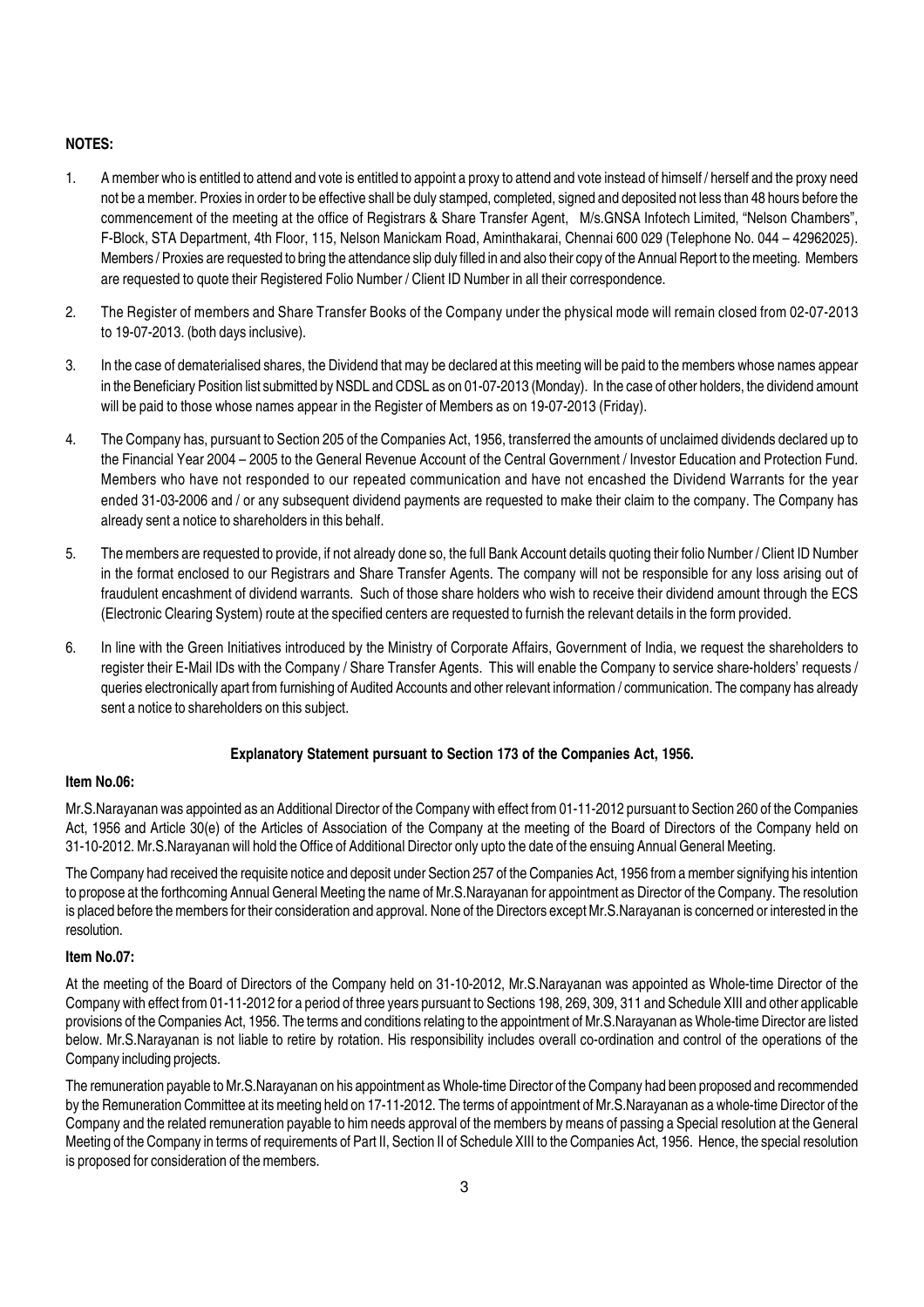**NOTES:**

1. A member who is entitled to attend and vote is entitled to appoint a proxy to attend and vote instead of himself / herself and the proxy need not be a member. Proxies in order to be effective shall be duly stamped, completed, signed and deposited not less than 48 hours before the commencement of the meeting at the office of Registrars & Share Transfer Agent, M/s.GNSA Infotech Limited, "Nelson Chambers", F-Block, STA Department, 4th Floor, 115, Nelson Manickam Road, Aminthakarai, Chennai 600 029 (Telephone No. 044 – 42962025). Members / Proxies are requested to bring the attendance slip duly filled in and also their copy of the Annual Report to the meeting. Members are requested to quote their Registered Folio Number / Client ID Number in all their correspondence.

2. The Register of members and Share Transfer Books of the Company under the physical mode will remain closed from 02-07-2013 to 19-07-2013. (both days inclusive).

3. In the case of dematerialised shares, the Dividend that may be declared at this meeting will be paid to the members whose names appear in the Beneficiary Position list submitted by NSDL and CDSL as on 01-07-2013 (Monday). In the case of other holders, the dividend amount will be paid to those whose names appear in the Register of Members as on 19-07-2013 (Friday).

4. The Company has, pursuant to Section 205 of the Companies Act, 1956, transferred the amounts of unclaimed dividends declared up to the Financial Year 2004 – 2005 to the General Revenue Account of the Central Government / Investor Education and Protection Fund. Members who have not responded to our repeated communication and have not encashed the Dividend Warrants for the year ended 31-03-2006 and / or any subsequent dividend payments are requested to make their claim to the company. The Company has already sent a notice to shareholders in this behalf.

5. The members are requested to provide, if not already done so, the full Bank Account details quoting their folio Number / Client ID Number in the format enclosed to our Registrars and Share Transfer Agents. The company will not be responsible for any loss arising out of fraudulent encashment of dividend warrants. Such of those share holders who wish to receive their dividend amount through the ECS (Electronic Clearing System) route at the specified centers are requested to furnish the relevant details in the form provided.

6. In line with the Green Initiatives introduced by the Ministry of Corporate Affairs, Government of India, we request the shareholders to register their E-Mail IDs with the Company / Share Transfer Agents. This will enable the Company to service share-holders' requests / queries electronically apart from furnishing of Audited Accounts and other relevant information / communication. The company has already sent a notice to shareholders on this subject.

**Explanatory Statement pursuant to Section 173 of the Companies Act, 1956.**

**Item No.06:**

Mr.S.Narayanan was appointed as an Additional Director of the Company with effect from 01-11-2012 pursuant to Section 260 of the Companies Act, 1956 and Article 30(e) of the Articles of Association of the Company at the meeting of the Board of Directors of the Company held on 31-10-2012. Mr.S.Narayanan will hold the Office of Additional Director only upto the date of the ensuing Annual General Meeting.

The Company had received the requisite notice and deposit under Section 257 of the Companies Act, 1956 from a member signifying his intention to propose at the forthcoming Annual General Meeting the name of Mr.S.Narayanan for appointment as Director of the Company. The resolution is placed before the members for their consideration and approval. None of the Directors except Mr.S.Narayanan is concerned or interested in the resolution.

**Item No.07:**

At the meeting of the Board of Directors of the Company held on 31-10-2012, Mr.S.Narayanan was appointed as Whole-time Director of the Company with effect from 01-11-2012 for a period of three years pursuant to Sections 198, 269, 309, 311 and Schedule XIII and other applicable provisions of the Companies Act, 1956. The terms and conditions relating to the appointment of Mr.S.Narayanan as Whole-time Director are listed below. Mr.S.Narayanan is not liable to retire by rotation. His responsibility includes overall co-ordination and control of the operations of the Company including projects.

The remuneration payable to Mr.S.Narayanan on his appointment as Whole-time Director of the Company had been proposed and recommended by the Remuneration Committee at its meeting held on 17-11-2012. The terms of appointment of Mr.S.Narayanan as a whole-time Director of the Company and the related remuneration payable to him needs approval of the members by means of passing a Special resolution at the General Meeting of the Company in terms of requirements of Part II, Section II of Schedule XIII to the Companies Act, 1956. Hence, the special resolution is proposed for consideration of the members.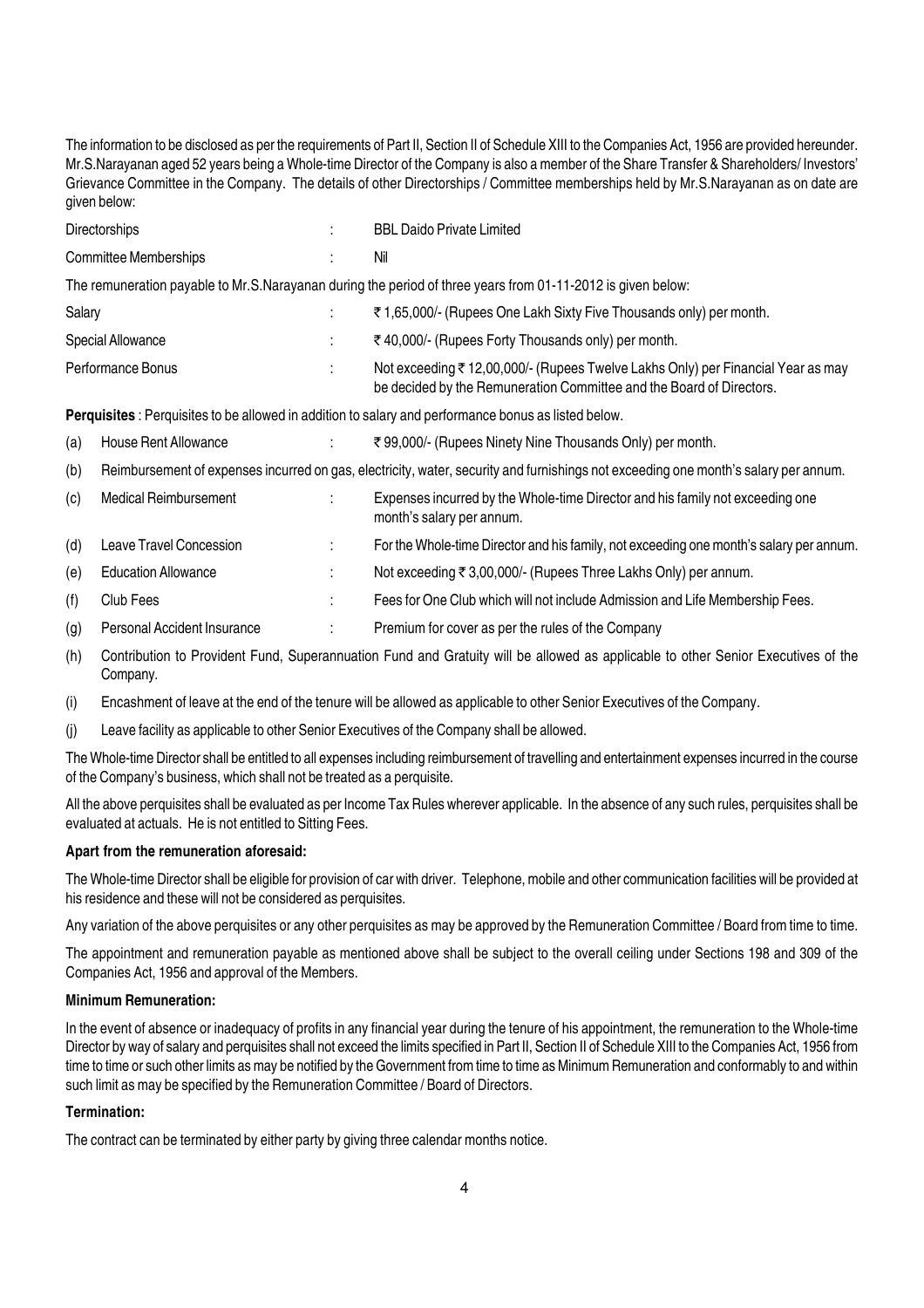The information to be disclosed as per the requirements of Part II, Section II of Schedule XIII to the Companies Act, 1956 are provided hereunder. Mr.S.Narayanan aged 52 years being a Whole-time Director of the Company is also a member of the Share Transfer & Shareholders/ Investors' Grievance Committee in the Company. The details of other Directorships / Committee memberships held by Mr.S.Narayanan as on date are given below:

| | | |
|---|---|---|
| Directorships | : | BBL Daido Private Limited |
| Committee Memberships | : | Nil |

The remuneration payable to Mr.S.Narayanan during the period of three years from 01-11-2012 is given below:

| | | |
|---|---|---|
| Salary | : | ₹ 1,65,000/- (Rupees One Lakh Sixty Five Thousands only) per month. |
| Special Allowance | : | ₹ 40,000/- (Rupees Forty Thousands only) per month. |
| Performance Bonus | : | Not exceeding ₹ 12,00,000/- (Rupees Twelve Lakhs Only) per Financial Year as may be decided by the Remuneration Committee and the Board of Directors. |

**Perquisites** : Perquisites to be allowed in addition to salary and performance bonus as listed below.

(a) House Rent Allowance : ₹ 99,000/- (Rupees Ninety Nine Thousands Only) per month.

(b) Reimbursement of expenses incurred on gas, electricity, water, security and furnishings not exceeding one month's salary per annum.

(c) Medical Reimbursement : Expenses incurred by the Whole-time Director and his family not exceeding one month's salary per annum.

(d) Leave Travel Concession : For the Whole-time Director and his family, not exceeding one month's salary per annum.

(e) Education Allowance : Not exceeding ₹ 3,00,000/- (Rupees Three Lakhs Only) per annum.

(f) Club Fees : Fees for One Club which will not include Admission and Life Membership Fees.

(g) Personal Accident Insurance : Premium for cover as per the rules of the Company

(h) Contribution to Provident Fund, Superannuation Fund and Gratuity will be allowed as applicable to other Senior Executives of the Company.

(i) Encashment of leave at the end of the tenure will be allowed as applicable to other Senior Executives of the Company.

(j) Leave facility as applicable to other Senior Executives of the Company shall be allowed.

The Whole-time Director shall be entitled to all expenses including reimbursement of travelling and entertainment expenses incurred in the course of the Company's business, which shall not be treated as a perquisite.

All the above perquisites shall be evaluated as per Income Tax Rules wherever applicable. In the absence of any such rules, perquisites shall be evaluated at actuals. He is not entitled to Sitting Fees.

**Apart from the remuneration aforesaid:**

The Whole-time Director shall be eligible for provision of car with driver. Telephone, mobile and other communication facilities will be provided at his residence and these will not be considered as perquisites.

Any variation of the above perquisites or any other perquisites as may be approved by the Remuneration Committee / Board from time to time.

The appointment and remuneration payable as mentioned above shall be subject to the overall ceiling under Sections 198 and 309 of the Companies Act, 1956 and approval of the Members.

**Minimum Remuneration:**

In the event of absence or inadequacy of profits in any financial year during the tenure of his appointment, the remuneration to the Whole-time Director by way of salary and perquisites shall not exceed the limits specified in Part II, Section II of Schedule XIII to the Companies Act, 1956 from time to time or such other limits as may be notified by the Government from time to time as Minimum Remuneration and conformably to and within such limit as may be specified by the Remuneration Committee / Board of Directors.

**Termination:**

The contract can be terminated by either party by giving three calendar months notice.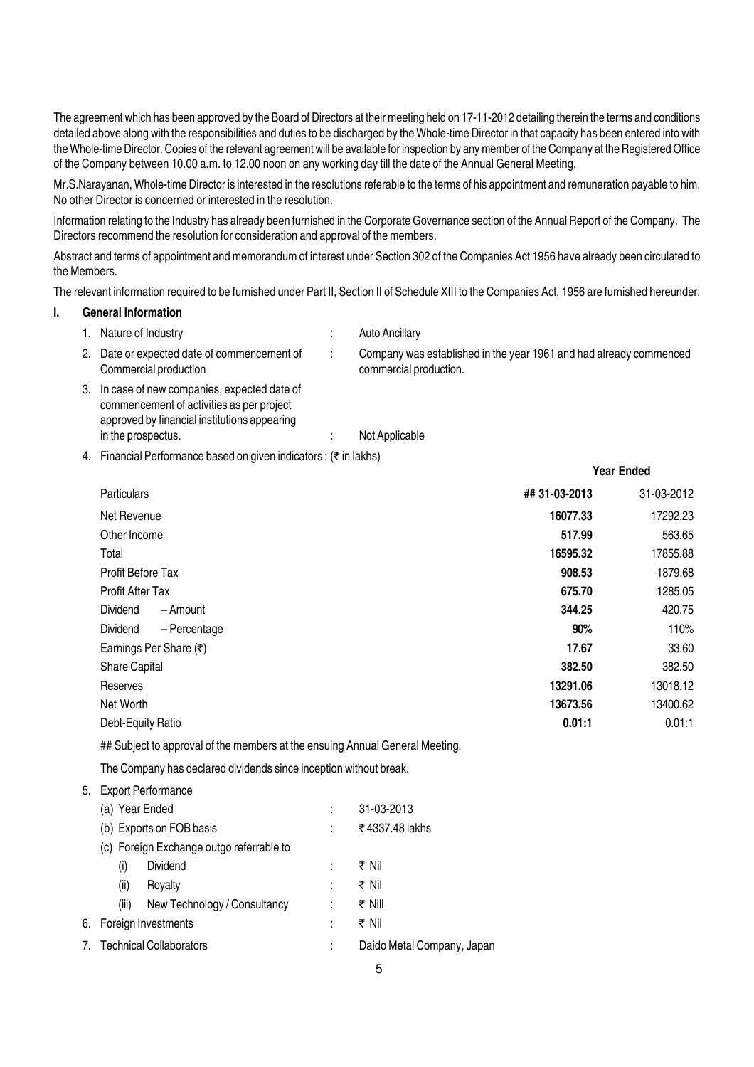The agreement which has been approved by the Board of Directors at their meeting held on 17-11-2012 detailing therein the terms and conditions detailed above along with the responsibilities and duties to be discharged by the Whole-time Director in that capacity has been entered into with the Whole-time Director. Copies of the relevant agreement will be available for inspection by any member of the Company at the Registered Office of the Company between 10.00 a.m. to 12.00 noon on any working day till the date of the Annual General Meeting.

Mr.S.Narayanan, Whole-time Director is interested in the resolutions referable to the terms of his appointment and remuneration payable to him. No other Director is concerned or interested in the resolution.

Information relating to the Industry has already been furnished in the Corporate Governance section of the Annual Report of the Company. The Directors recommend the resolution for consideration and approval of the members.

Abstract and terms of appointment and memorandum of interest under Section 302 of the Companies Act 1956 have already been circulated to the Members.

The relevant information required to be furnished under Part II, Section II of Schedule XIII to the Companies Act, 1956 are furnished hereunder:

**I. General Information**

1. Nature of Industry : Auto Ancillary
2. Date or expected date of commencement of Commercial production : Company was established in the year 1961 and had already commenced commercial production.
3. In case of new companies, expected date of commencement of activities as per project approved by financial institutions appearing in the prospectus. : Not Applicable
4. Financial Performance based on given indicators : (₹ in lakhs)

| Particulars | Year Ended ## 31-03-2013 | 31-03-2012 |
|---|---|---|
| Net Revenue | **16077.33** | 17292.23 |
| Other Income | **517.99** | 563.65 |
| Total | **16595.32** | 17855.88 |
| Profit Before Tax | **908.53** | 1879.68 |
| Profit After Tax | **675.70** | 1285.05 |
| Dividend – Amount | **344.25** | 420.75 |
| Dividend – Percentage | **90%** | 110% |
| Earnings Per Share (₹) | **17.67** | 33.60 |
| Share Capital | **382.50** | 382.50 |
| Reserves | **13291.06** | 13018.12 |
| Net Worth | **13673.56** | 13400.62 |
| Debt-Equity Ratio | **0.01:1** | 0.01:1 |

## Subject to approval of the members at the ensuing Annual General Meeting.

The Company has declared dividends since inception without break.

5. Export Performance
   - (a) Year Ended : 31-03-2013
   - (b) Exports on FOB basis : ₹ 4337.48 lakhs
   - (c) Foreign Exchange outgo referrable to
     - (i) Dividend : ₹ Nil
     - (ii) Royalty : ₹ Nil
     - (iii) New Technology / Consultancy : ₹ Nill
6. Foreign Investments : ₹ Nil
7. Technical Collaborators : Daido Metal Company, Japan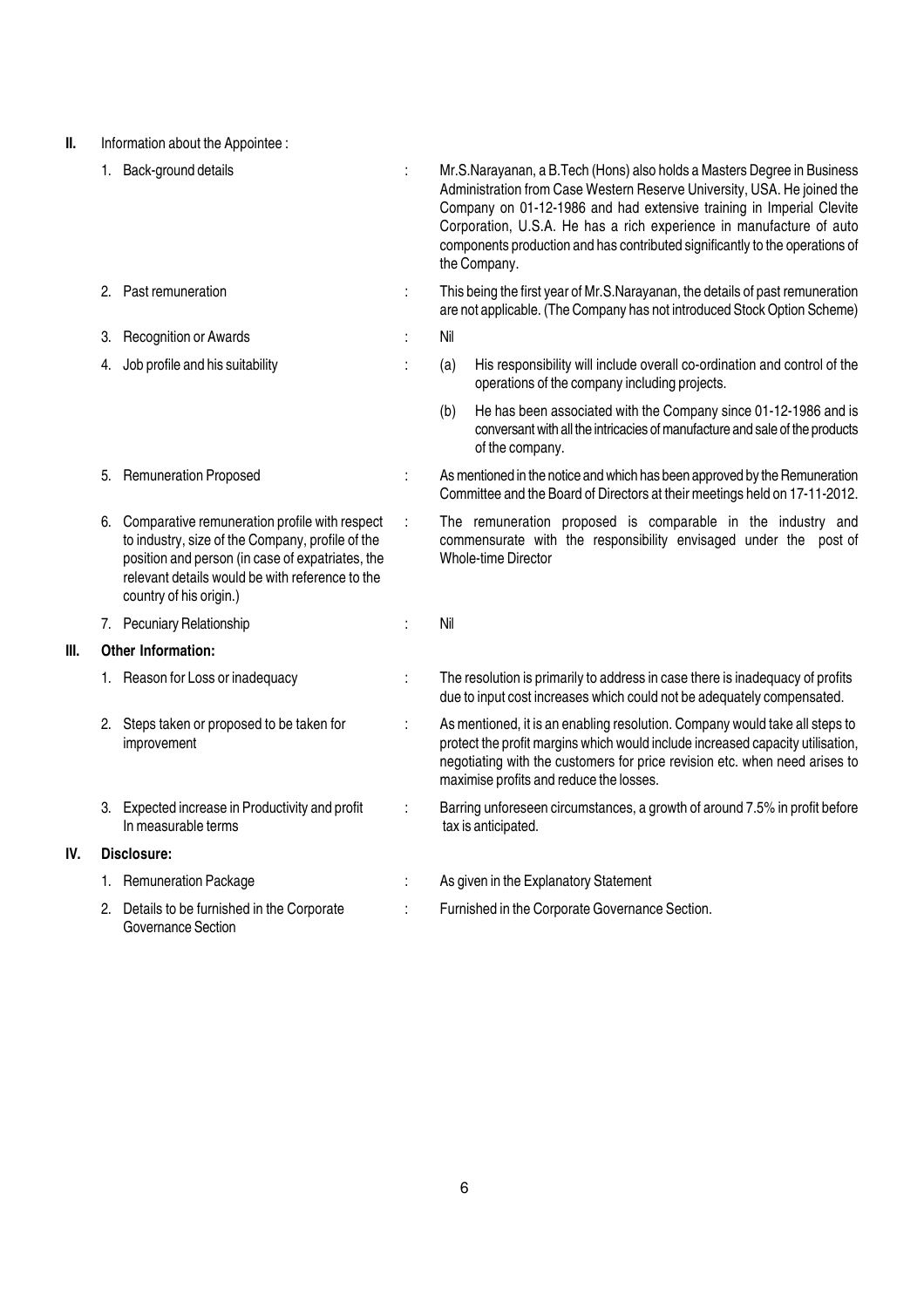**II.** Information about the Appointee :

| | | | |
|---|---|---|---|
| 1. | Back-ground details | : | Mr.S.Narayanan, a B.Tech (Hons) also holds a Masters Degree in Business Administration from Case Western Reserve University, USA. He joined the Company on 01-12-1986 and had extensive training in Imperial Clevite Corporation, U.S.A. He has a rich experience in manufacture of auto components production and has contributed significantly to the operations of the Company. |
| 2. | Past remuneration | : | This being the first year of Mr.S.Narayanan, the details of past remuneration are not applicable. (The Company has not introduced Stock Option Scheme) |
| 3. | Recognition or Awards | : | Nil |
| 4. | Job profile and his suitability | : | (a) His responsibility will include overall co-ordination and control of the operations of the company including projects. |
| | | | (b) He has been associated with the Company since 01-12-1986 and is conversant with all the intricacies of manufacture and sale of the products of the company. |
| 5. | Remuneration Proposed | : | As mentioned in the notice and which has been approved by the Remuneration Committee and the Board of Directors at their meetings held on 17-11-2012. |
| 6. | Comparative remuneration profile with respect to industry, size of the Company, profile of the position and person (in case of expatriates, the relevant details would be with reference to the country of his origin.) | : | The remuneration proposed is comparable in the industry and commensurate with the responsibility envisaged under the post of Whole-time Director |
| 7. | Pecuniary Relationship | : | Nil |

**III. Other Information:**

| | | | |
|---|---|---|---|
| 1. | Reason for Loss or inadequacy | : | The resolution is primarily to address in case there is inadequacy of profits due to input cost increases which could not be adequately compensated. |
| 2. | Steps taken or proposed to be taken for improvement | : | As mentioned, it is an enabling resolution. Company would take all steps to protect the profit margins which would include increased capacity utilisation, negotiating with the customers for price revision etc. when need arises to maximise profits and reduce the losses. |
| 3. | Expected increase in Productivity and profit In measurable terms | : | Barring unforeseen circumstances, a growth of around 7.5% in profit before tax is anticipated. |

**IV. Disclosure:**

| | | | |
|---|---|---|---|
| 1. | Remuneration Package | : | As given in the Explanatory Statement |
| 2. | Details to be furnished in the Corporate Governance Section | : | Furnished in the Corporate Governance Section. |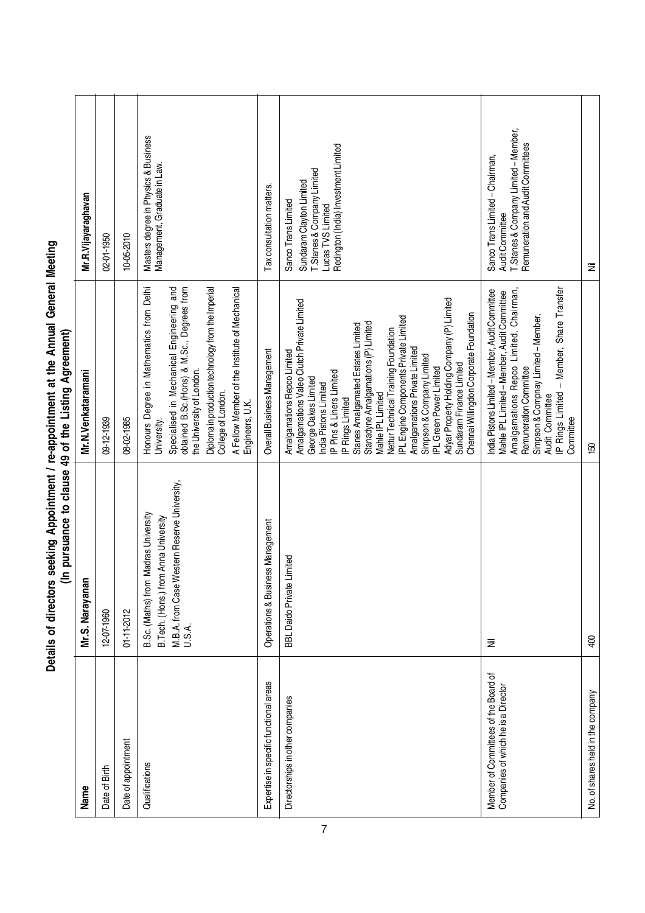## Details of directors seeking Appointment / re-appointment at the Annual General Meeting
### (In pursuance to clause 49 of the Listing Agreement)

| Name | Mr.S. Narayanan | Mr.N.Venkataramani | Mr.R.Vijayaraghavan |
|---|---|---|---|
| Date of Birth | 12-07-1960 | 09-12-1939 | 02-01-1950 |
| Date of appointment | 01-11-2012 | 08-02-1985 | 10-05-2010 |
| Qualifications | B.Sc. (Maths) from Madras University<br>B.Tech. (Hons.) from Anna University<br>M.B.A. from Case Western Reserve University, U.S.A. | Honours Degree in Mathematics from Delhi University.<br>Specialised in Mechanical Engineering and obtained B.Sc.(Hons) & M.Sc., Degrees from the University of London.<br>Diploma in production technology from the Imperial College of London.<br>A Fellow Member of the Institute of Mechanical Engineers, U.K. | Masters degree in Physics & Business Management, Graduate in Law. |
| Expertise in specific functional areas | Operations & Business Management | Overall Business Management | Tax consultation matters. |
| Directorships in other companies | BBL Daido Private Limited | Amalgamations Repco Limited<br>Amalgamations Valeo Clutch Private Limited<br>George Oakes Limited<br>India Pistons Limited<br>IP Pins & Liners Limited<br>IP Rings Limited<br>Stanes Amalgamated Estates Limited<br>Stanadyne Amalgamations (P) Limited<br>Mahle IPL Limited<br>Nettur Technical Training Foundation<br>IPL Engine Components Private Limited<br>Amalgamations Private Limited<br>Simpson & Company Limited<br>IPL Green Power Limited<br>Adyar Property Holding Company (P) Limited<br>Sundaram Finance Limited<br>Chennai Willingdon Corporate Foundation | Sanco Trans Limited<br>Sundaram Clayton Limited<br>T.Stanes & Company Limited<br>Lucas TVS Limited<br>Redington (India) Investment Limited |
| Member of Committees of the Board of Companies of which he is a Director | Nil | India Pistons Limited – Member, Audit Committee<br>Mahle IPL Limited – Member, Audit Committee<br>Amalgamations Repco Limited, Chairman, Remuneration Committee<br>Simpson & Compnay Limited – Member, Audit Committee<br>IP Rings Limited – Member, Share Transfer Committee | Sanco Trans Limited – Chairman, Audit Committee<br>T.Stanes & Company Limited – Member, Remuneration and Audit Committees |
| No. of shares held in the company | 400 | 150 | Nil |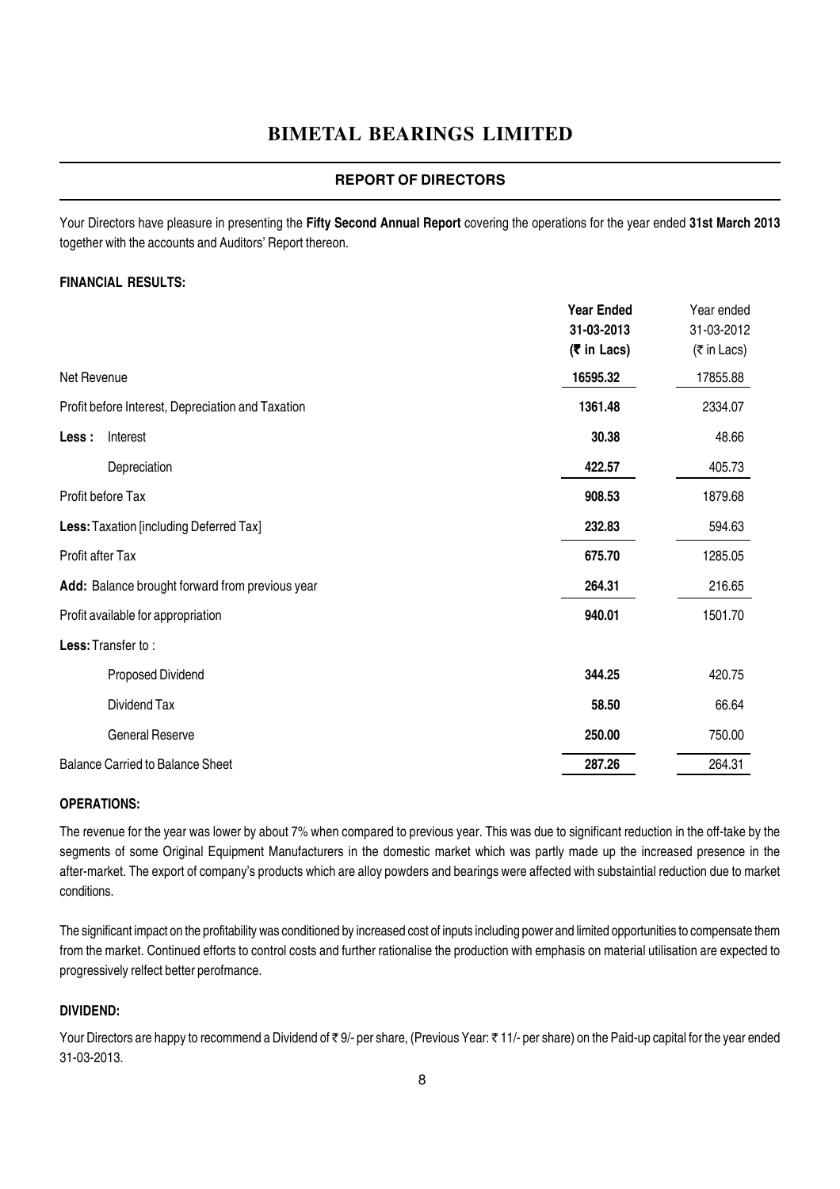# BIMETAL BEARINGS LIMITED

## REPORT OF DIRECTORS

Your Directors have pleasure in presenting the **Fifty Second Annual Report** covering the operations for the year ended **31st March 2013** together with the accounts and Auditors' Report thereon.

### FINANCIAL RESULTS:

| | **Year Ended 31-03-2013 (₹ in Lacs)** | Year ended 31-03-2012 (₹ in Lacs) |
|---|---|---|
| Net Revenue | **16595.32** | 17855.88 |
| Profit before Interest, Depreciation and Taxation | **1361.48** | 2334.07 |
| **Less :** Interest | **30.38** | 48.66 |
| Depreciation | **422.57** | 405.73 |
| Profit before Tax | **908.53** | 1879.68 |
| **Less:** Taxation [including Deferred Tax] | **232.83** | 594.63 |
| Profit after Tax | **675.70** | 1285.05 |
| **Add:** Balance brought forward from previous year | **264.31** | 216.65 |
| Profit available for appropriation | **940.01** | 1501.70 |
| **Less:** Transfer to : | | |
| Proposed Dividend | **344.25** | 420.75 |
| Dividend Tax | **58.50** | 66.64 |
| General Reserve | **250.00** | 750.00 |
| Balance Carried to Balance Sheet | **287.26** | 264.31 |

### OPERATIONS:

The revenue for the year was lower by about 7% when compared to previous year. This was due to significant reduction in the off-take by the segments of some Original Equipment Manufacturers in the domestic market which was partly made up the increased presence in the after-market. The export of company's products which are alloy powders and bearings were affected with substaintial reduction due to market conditions.

The significant impact on the profitability was conditioned by increased cost of inputs including power and limited opportunities to compensate them from the market. Continued efforts to control costs and further rationalise the production with emphasis on material utilisation are expected to progressively relfect better perofmance.

### DIVIDEND:

Your Directors are happy to recommend a Dividend of ₹ 9/- per share, (Previous Year: ₹ 11/- per share) on the Paid-up capital for the year ended 31-03-2013.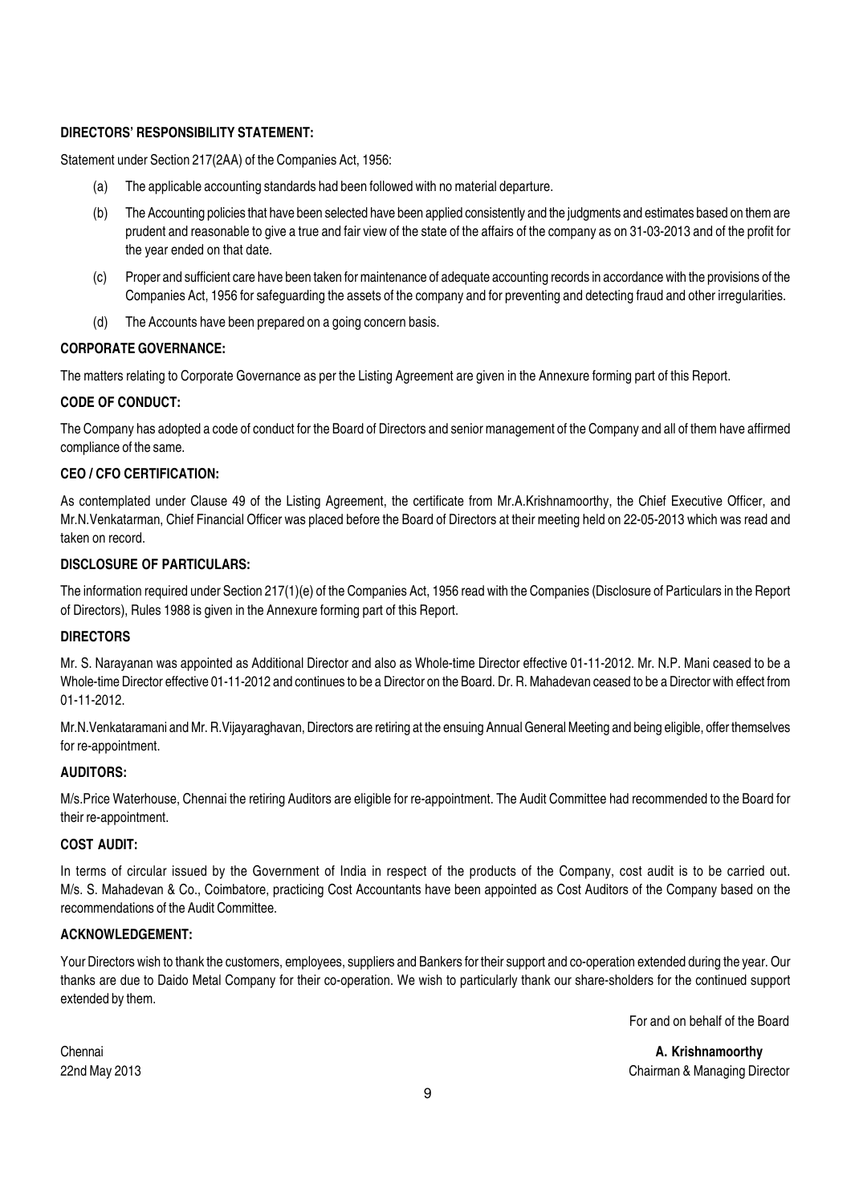**DIRECTORS' RESPONSIBILITY STATEMENT:**

Statement under Section 217(2AA) of the Companies Act, 1956:

(a) The applicable accounting standards had been followed with no material departure.

(b) The Accounting policies that have been selected have been applied consistently and the judgments and estimates based on them are prudent and reasonable to give a true and fair view of the state of the affairs of the company as on 31-03-2013 and of the profit for the year ended on that date.

(c) Proper and sufficient care have been taken for maintenance of adequate accounting records in accordance with the provisions of the Companies Act, 1956 for safeguarding the assets of the company and for preventing and detecting fraud and other irregularities.

(d) The Accounts have been prepared on a going concern basis.

**CORPORATE GOVERNANCE:**

The matters relating to Corporate Governance as per the Listing Agreement are given in the Annexure forming part of this Report.

**CODE OF CONDUCT:**

The Company has adopted a code of conduct for the Board of Directors and senior management of the Company and all of them have affirmed compliance of the same.

**CEO / CFO CERTIFICATION:**

As contemplated under Clause 49 of the Listing Agreement, the certificate from Mr.A.Krishnamoorthy, the Chief Executive Officer, and Mr.N.Venkatarman, Chief Financial Officer was placed before the Board of Directors at their meeting held on 22-05-2013 which was read and taken on record.

**DISCLOSURE OF PARTICULARS:**

The information required under Section 217(1)(e) of the Companies Act, 1956 read with the Companies (Disclosure of Particulars in the Report of Directors), Rules 1988 is given in the Annexure forming part of this Report.

**DIRECTORS**

Mr. S. Narayanan was appointed as Additional Director and also as Whole-time Director effective 01-11-2012. Mr. N.P. Mani ceased to be a Whole-time Director effective 01-11-2012 and continues to be a Director on the Board. Dr. R. Mahadevan ceased to be a Director with effect from 01-11-2012.

Mr.N.Venkataramani and Mr. R.Vijayaraghavan, Directors are retiring at the ensuing Annual General Meeting and being eligible, offer themselves for re-appointment.

**AUDITORS:**

M/s.Price Waterhouse, Chennai the retiring Auditors are eligible for re-appointment. The Audit Committee had recommended to the Board for their re-appointment.

**COST AUDIT:**

In terms of circular issued by the Government of India in respect of the products of the Company, cost audit is to be carried out. M/s. S. Mahadevan & Co., Coimbatore, practicing Cost Accountants have been appointed as Cost Auditors of the Company based on the recommendations of the Audit Committee.

**ACKNOWLEDGEMENT:**

Your Directors wish to thank the customers, employees, suppliers and Bankers for their support and co-operation extended during the year. Our thanks are due to Daido Metal Company for their co-operation. We wish to particularly thank our share-sholders for the continued support extended by them.

For and on behalf of the Board

Chennai
22nd May 2013

**A. Krishnamoorthy**
Chairman & Managing Director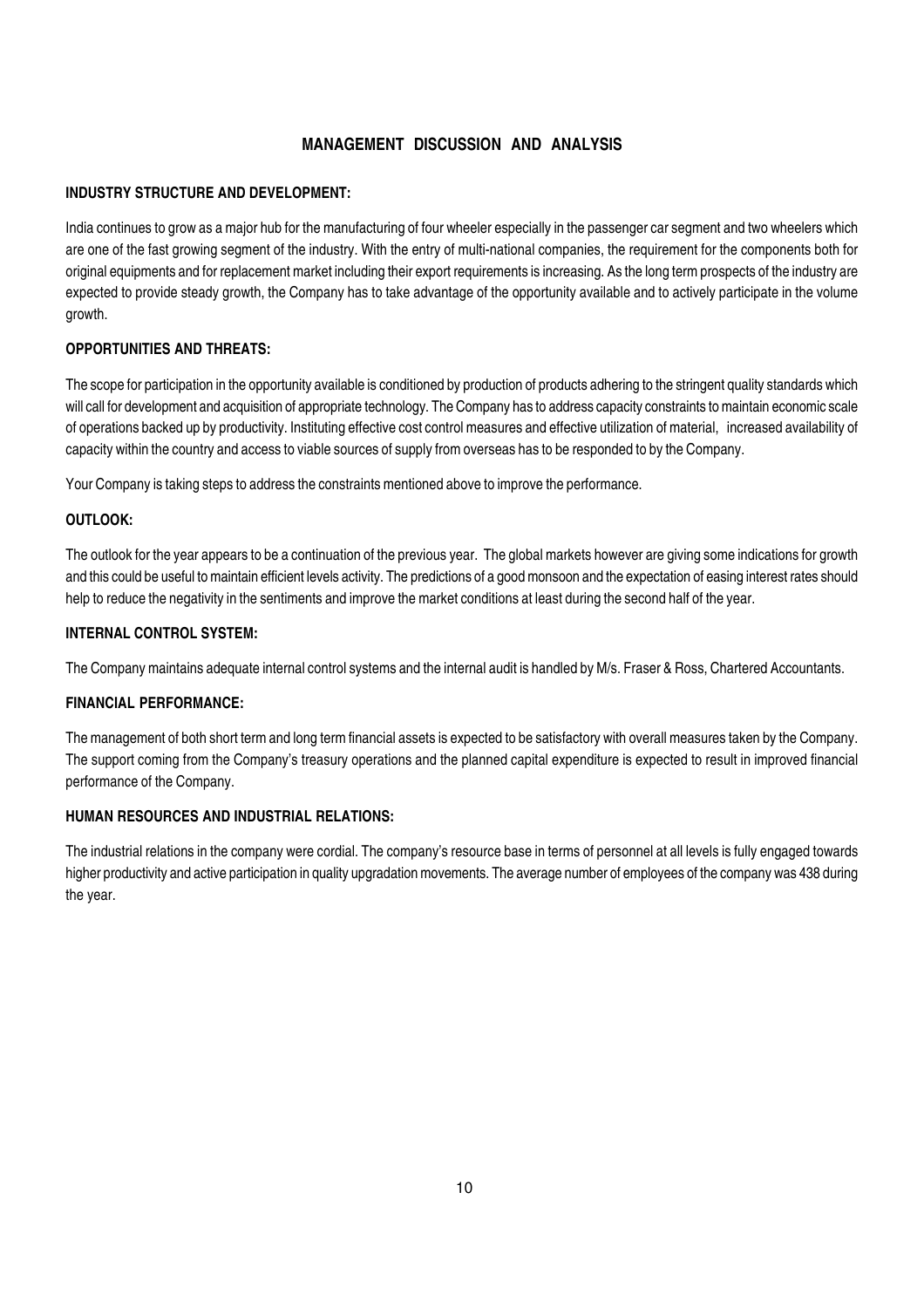# MANAGEMENT DISCUSSION AND ANALYSIS

## INDUSTRY STRUCTURE AND DEVELOPMENT:

India continues to grow as a major hub for the manufacturing of four wheeler especially in the passenger car segment and two wheelers which are one of the fast growing segment of the industry. With the entry of multi-national companies, the requirement for the components both for original equipments and for replacement market including their export requirements is increasing. As the long term prospects of the industry are expected to provide steady growth, the Company has to take advantage of the opportunity available and to actively participate in the volume growth.

## OPPORTUNITIES AND THREATS:

The scope for participation in the opportunity available is conditioned by production of products adhering to the stringent quality standards which will call for development and acquisition of appropriate technology. The Company has to address capacity constraints to maintain economic scale of operations backed up by productivity. Instituting effective cost control measures and effective utilization of material, increased availability of capacity within the country and access to viable sources of supply from overseas has to be responded to by the Company.

Your Company is taking steps to address the constraints mentioned above to improve the performance.

## OUTLOOK:

The outlook for the year appears to be a continuation of the previous year. The global markets however are giving some indications for growth and this could be useful to maintain efficient levels activity. The predictions of a good monsoon and the expectation of easing interest rates should help to reduce the negativity in the sentiments and improve the market conditions at least during the second half of the year.

## INTERNAL CONTROL SYSTEM:

The Company maintains adequate internal control systems and the internal audit is handled by M/s. Fraser & Ross, Chartered Accountants.

## FINANCIAL PERFORMANCE:

The management of both short term and long term financial assets is expected to be satisfactory with overall measures taken by the Company. The support coming from the Company's treasury operations and the planned capital expenditure is expected to result in improved financial performance of the Company.

## HUMAN RESOURCES AND INDUSTRIAL RELATIONS:

The industrial relations in the company were cordial. The company's resource base in terms of personnel at all levels is fully engaged towards higher productivity and active participation in quality upgradation movements. The average number of employees of the company was 438 during the year.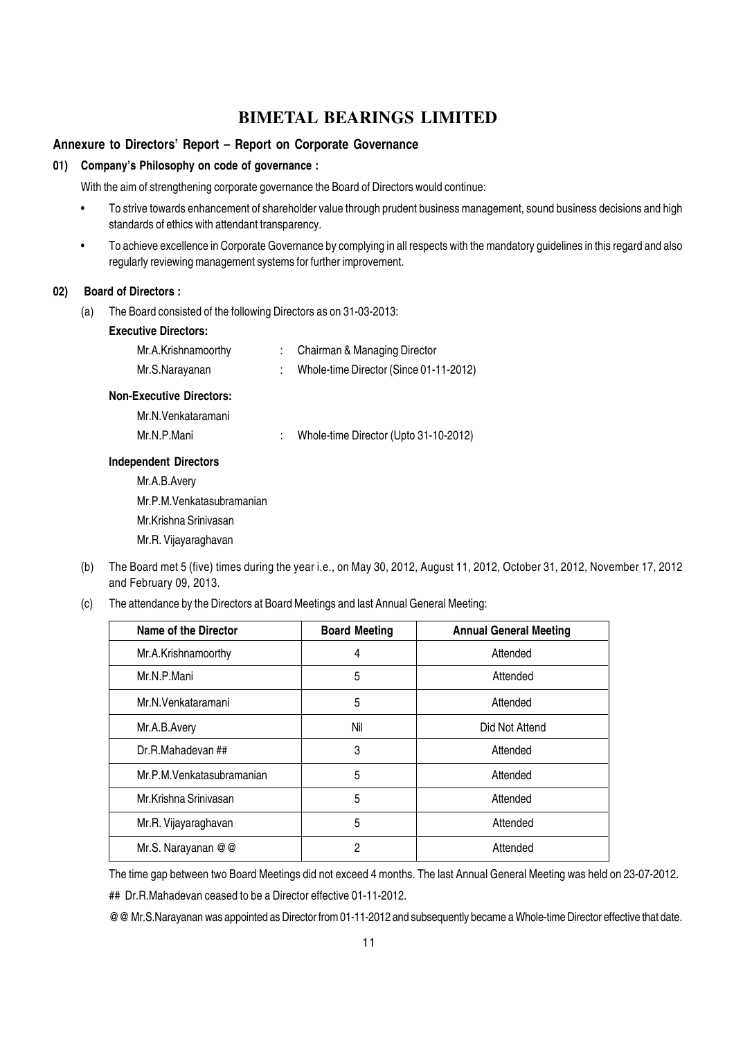# BIMETAL BEARINGS LIMITED

## Annexure to Directors' Report – Report on Corporate Governance

### 01) Company's Philosophy on code of governance :

With the aim of strengthening corporate governance the Board of Directors would continue:

- To strive towards enhancement of shareholder value through prudent business management, sound business decisions and high standards of ethics with attendant transparency.
- To achieve excellence in Corporate Governance by complying in all respects with the mandatory guidelines in this regard and also regularly reviewing management systems for further improvement.

### 02) Board of Directors :

(a) The Board consisted of the following Directors as on 31-03-2013:

**Executive Directors:**

Mr.A.Krishnamoorthy : Chairman & Managing Director

Mr.S.Narayanan : Whole-time Director (Since 01-11-2012)

**Non-Executive Directors:**

Mr.N.Venkataramani

Mr.N.P.Mani : Whole-time Director (Upto 31-10-2012)

**Independent Directors**

Mr.A.B.Avery

Mr.P.M.Venkatasubramanian

Mr.Krishna Srinivasan

Mr.R. Vijayaraghavan

(b) The Board met 5 (five) times during the year i.e., on May 30, 2012, August 11, 2012, October 31, 2012, November 17, 2012 and February 09, 2013.

(c) The attendance by the Directors at Board Meetings and last Annual General Meeting:

| Name of the Director | Board Meeting | Annual General Meeting |
|---|---|---|
| Mr.A.Krishnamoorthy | 4 | Attended |
| Mr.N.P.Mani | 5 | Attended |
| Mr.N.Venkataramani | 5 | Attended |
| Mr.A.B.Avery | Nil | Did Not Attend |
| Dr.R.Mahadevan ## | 3 | Attended |
| Mr.P.M.Venkatasubramanian | 5 | Attended |
| Mr.Krishna Srinivasan | 5 | Attended |
| Mr.R. Vijayaraghavan | 5 | Attended |
| Mr.S. Narayanan @@ | 2 | Attended |

The time gap between two Board Meetings did not exceed 4 months. The last Annual General Meeting was held on 23-07-2012.

## Dr.R.Mahadevan ceased to be a Director effective 01-11-2012.

@@ Mr.S.Narayanan was appointed as Director from 01-11-2012 and subsequently became a Whole-time Director effective that date.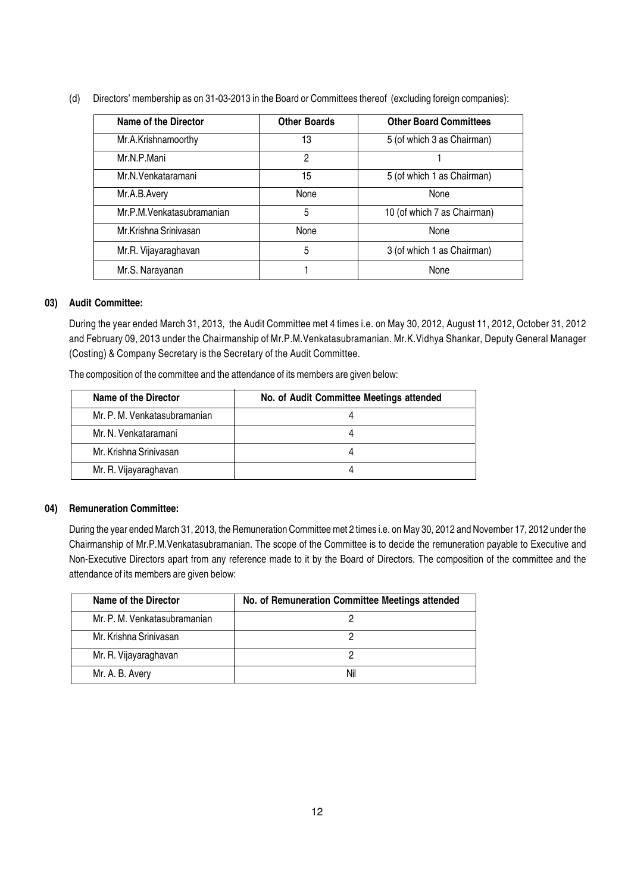(d) Directors' membership as on 31-03-2013 in the Board or Committees thereof (excluding foreign companies):

| Name of the Director | Other Boards | Other Board Committees |
|---|---|---|
| Mr.A.Krishnamoorthy | 13 | 5 (of which 3 as Chairman) |
| Mr.N.P.Mani | 2 | 1 |
| Mr.N.Venkataramani | 15 | 5 (of which 1 as Chairman) |
| Mr.A.B.Avery | None | None |
| Mr.P.M.Venkatasubramanian | 5 | 10 (of which 7 as Chairman) |
| Mr.Krishna Srinivasan | None | None |
| Mr.R. Vijayaraghavan | 5 | 3 (of which 1 as Chairman) |
| Mr.S. Narayanan | 1 | None |

**03) Audit Committee:**

During the year ended March 31, 2013, the Audit Committee met 4 times i.e. on May 30, 2012, August 11, 2012, October 31, 2012 and February 09, 2013 under the Chairmanship of Mr.P.M.Venkatasubramanian. Mr.K.Vidhya Shankar, Deputy General Manager (Costing) & Company Secretary is the Secretary of the Audit Committee.

The composition of the committee and the attendance of its members are given below:

| Name of the Director | No. of Audit Committee Meetings attended |
|---|---|
| Mr. P. M. Venkatasubramanian | 4 |
| Mr. N. Venkataramani | 4 |
| Mr. Krishna Srinivasan | 4 |
| Mr. R. Vijayaraghavan | 4 |

**04) Remuneration Committee:**

During the year ended March 31, 2013, the Remuneration Committee met 2 times i.e. on May 30, 2012 and November 17, 2012 under the Chairmanship of Mr.P.M.Venkatasubramanian. The scope of the Committee is to decide the remuneration payable to Executive and Non-Executive Directors apart from any reference made to it by the Board of Directors. The composition of the committee and the attendance of its members are given below:

| Name of the Director | No. of Remuneration Committee Meetings attended |
|---|---|
| Mr. P. M. Venkatasubramanian | 2 |
| Mr. Krishna Srinivasan | 2 |
| Mr. R. Vijayaraghavan | 2 |
| Mr. A. B. Avery | Nil |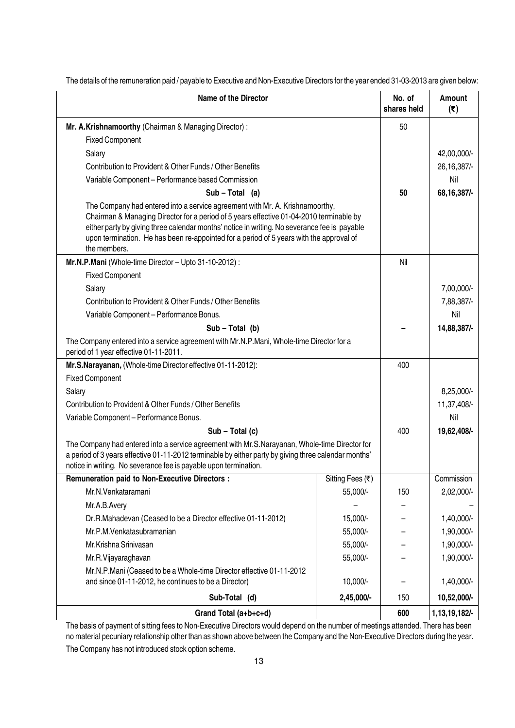The details of the remuneration paid / payable to Executive and Non-Executive Directors for the year ended 31-03-2013 are given below:

| Name of the Director | | No. of shares held | Amount (₹) |
|---|---|---|---|
| **Mr. A.Krishnamoorthy** (Chairman & Managing Director) : | | 50 | |
| Fixed Component | | | |
| Salary | | | 42,00,000/- |
| Contribution to Provident & Other Funds / Other Benefits | | | 26,16,387/- |
| Variable Component – Performance based Commission | | | Nil |
| **Sub – Total (a)** | | **50** | **68,16,387/-** |
| The Company had entered into a service agreement with Mr. A. Krishnamoorthy, Chairman & Managing Director for a period of 5 years effective 01-04-2010 terminable by either party by giving three calendar months' notice in writing. No severance fee is payable upon termination. He has been re-appointed for a period of 5 years with the approval of the members. | | | |
| **Mr.N.P.Mani** (Whole-time Director – Upto 31-10-2012) : | | Nil | |
| Fixed Component | | | |
| Salary | | | 7,00,000/- |
| Contribution to Provident & Other Funds / Other Benefits | | | 7,88,387/- |
| Variable Component – Performance Bonus. | | | Nil |
| **Sub – Total (b)** | | **–** | **14,88,387/-** |
| The Company entered into a service agreement with Mr.N.P.Mani, Whole-time Director for a period of 1 year effective 01-11-2011. | | | |
| **Mr.S.Narayanan,** (Whole-time Director effective 01-11-2012): | | 400 | |
| Fixed Component | | | |
| Salary | | | 8,25,000/- |
| Contribution to Provident & Other Funds / Other Benefits | | | 11,37,408/- |
| Variable Component – Performance Bonus. | | | Nil |
| **Sub – Total (c)** | | 400 | **19,62,408/-** |
| The Company had entered into a service agreement with Mr.S.Narayanan, Whole-time Director for a period of 3 years effective 01-11-2012 terminable by either party by giving three calendar months' notice in writing. No severance fee is payable upon termination. | | | |
| **Remuneration paid to Non-Executive Directors :** | Sitting Fees (₹) | | Commission |
| Mr.N.Venkataramani | 55,000/- | 150 | 2,02,000/- |
| Mr.A.B.Avery | – | – | – |
| Dr.R.Mahadevan (Ceased to be a Director effective 01-11-2012) | 15,000/- | – | 1,40,000/- |
| Mr.P.M.Venkatasubramanian | 55,000/- | – | 1,90,000/- |
| Mr.Krishna Srinivasan | 55,000/- | – | 1,90,000/- |
| Mr.R.Vijayaraghavan | 55,000/- | – | 1,90,000/- |
| Mr.N.P.Mani (Ceased to be a Whole-time Director effective 01-11-2012 and since 01-11-2012, he continues to be a Director) | 10,000/- | – | 1,40,000/- |
| **Sub-Total (d)** | **2,45,000/-** | 150 | **10,52,000/-** |
| **Grand Total (a+b+c+d)** | | **600** | **1,13,19,182/-** |

The basis of payment of sitting fees to Non-Executive Directors would depend on the number of meetings attended. There has been no material pecuniary relationship other than as shown above between the Company and the Non-Executive Directors during the year.

The Company has not introduced stock option scheme.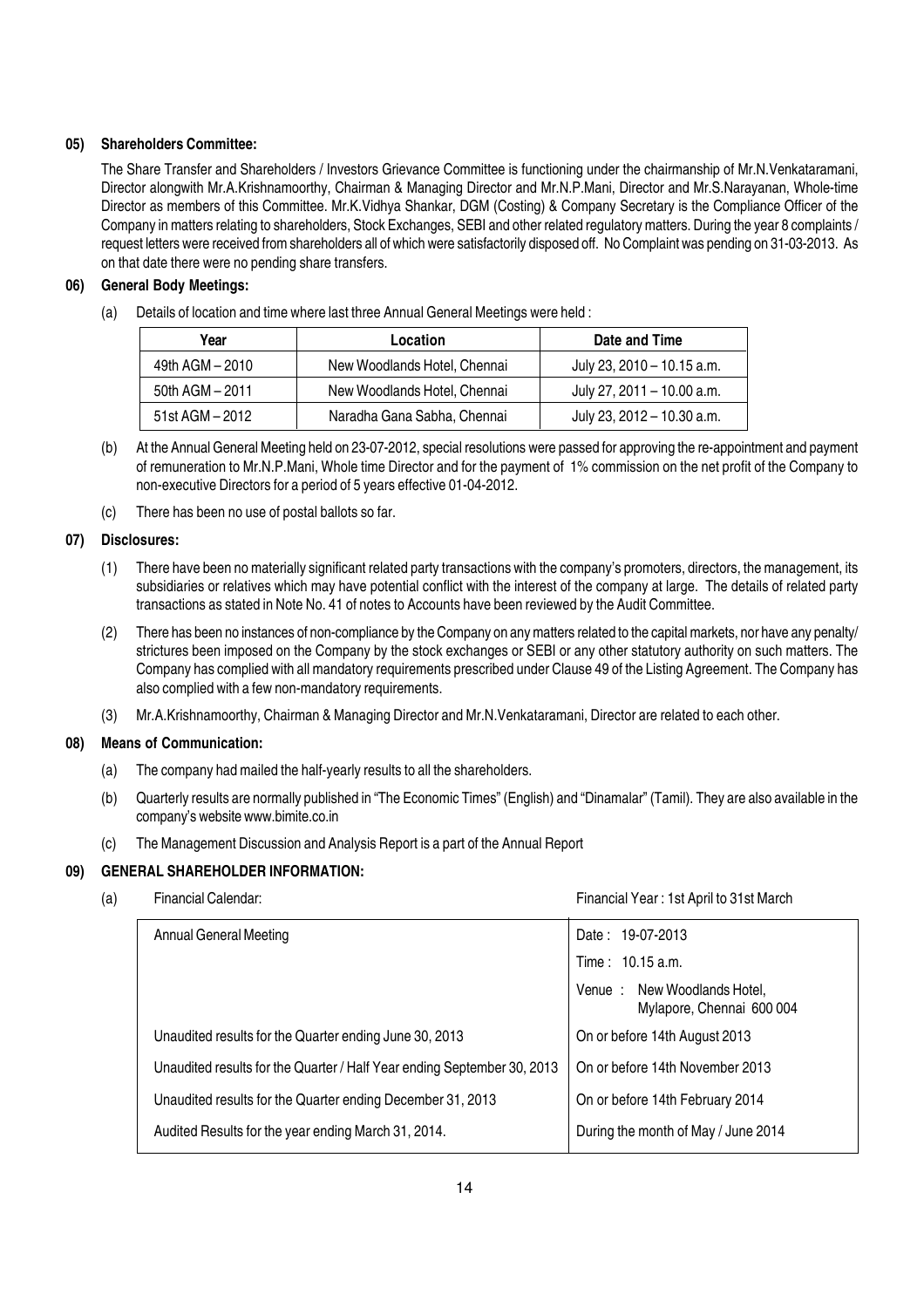### 05) Shareholders Committee:

The Share Transfer and Shareholders / Investors Grievance Committee is functioning under the chairmanship of Mr.N.Venkataramani, Director alongwith Mr.A.Krishnamoorthy, Chairman & Managing Director and Mr.N.P.Mani, Director and Mr.S.Narayanan, Whole-time Director as members of this Committee. Mr.K.Vidhya Shankar, DGM (Costing) & Company Secretary is the Compliance Officer of the Company in matters relating to shareholders, Stock Exchanges, SEBI and other related regulatory matters. During the year 8 complaints / request letters were received from shareholders all of which were satisfactorily disposed off. No Complaint was pending on 31-03-2013. As on that date there were no pending share transfers.

### 06) General Body Meetings:

(a) Details of location and time where last three Annual General Meetings were held :

| Year | Location | Date and Time |
|---|---|---|
| 49th AGM – 2010 | New Woodlands Hotel, Chennai | July 23, 2010 – 10.15 a.m. |
| 50th AGM – 2011 | New Woodlands Hotel, Chennai | July 27, 2011 – 10.00 a.m. |
| 51st AGM – 2012 | Naradha Gana Sabha, Chennai | July 23, 2012 – 10.30 a.m. |

(b) At the Annual General Meeting held on 23-07-2012, special resolutions were passed for approving the re-appointment and payment of remuneration to Mr.N.P.Mani, Whole time Director and for the payment of 1% commission on the net profit of the Company to non-executive Directors for a period of 5 years effective 01-04-2012.

(c) There has been no use of postal ballots so far.

### 07) Disclosures:

(1) There have been no materially significant related party transactions with the company's promoters, directors, the management, its subsidiaries or relatives which may have potential conflict with the interest of the company at large. The details of related party transactions as stated in Note No. 41 of notes to Accounts have been reviewed by the Audit Committee.

(2) There has been no instances of non-compliance by the Company on any matters related to the capital markets, nor have any penalty/ strictures been imposed on the Company by the stock exchanges or SEBI or any other statutory authority on such matters. The Company has complied with all mandatory requirements prescribed under Clause 49 of the Listing Agreement. The Company has also complied with a few non-mandatory requirements.

(3) Mr.A.Krishnamoorthy, Chairman & Managing Director and Mr.N.Venkataramani, Director are related to each other.

### 08) Means of Communication:

(a) The company had mailed the half-yearly results to all the shareholders.

(b) Quarterly results are normally published in "The Economic Times" (English) and "Dinamalar" (Tamil). They are also available in the company's website www.bimite.co.in

(c) The Management Discussion and Analysis Report is a part of the Annual Report

### 09) GENERAL SHAREHOLDER INFORMATION:

(a) Financial Calendar: Financial Year : 1st April to 31st March

| | |
|---|---|
| Annual General Meeting | Date : 19-07-2013<br>Time : 10.15 a.m.<br>Venue : New Woodlands Hotel, Mylapore, Chennai 600 004 |
| Unaudited results for the Quarter ending June 30, 2013 | On or before 14th August 2013 |
| Unaudited results for the Quarter / Half Year ending September 30, 2013 | On or before 14th November 2013 |
| Unaudited results for the Quarter ending December 31, 2013 | On or before 14th February 2014 |
| Audited Results for the year ending March 31, 2014. | During the month of May / June 2014 |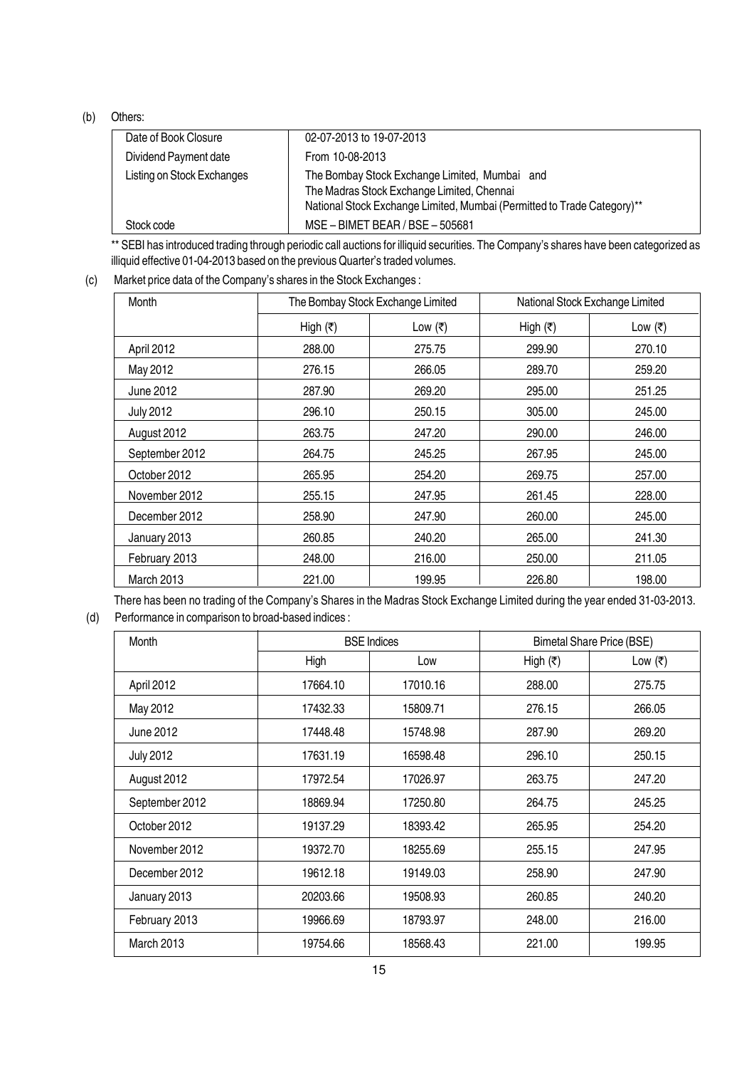(b) Others:

| Date of Book Closure | 02-07-2013 to 19-07-2013 |
|---|---|
| Dividend Payment date | From 10-08-2013 |
| Listing on Stock Exchanges | The Bombay Stock Exchange Limited, Mumbai and<br>The Madras Stock Exchange Limited, Chennai<br>National Stock Exchange Limited, Mumbai (Permitted to Trade Category)** |
| Stock code | MSE – BIMET BEAR / BSE – 505681 |

** SEBI has introduced trading through periodic call auctions for illiquid securities. The Company's shares have been categorized as illiquid effective 01-04-2013 based on the previous Quarter's traded volumes.

(c) Market price data of the Company's shares in the Stock Exchanges :

| Month | The Bombay Stock Exchange Limited | | National Stock Exchange Limited | |
|---|---|---|---|---|
| | High (₹) | Low (₹) | High (₹) | Low (₹) |
| April 2012 | 288.00 | 275.75 | 299.90 | 270.10 |
| May 2012 | 276.15 | 266.05 | 289.70 | 259.20 |
| June 2012 | 287.90 | 269.20 | 295.00 | 251.25 |
| July 2012 | 296.10 | 250.15 | 305.00 | 245.00 |
| August 2012 | 263.75 | 247.20 | 290.00 | 246.00 |
| September 2012 | 264.75 | 245.25 | 267.95 | 245.00 |
| October 2012 | 265.95 | 254.20 | 269.75 | 257.00 |
| November 2012 | 255.15 | 247.95 | 261.45 | 228.00 |
| December 2012 | 258.90 | 247.90 | 260.00 | 245.00 |
| January 2013 | 260.85 | 240.20 | 265.00 | 241.30 |
| February 2013 | 248.00 | 216.00 | 250.00 | 211.05 |
| March 2013 | 221.00 | 199.95 | 226.80 | 198.00 |

There has been no trading of the Company's Shares in the Madras Stock Exchange Limited during the year ended 31-03-2013.

(d) Performance in comparison to broad-based indices :

| Month | BSE Indices | | Bimetal Share Price (BSE) | |
|---|---|---|---|---|
| | High | Low | High (₹) | Low (₹) |
| April 2012 | 17664.10 | 17010.16 | 288.00 | 275.75 |
| May 2012 | 17432.33 | 15809.71 | 276.15 | 266.05 |
| June 2012 | 17448.48 | 15748.98 | 287.90 | 269.20 |
| July 2012 | 17631.19 | 16598.48 | 296.10 | 250.15 |
| August 2012 | 17972.54 | 17026.97 | 263.75 | 247.20 |
| September 2012 | 18869.94 | 17250.80 | 264.75 | 245.25 |
| October 2012 | 19137.29 | 18393.42 | 265.95 | 254.20 |
| November 2012 | 19372.70 | 18255.69 | 255.15 | 247.95 |
| December 2012 | 19612.18 | 19149.03 | 258.90 | 247.90 |
| January 2013 | 20203.66 | 19508.93 | 260.85 | 240.20 |
| February 2013 | 19966.69 | 18793.97 | 248.00 | 216.00 |
| March 2013 | 19754.66 | 18568.43 | 221.00 | 199.95 |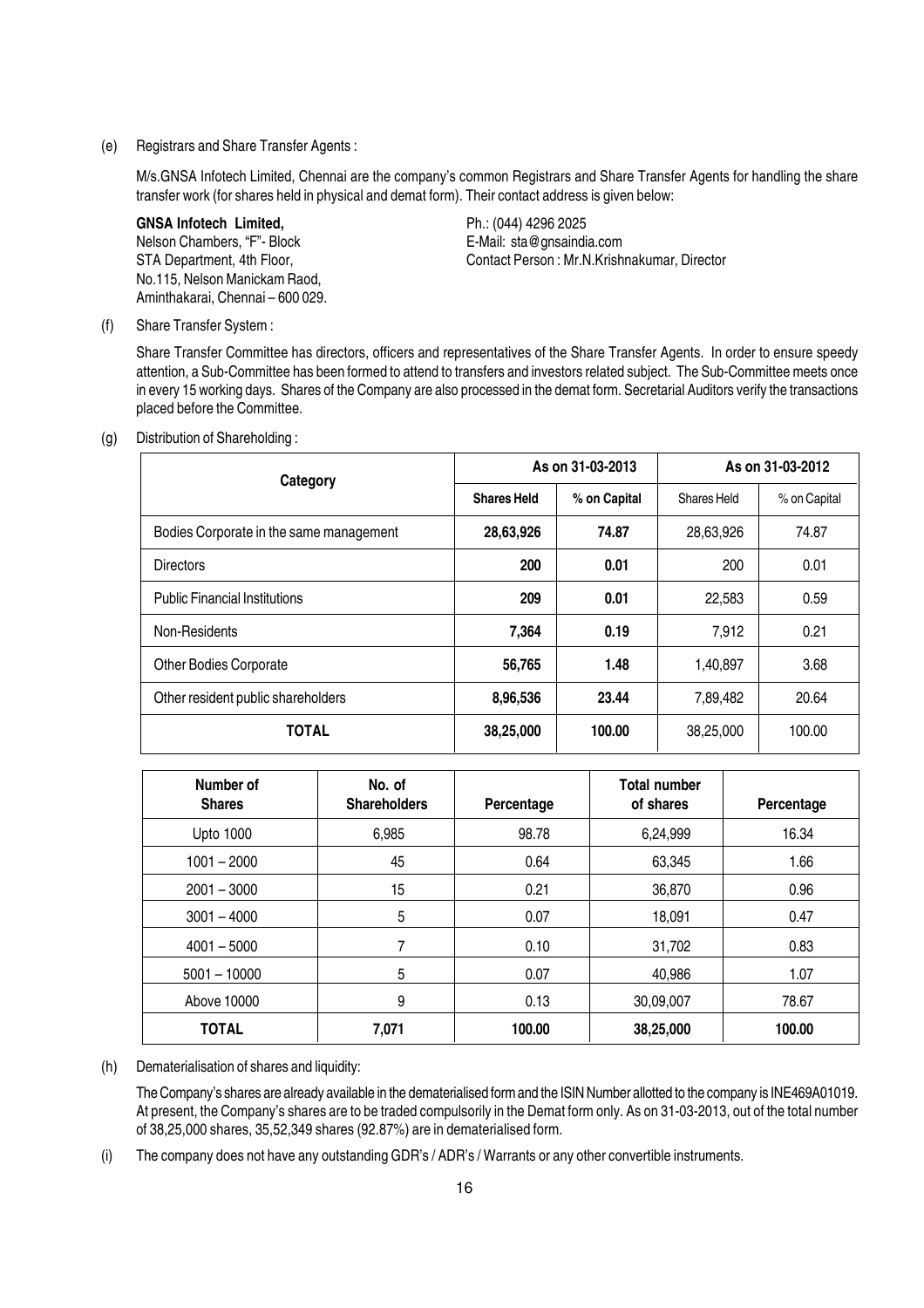(e) Registrars and Share Transfer Agents :

M/s.GNSA Infotech Limited, Chennai are the company's common Registrars and Share Transfer Agents for handling the share transfer work (for shares held in physical and demat form). Their contact address is given below:

**GNSA Infotech Limited,**
Nelson Chambers, "F"- Block
STA Department, 4th Floor,
No.115, Nelson Manickam Raod,
Aminthakarai, Chennai – 600 029.

Ph.: (044) 4296 2025
E-Mail: sta@gnsaindia.com
Contact Person : Mr.N.Krishnakumar, Director

(f) Share Transfer System :

Share Transfer Committee has directors, officers and representatives of the Share Transfer Agents. In order to ensure speedy attention, a Sub-Committee has been formed to attend to transfers and investors related subject. The Sub-Committee meets once in every 15 working days. Shares of the Company are also processed in the demat form. Secretarial Auditors verify the transactions placed before the Committee.

(g) Distribution of Shareholding :

| Category | As on 31-03-2013 | | As on 31-03-2012 | |
|---|---|---|---|---|
| | **Shares Held** | **% on Capital** | Shares Held | % on Capital |
| Bodies Corporate in the same management | **28,63,926** | **74.87** | 28,63,926 | 74.87 |
| Directors | **200** | **0.01** | 200 | 0.01 |
| Public Financial Institutions | **209** | **0.01** | 22,583 | 0.59 |
| Non-Residents | **7,364** | **0.19** | 7,912 | 0.21 |
| Other Bodies Corporate | **56,765** | **1.48** | 1,40,897 | 3.68 |
| Other resident public shareholders | **8,96,536** | **23.44** | 7,89,482 | 20.64 |
| **TOTAL** | **38,25,000** | **100.00** | 38,25,000 | 100.00 |

| Number of Shares | No. of Shareholders | Percentage | Total number of shares | Percentage |
|---|---|---|---|---|
| Upto 1000 | 6,985 | 98.78 | 6,24,999 | 16.34 |
| 1001 – 2000 | 45 | 0.64 | 63,345 | 1.66 |
| 2001 – 3000 | 15 | 0.21 | 36,870 | 0.96 |
| 3001 – 4000 | 5 | 0.07 | 18,091 | 0.47 |
| 4001 – 5000 | 7 | 0.10 | 31,702 | 0.83 |
| 5001 – 10000 | 5 | 0.07 | 40,986 | 1.07 |
| Above 10000 | 9 | 0.13 | 30,09,007 | 78.67 |
| **TOTAL** | **7,071** | **100.00** | **38,25,000** | **100.00** |

(h) Dematerialisation of shares and liquidity:

The Company's shares are already available in the dematerialised form and the ISIN Number allotted to the company is INE469A01019. At present, the Company's shares are to be traded compulsorily in the Demat form only. As on 31-03-2013, out of the total number of 38,25,000 shares, 35,52,349 shares (92.87%) are in dematerialised form.

(i) The company does not have any outstanding GDR's / ADR's / Warrants or any other convertible instruments.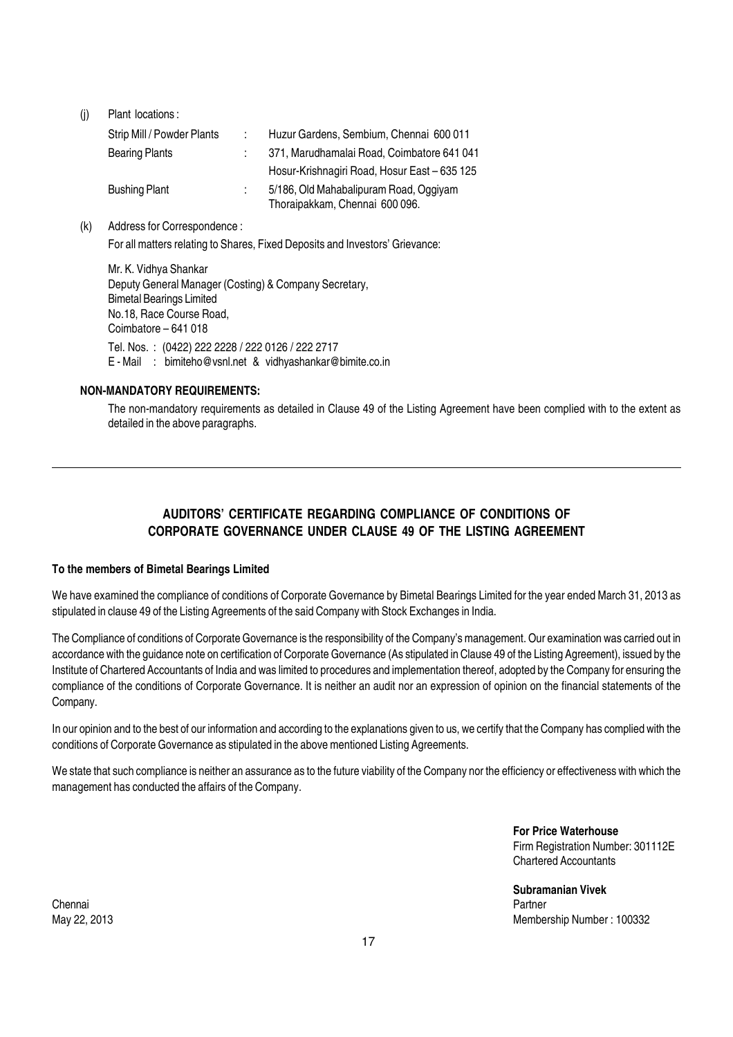(j) Plant locations :

| | | |
|---|---|---|
| Strip Mill / Powder Plants | : | Huzur Gardens, Sembium, Chennai 600 011 |
| Bearing Plants | : | 371, Marudhamalai Road, Coimbatore 641 041 |
| | | Hosur-Krishnagiri Road, Hosur East – 635 125 |
| Bushing Plant | : | 5/186, Old Mahabalipuram Road, Oggiyam Thoraipakkam, Chennai 600 096. |

(k) Address for Correspondence :

For all matters relating to Shares, Fixed Deposits and Investors' Grievance:

Mr. K. Vidhya Shankar
Deputy General Manager (Costing) & Company Secretary,
Bimetal Bearings Limited
No.18, Race Course Road,
Coimbatore – 641 018

Tel. Nos. : (0422) 222 2228 / 222 0126 / 222 2717
E - Mail : bimiteho@vsnl.net & vidhyashankar@bimite.co.in

**NON-MANDATORY REQUIREMENTS:**

The non-mandatory requirements as detailed in Clause 49 of the Listing Agreement have been complied with to the extent as detailed in the above paragraphs.

---

## AUDITORS' CERTIFICATE REGARDING COMPLIANCE OF CONDITIONS OF CORPORATE GOVERNANCE UNDER CLAUSE 49 OF THE LISTING AGREEMENT

**To the members of Bimetal Bearings Limited**

We have examined the compliance of conditions of Corporate Governance by Bimetal Bearings Limited for the year ended March 31, 2013 as stipulated in clause 49 of the Listing Agreements of the said Company with Stock Exchanges in India.

The Compliance of conditions of Corporate Governance is the responsibility of the Company's management. Our examination was carried out in accordance with the guidance note on certification of Corporate Governance (As stipulated in Clause 49 of the Listing Agreement), issued by the Institute of Chartered Accountants of India and was limited to procedures and implementation thereof, adopted by the Company for ensuring the compliance of the conditions of Corporate Governance. It is neither an audit nor an expression of opinion on the financial statements of the Company.

In our opinion and to the best of our information and according to the explanations given to us, we certify that the Company has complied with the conditions of Corporate Governance as stipulated in the above mentioned Listing Agreements.

We state that such compliance is neither an assurance as to the future viability of the Company nor the efficiency or effectiveness with which the management has conducted the affairs of the Company.

**For Price Waterhouse**
Firm Registration Number: 301112E
Chartered Accountants

**Subramanian Vivek**
Partner
Membership Number : 100332

Chennai
May 22, 2013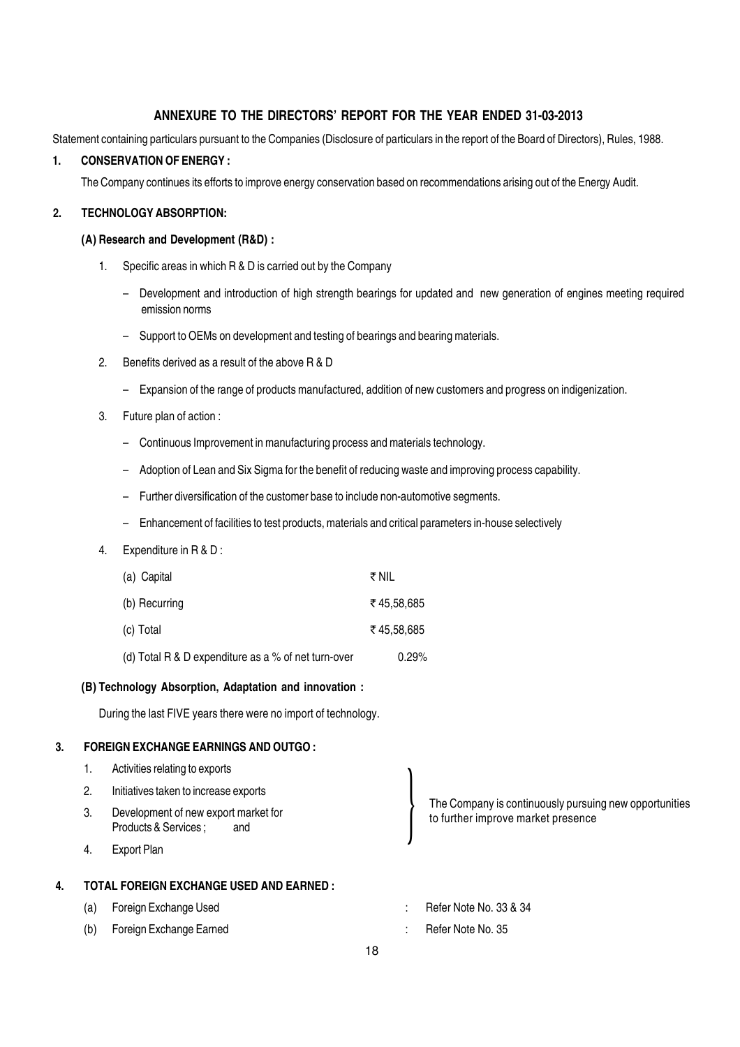# ANNEXURE TO THE DIRECTORS' REPORT FOR THE YEAR ENDED 31-03-2013

Statement containing particulars pursuant to the Companies (Disclosure of particulars in the report of the Board of Directors), Rules, 1988.

## 1. CONSERVATION OF ENERGY :

The Company continues its efforts to improve energy conservation based on recommendations arising out of the Energy Audit.

## 2. TECHNOLOGY ABSORPTION:

### (A) Research and Development (R&D) :

1. Specific areas in which R & D is carried out by the Company
   - Development and introduction of high strength bearings for updated and new generation of engines meeting required emission norms
   - Support to OEMs on development and testing of bearings and bearing materials.
2. Benefits derived as a result of the above R & D
   - Expansion of the range of products manufactured, addition of new customers and progress on indigenization.
3. Future plan of action :
   - Continuous Improvement in manufacturing process and materials technology.
   - Adoption of Lean and Six Sigma for the benefit of reducing waste and improving process capability.
   - Further diversification of the customer base to include non-automotive segments.
   - Enhancement of facilities to test products, materials and critical parameters in-house selectively
4. Expenditure in R & D :

| | |
|---|---|
| (a) Capital | ₹ NIL |
| (b) Recurring | ₹ 45,58,685 |
| (c) Total | ₹ 45,58,685 |
| (d) Total R & D expenditure as a % of net turn-over | 0.29% |

### (B) Technology Absorption, Adaptation and innovation :

During the last FIVE years there were no import of technology.

## 3. FOREIGN EXCHANGE EARNINGS AND OUTGO :

1. Activities relating to exports
2. Initiatives taken to increase exports
3. Development of new export market for Products & Services ; and
4. Export Plan

} The Company is continuously pursuing new opportunities to further improve market presence

## 4. TOTAL FOREIGN EXCHANGE USED AND EARNED :

(a) Foreign Exchange Used : Refer Note No. 33 & 34

(b) Foreign Exchange Earned : Refer Note No. 35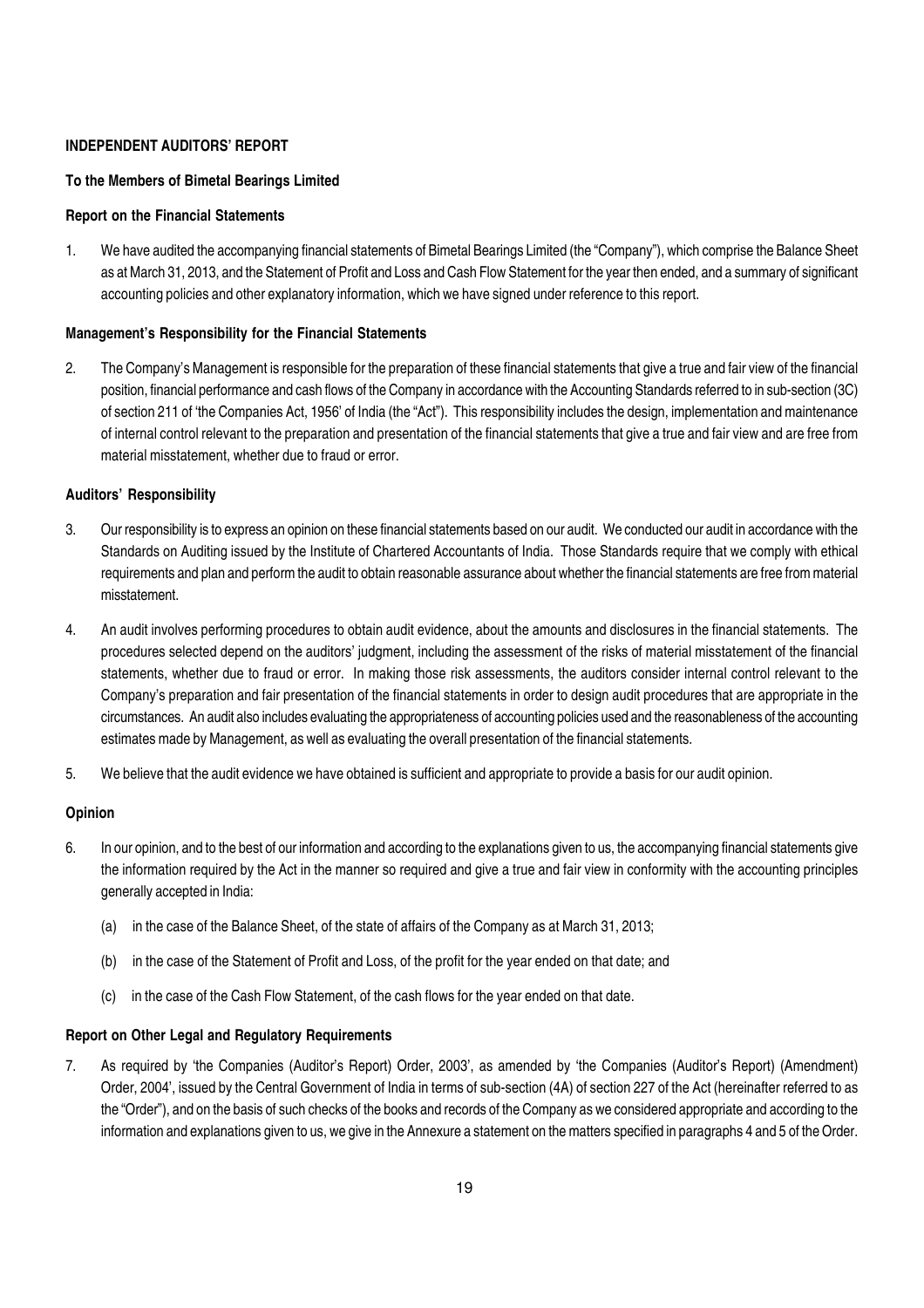## INDEPENDENT AUDITORS' REPORT

### To the Members of Bimetal Bearings Limited

### Report on the Financial Statements

1. We have audited the accompanying financial statements of Bimetal Bearings Limited (the "Company"), which comprise the Balance Sheet as at March 31, 2013, and the Statement of Profit and Loss and Cash Flow Statement for the year then ended, and a summary of significant accounting policies and other explanatory information, which we have signed under reference to this report.

### Management's Responsibility for the Financial Statements

2. The Company's Management is responsible for the preparation of these financial statements that give a true and fair view of the financial position, financial performance and cash flows of the Company in accordance with the Accounting Standards referred to in sub-section (3C) of section 211 of 'the Companies Act, 1956' of India (the "Act"). This responsibility includes the design, implementation and maintenance of internal control relevant to the preparation and presentation of the financial statements that give a true and fair view and are free from material misstatement, whether due to fraud or error.

### Auditors' Responsibility

3. Our responsibility is to express an opinion on these financial statements based on our audit. We conducted our audit in accordance with the Standards on Auditing issued by the Institute of Chartered Accountants of India. Those Standards require that we comply with ethical requirements and plan and perform the audit to obtain reasonable assurance about whether the financial statements are free from material misstatement.

4. An audit involves performing procedures to obtain audit evidence, about the amounts and disclosures in the financial statements. The procedures selected depend on the auditors' judgment, including the assessment of the risks of material misstatement of the financial statements, whether due to fraud or error. In making those risk assessments, the auditors consider internal control relevant to the Company's preparation and fair presentation of the financial statements in order to design audit procedures that are appropriate in the circumstances. An audit also includes evaluating the appropriateness of accounting policies used and the reasonableness of the accounting estimates made by Management, as well as evaluating the overall presentation of the financial statements.

5. We believe that the audit evidence we have obtained is sufficient and appropriate to provide a basis for our audit opinion.

### Opinion

6. In our opinion, and to the best of our information and according to the explanations given to us, the accompanying financial statements give the information required by the Act in the manner so required and give a true and fair view in conformity with the accounting principles generally accepted in India:

   (a) in the case of the Balance Sheet, of the state of affairs of the Company as at March 31, 2013;

   (b) in the case of the Statement of Profit and Loss, of the profit for the year ended on that date; and

   (c) in the case of the Cash Flow Statement, of the cash flows for the year ended on that date.

### Report on Other Legal and Regulatory Requirements

7. As required by 'the Companies (Auditor's Report) Order, 2003', as amended by 'the Companies (Auditor's Report) (Amendment) Order, 2004', issued by the Central Government of India in terms of sub-section (4A) of section 227 of the Act (hereinafter referred to as the "Order"), and on the basis of such checks of the books and records of the Company as we considered appropriate and according to the information and explanations given to us, we give in the Annexure a statement on the matters specified in paragraphs 4 and 5 of the Order.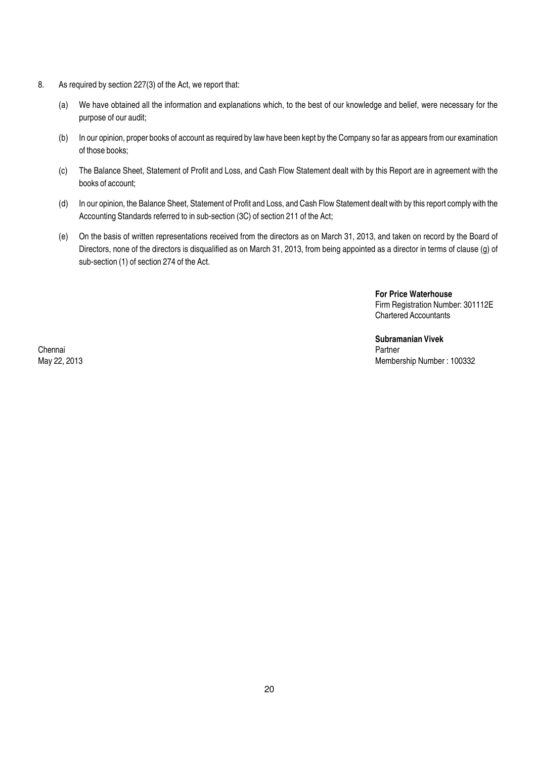8. As required by section 227(3) of the Act, we report that:

    (a) We have obtained all the information and explanations which, to the best of our knowledge and belief, were necessary for the purpose of our audit;

    (b) In our opinion, proper books of account as required by law have been kept by the Company so far as appears from our examination of those books;

    (c) The Balance Sheet, Statement of Profit and Loss, and Cash Flow Statement dealt with by this Report are in agreement with the books of account;

    (d) In our opinion, the Balance Sheet, Statement of Profit and Loss, and Cash Flow Statement dealt with by this report comply with the Accounting Standards referred to in sub-section (3C) of section 211 of the Act;

    (e) On the basis of written representations received from the directors as on March 31, 2013, and taken on record by the Board of Directors, none of the directors is disqualified as on March 31, 2013, from being appointed as a director in terms of clause (g) of sub-section (1) of section 274 of the Act.

**For Price Waterhouse**
Firm Registration Number: 301112E
Chartered Accountants

**Subramanian Vivek**
Partner
Membership Number : 100332

Chennai
May 22, 2013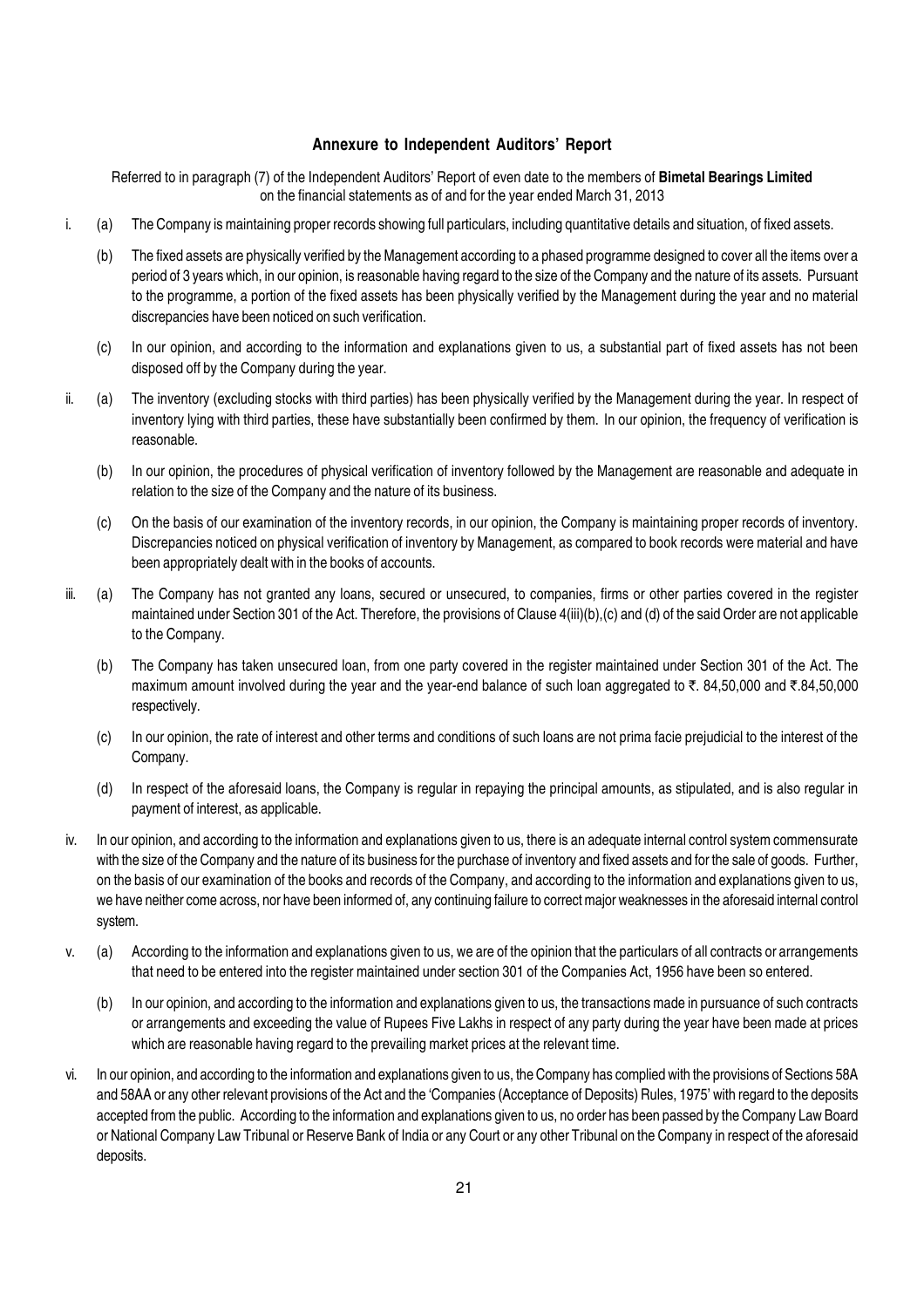## Annexure to Independent Auditors' Report

Referred to in paragraph (7) of the Independent Auditors' Report of even date to the members of **Bimetal Bearings Limited** on the financial statements as of and for the year ended March 31, 2013

i. (a) The Company is maintaining proper records showing full particulars, including quantitative details and situation, of fixed assets.

   (b) The fixed assets are physically verified by the Management according to a phased programme designed to cover all the items over a period of 3 years which, in our opinion, is reasonable having regard to the size of the Company and the nature of its assets. Pursuant to the programme, a portion of the fixed assets has been physically verified by the Management during the year and no material discrepancies have been noticed on such verification.

   (c) In our opinion, and according to the information and explanations given to us, a substantial part of fixed assets has not been disposed off by the Company during the year.

ii. (a) The inventory (excluding stocks with third parties) has been physically verified by the Management during the year. In respect of inventory lying with third parties, these have substantially been confirmed by them. In our opinion, the frequency of verification is reasonable.

   (b) In our opinion, the procedures of physical verification of inventory followed by the Management are reasonable and adequate in relation to the size of the Company and the nature of its business.

   (c) On the basis of our examination of the inventory records, in our opinion, the Company is maintaining proper records of inventory. Discrepancies noticed on physical verification of inventory by Management, as compared to book records were material and have been appropriately dealt with in the books of accounts.

iii. (a) The Company has not granted any loans, secured or unsecured, to companies, firms or other parties covered in the register maintained under Section 301 of the Act. Therefore, the provisions of Clause 4(iii)(b),(c) and (d) of the said Order are not applicable to the Company.

   (b) The Company has taken unsecured loan, from one party covered in the register maintained under Section 301 of the Act. The maximum amount involved during the year and the year-end balance of such loan aggregated to ₹. 84,50,000 and ₹.84,50,000 respectively.

   (c) In our opinion, the rate of interest and other terms and conditions of such loans are not prima facie prejudicial to the interest of the Company.

   (d) In respect of the aforesaid loans, the Company is regular in repaying the principal amounts, as stipulated, and is also regular in payment of interest, as applicable.

iv. In our opinion, and according to the information and explanations given to us, there is an adequate internal control system commensurate with the size of the Company and the nature of its business for the purchase of inventory and fixed assets and for the sale of goods. Further, on the basis of our examination of the books and records of the Company, and according to the information and explanations given to us, we have neither come across, nor have been informed of, any continuing failure to correct major weaknesses in the aforesaid internal control system.

v. (a) According to the information and explanations given to us, we are of the opinion that the particulars of all contracts or arrangements that need to be entered into the register maintained under section 301 of the Companies Act, 1956 have been so entered.

   (b) In our opinion, and according to the information and explanations given to us, the transactions made in pursuance of such contracts or arrangements and exceeding the value of Rupees Five Lakhs in respect of any party during the year have been made at prices which are reasonable having regard to the prevailing market prices at the relevant time.

vi. In our opinion, and according to the information and explanations given to us, the Company has complied with the provisions of Sections 58A and 58AA or any other relevant provisions of the Act and the 'Companies (Acceptance of Deposits) Rules, 1975' with regard to the deposits accepted from the public. According to the information and explanations given to us, no order has been passed by the Company Law Board or National Company Law Tribunal or Reserve Bank of India or any Court or any other Tribunal on the Company in respect of the aforesaid deposits.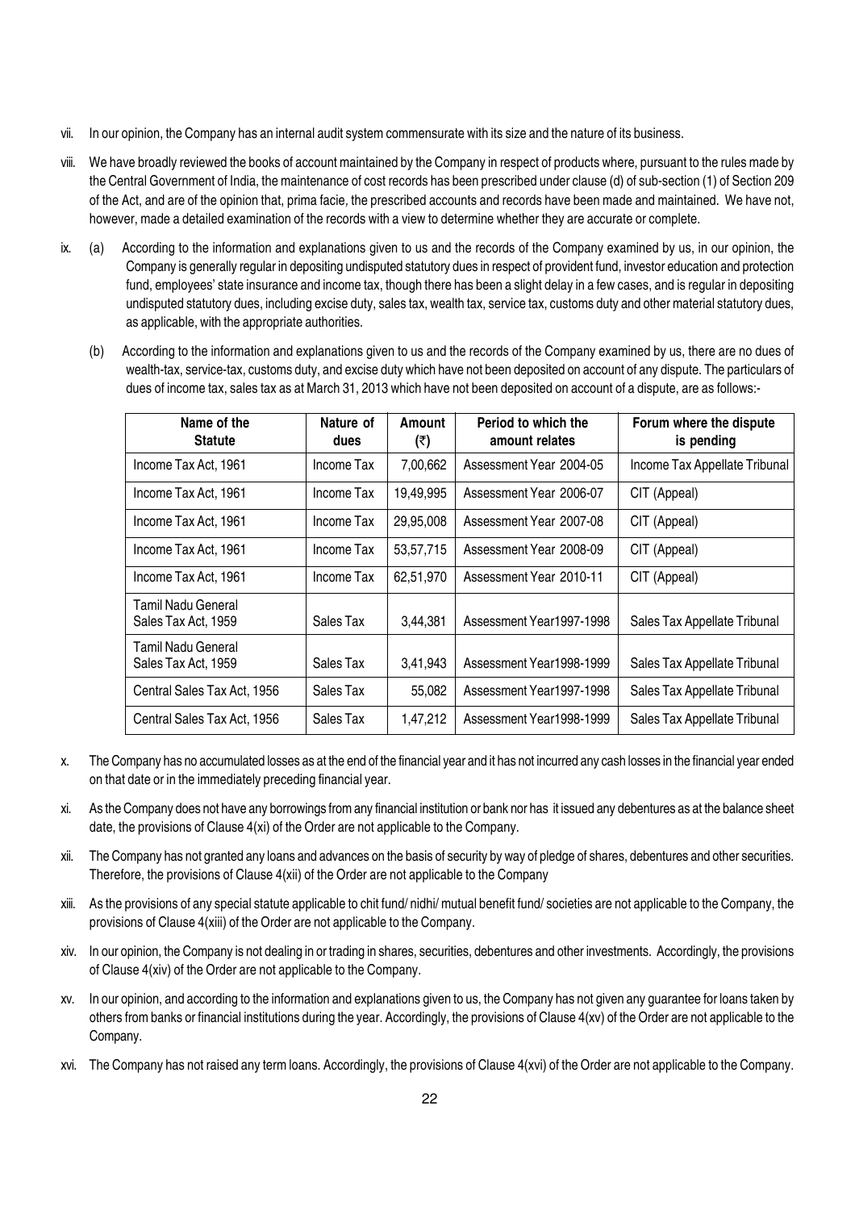vii. In our opinion, the Company has an internal audit system commensurate with its size and the nature of its business.

viii. We have broadly reviewed the books of account maintained by the Company in respect of products where, pursuant to the rules made by the Central Government of India, the maintenance of cost records has been prescribed under clause (d) of sub-section (1) of Section 209 of the Act, and are of the opinion that, prima facie, the prescribed accounts and records have been made and maintained. We have not, however, made a detailed examination of the records with a view to determine whether they are accurate or complete.

ix. (a) According to the information and explanations given to us and the records of the Company examined by us, in our opinion, the Company is generally regular in depositing undisputed statutory dues in respect of provident fund, investor education and protection fund, employees' state insurance and income tax, though there has been a slight delay in a few cases, and is regular in depositing undisputed statutory dues, including excise duty, sales tax, wealth tax, service tax, customs duty and other material statutory dues, as applicable, with the appropriate authorities.

(b) According to the information and explanations given to us and the records of the Company examined by us, there are no dues of wealth-tax, service-tax, customs duty, and excise duty which have not been deposited on account of any dispute. The particulars of dues of income tax, sales tax as at March 31, 2013 which have not been deposited on account of a dispute, are as follows:-

| Name of the Statute | Nature of dues | Amount (₹) | Period to which the amount relates | Forum where the dispute is pending |
|---|---|---|---|---|
| Income Tax Act, 1961 | Income Tax | 7,00,662 | Assessment Year 2004-05 | Income Tax Appellate Tribunal |
| Income Tax Act, 1961 | Income Tax | 19,49,995 | Assessment Year 2006-07 | CIT (Appeal) |
| Income Tax Act, 1961 | Income Tax | 29,95,008 | Assessment Year 2007-08 | CIT (Appeal) |
| Income Tax Act, 1961 | Income Tax | 53,57,715 | Assessment Year 2008-09 | CIT (Appeal) |
| Income Tax Act, 1961 | Income Tax | 62,51,970 | Assessment Year 2010-11 | CIT (Appeal) |
| Tamil Nadu General Sales Tax Act, 1959 | Sales Tax | 3,44,381 | Assessment Year1997-1998 | Sales Tax Appellate Tribunal |
| Tamil Nadu General Sales Tax Act, 1959 | Sales Tax | 3,41,943 | Assessment Year1998-1999 | Sales Tax Appellate Tribunal |
| Central Sales Tax Act, 1956 | Sales Tax | 55,082 | Assessment Year1997-1998 | Sales Tax Appellate Tribunal |
| Central Sales Tax Act, 1956 | Sales Tax | 1,47,212 | Assessment Year1998-1999 | Sales Tax Appellate Tribunal |

x. The Company has no accumulated losses as at the end of the financial year and it has not incurred any cash losses in the financial year ended on that date or in the immediately preceding financial year.

xi. As the Company does not have any borrowings from any financial institution or bank nor has it issued any debentures as at the balance sheet date, the provisions of Clause 4(xi) of the Order are not applicable to the Company.

xii. The Company has not granted any loans and advances on the basis of security by way of pledge of shares, debentures and other securities. Therefore, the provisions of Clause 4(xii) of the Order are not applicable to the Company

xiii. As the provisions of any special statute applicable to chit fund/ nidhi/ mutual benefit fund/ societies are not applicable to the Company, the provisions of Clause 4(xiii) of the Order are not applicable to the Company.

xiv. In our opinion, the Company is not dealing in or trading in shares, securities, debentures and other investments. Accordingly, the provisions of Clause 4(xiv) of the Order are not applicable to the Company.

xv. In our opinion, and according to the information and explanations given to us, the Company has not given any guarantee for loans taken by others from banks or financial institutions during the year. Accordingly, the provisions of Clause 4(xv) of the Order are not applicable to the Company.

xvi. The Company has not raised any term loans. Accordingly, the provisions of Clause 4(xvi) of the Order are not applicable to the Company.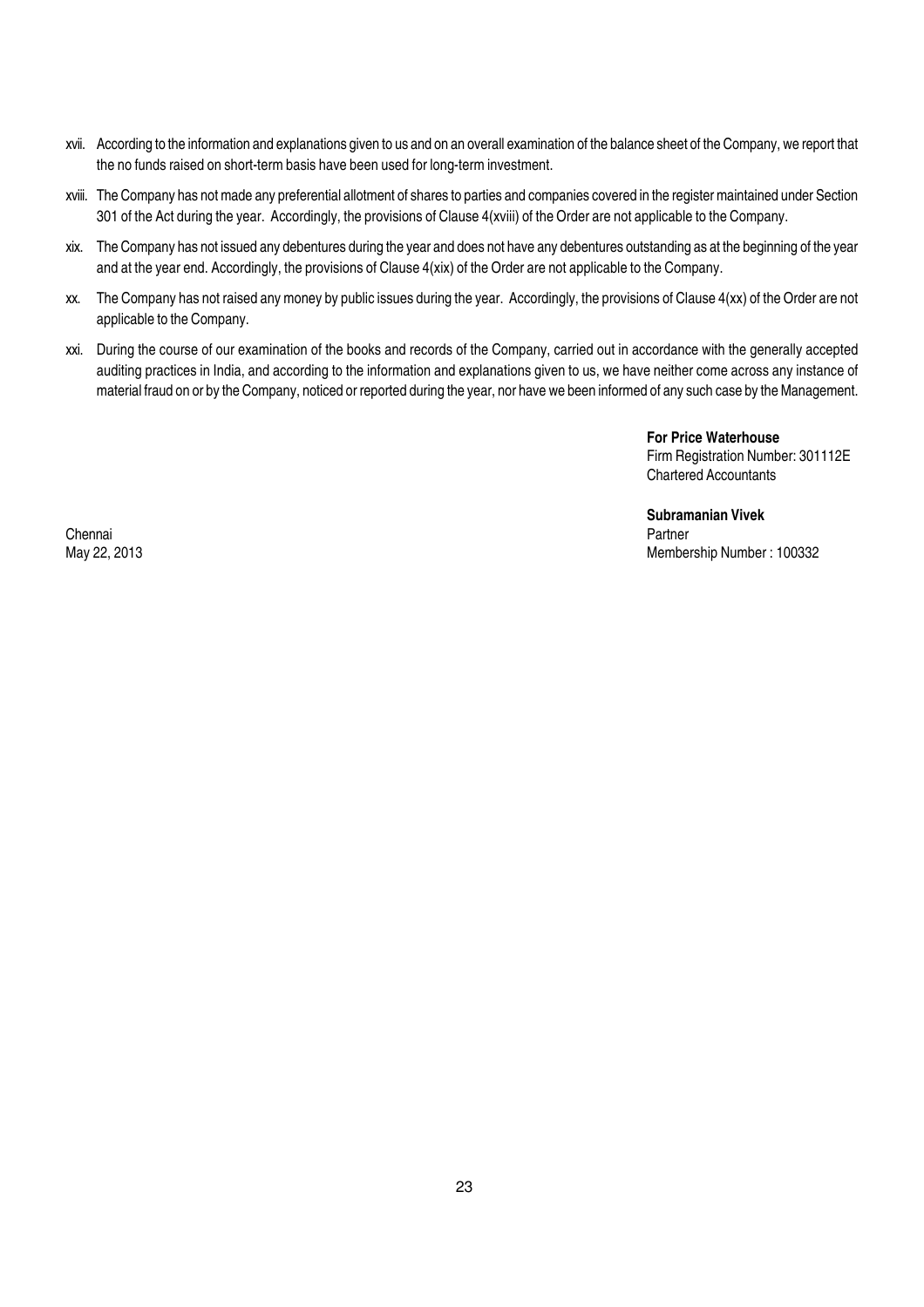xvii. According to the information and explanations given to us and on an overall examination of the balance sheet of the Company, we report that the no funds raised on short-term basis have been used for long-term investment.

xviii. The Company has not made any preferential allotment of shares to parties and companies covered in the register maintained under Section 301 of the Act during the year. Accordingly, the provisions of Clause 4(xviii) of the Order are not applicable to the Company.

xix. The Company has not issued any debentures during the year and does not have any debentures outstanding as at the beginning of the year and at the year end. Accordingly, the provisions of Clause 4(xix) of the Order are not applicable to the Company.

xx. The Company has not raised any money by public issues during the year. Accordingly, the provisions of Clause 4(xx) of the Order are not applicable to the Company.

xxi. During the course of our examination of the books and records of the Company, carried out in accordance with the generally accepted auditing practices in India, and according to the information and explanations given to us, we have neither come across any instance of material fraud on or by the Company, noticed or reported during the year, nor have we been informed of any such case by the Management.

**For Price Waterhouse**
Firm Registration Number: 301112E
Chartered Accountants

**Subramanian Vivek**
Partner
Membership Number : 100332

Chennai
May 22, 2013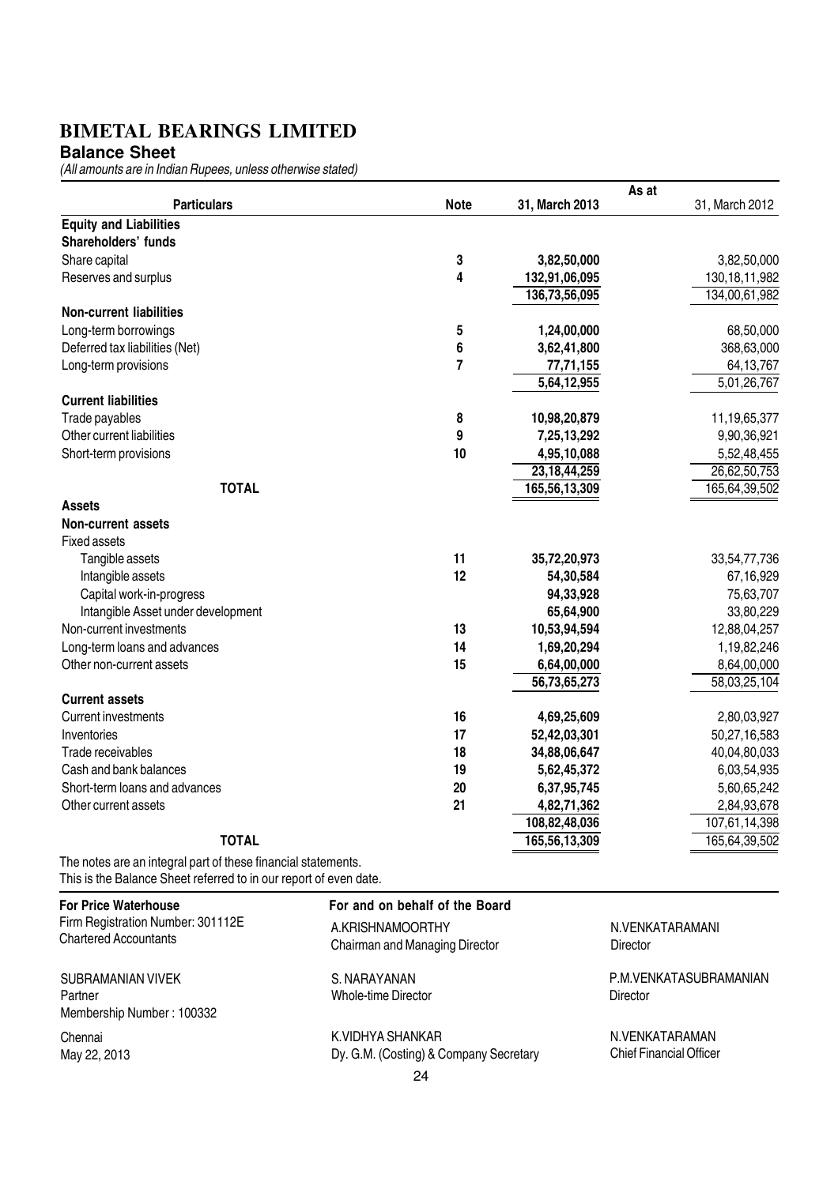# BIMETAL BEARINGS LIMITED

## Balance Sheet

*(All amounts are in Indian Rupees, unless otherwise stated)*

| Particulars | Note | As at 31, March 2013 | As at 31, March 2012 |
|---|---|---|---|
| **Equity and Liabilities** | | | |
| **Shareholders' funds** | | | |
| Share capital | 3 | **3,82,50,000** | 3,82,50,000 |
| Reserves and surplus | 4 | **132,91,06,095** | 130,18,11,982 |
| | | **136,73,56,095** | 134,00,61,982 |
| **Non-current liabilities** | | | |
| Long-term borrowings | 5 | **1,24,00,000** | 68,50,000 |
| Deferred tax liabilities (Net) | 6 | **3,62,41,800** | 368,63,000 |
| Long-term provisions | 7 | **77,71,155** | 64,13,767 |
| | | **5,64,12,955** | 5,01,26,767 |
| **Current liabilities** | | | |
| Trade payables | 8 | **10,98,20,879** | 11,19,65,377 |
| Other current liabilities | 9 | **7,25,13,292** | 9,90,36,921 |
| Short-term provisions | 10 | **4,95,10,088** | 5,52,48,455 |
| | | **23,18,44,259** | 26,62,50,753 |
| **TOTAL** | | **165,56,13,309** | 165,64,39,502 |
| **Assets** | | | |
| **Non-current assets** | | | |
| Fixed assets | | | |
| Tangible assets | 11 | **35,72,20,973** | 33,54,77,736 |
| Intangible assets | 12 | **54,30,584** | 67,16,929 |
| Capital work-in-progress | | **94,33,928** | 75,63,707 |
| Intangible Asset under development | | **65,64,900** | 33,80,229 |
| Non-current investments | 13 | **10,53,94,594** | 12,88,04,257 |
| Long-term loans and advances | 14 | **1,69,20,294** | 1,19,82,246 |
| Other non-current assets | 15 | **6,64,00,000** | 8,64,00,000 |
| | | **56,73,65,273** | 58,03,25,104 |
| **Current assets** | | | |
| Current investments | 16 | **4,69,25,609** | 2,80,03,927 |
| Inventories | 17 | **52,42,03,301** | 50,27,16,583 |
| Trade receivables | 18 | **34,88,06,647** | 40,04,80,033 |
| Cash and bank balances | 19 | **5,62,45,372** | 6,03,54,935 |
| Short-term loans and advances | 20 | **6,37,95,745** | 5,60,65,242 |
| Other current assets | 21 | **4,82,71,362** | 2,84,93,678 |
| | | **108,82,48,036** | 107,61,14,398 |
| **TOTAL** | | **165,56,13,309** | 165,64,39,502 |

The notes are an integral part of these financial statements.
This is the Balance Sheet referred to in our report of even date.

**For Price Waterhouse**
Firm Registration Number: 301112E
Chartered Accountants

SUBRAMANIAN VIVEK
Partner
Membership Number : 100332

Chennai
May 22, 2013

**For and on behalf of the Board**

A.KRISHNAMOORTHY
Chairman and Managing Director

N.VENKATARAMANI
Director

S. NARAYANAN
Whole-time Director

P.M.VENKATASUBRAMANIAN
Director

K.VIDHYA SHANKAR
Dy. G.M. (Costing) & Company Secretary

N.VENKATARAMAN
Chief Financial Officer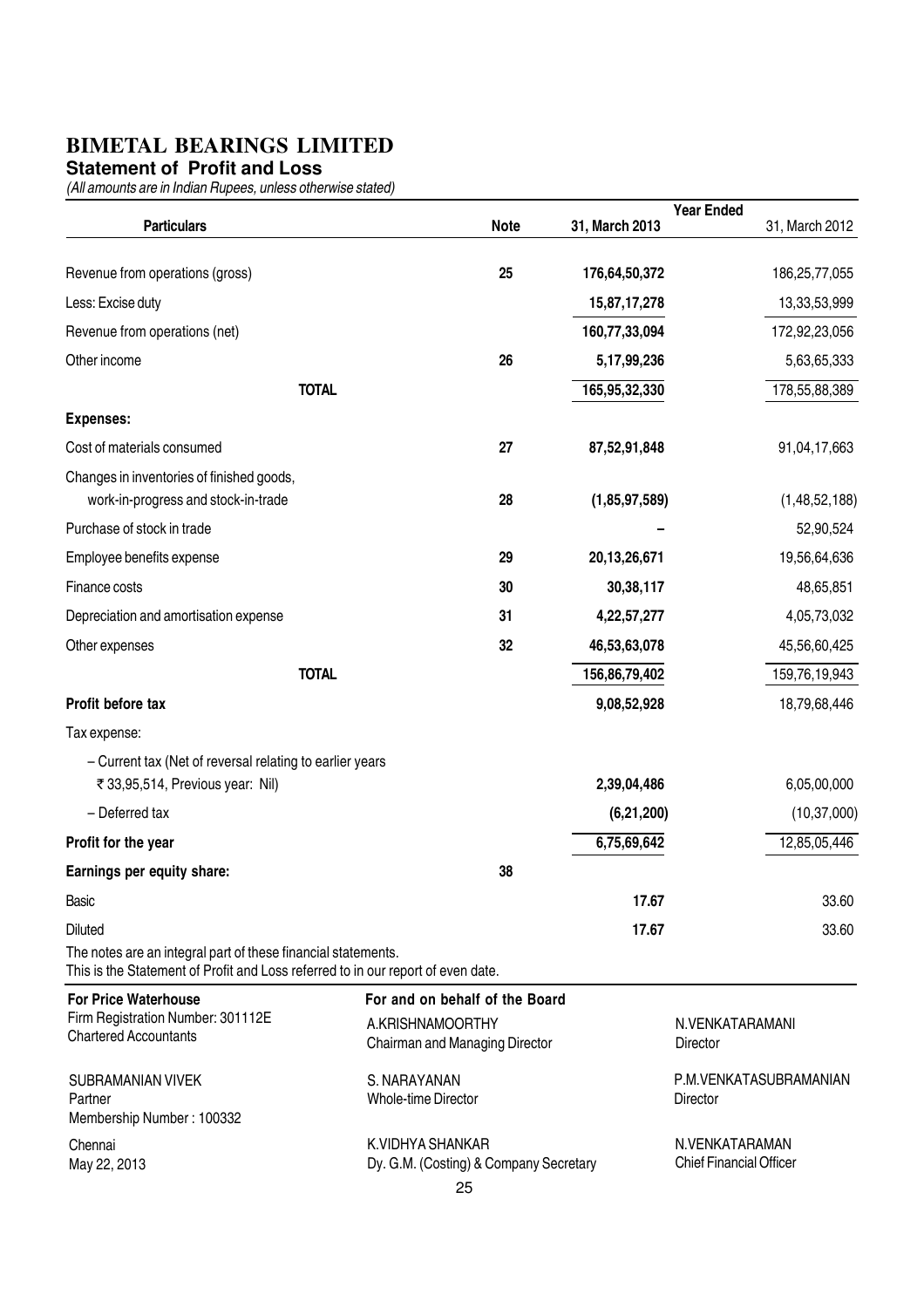# BIMETAL BEARINGS LIMITED

## Statement of Profit and Loss

*(All amounts are in Indian Rupees, unless otherwise stated)*

| Particulars | Note | Year Ended 31, March 2013 | 31, March 2012 |
|---|---|---|---|
| Revenue from operations (gross) | 25 | 176,64,50,372 | 186,25,77,055 |
| Less: Excise duty | | 15,87,17,278 | 13,33,53,999 |
| Revenue from operations (net) | | 160,77,33,094 | 172,92,23,056 |
| Other income | 26 | 5,17,99,236 | 5,63,65,333 |
| **TOTAL** | | 165,95,32,330 | 178,55,88,389 |
| **Expenses:** | | | |
| Cost of materials consumed | 27 | 87,52,91,848 | 91,04,17,663 |
| Changes in inventories of finished goods, work-in-progress and stock-in-trade | 28 | (1,85,97,589) | (1,48,52,188) |
| Purchase of stock in trade | | – | 52,90,524 |
| Employee benefits expense | 29 | 20,13,26,671 | 19,56,64,636 |
| Finance costs | 30 | 30,38,117 | 48,65,851 |
| Depreciation and amortisation expense | 31 | 4,22,57,277 | 4,05,73,032 |
| Other expenses | 32 | 46,53,63,078 | 45,56,60,425 |
| **TOTAL** | | 156,86,79,402 | 159,76,19,943 |
| **Profit before tax** | | 9,08,52,928 | 18,79,68,446 |
| Tax expense: | | | |
| – Current tax (Net of reversal relating to earlier years ₹ 33,95,514, Previous year: Nil) | | 2,39,04,486 | 6,05,00,000 |
| – Deferred tax | | (6,21,200) | (10,37,000) |
| **Profit for the year** | | 6,75,69,642 | 12,85,05,446 |
| **Earnings per equity share:** | 38 | | |
| Basic | | 17.67 | 33.60 |
| Diluted | | 17.67 | 33.60 |

The notes are an integral part of these financial statements.
This is the Statement of Profit and Loss referred to in our report of even date.

**For Price Waterhouse**
Firm Registration Number: 301112E
Chartered Accountants

SUBRAMANIAN VIVEK
Partner
Membership Number : 100332

Chennai
May 22, 2013

**For and on behalf of the Board**

A.KRISHNAMOORTHY
Chairman and Managing Director

N.VENKATARAMANI
Director

S. NARAYANAN
Whole-time Director

P.M.VENKATASUBRAMANIAN
Director

K.VIDHYA SHANKAR
Dy. G.M. (Costing) & Company Secretary

N.VENKATARAMAN
Chief Financial Officer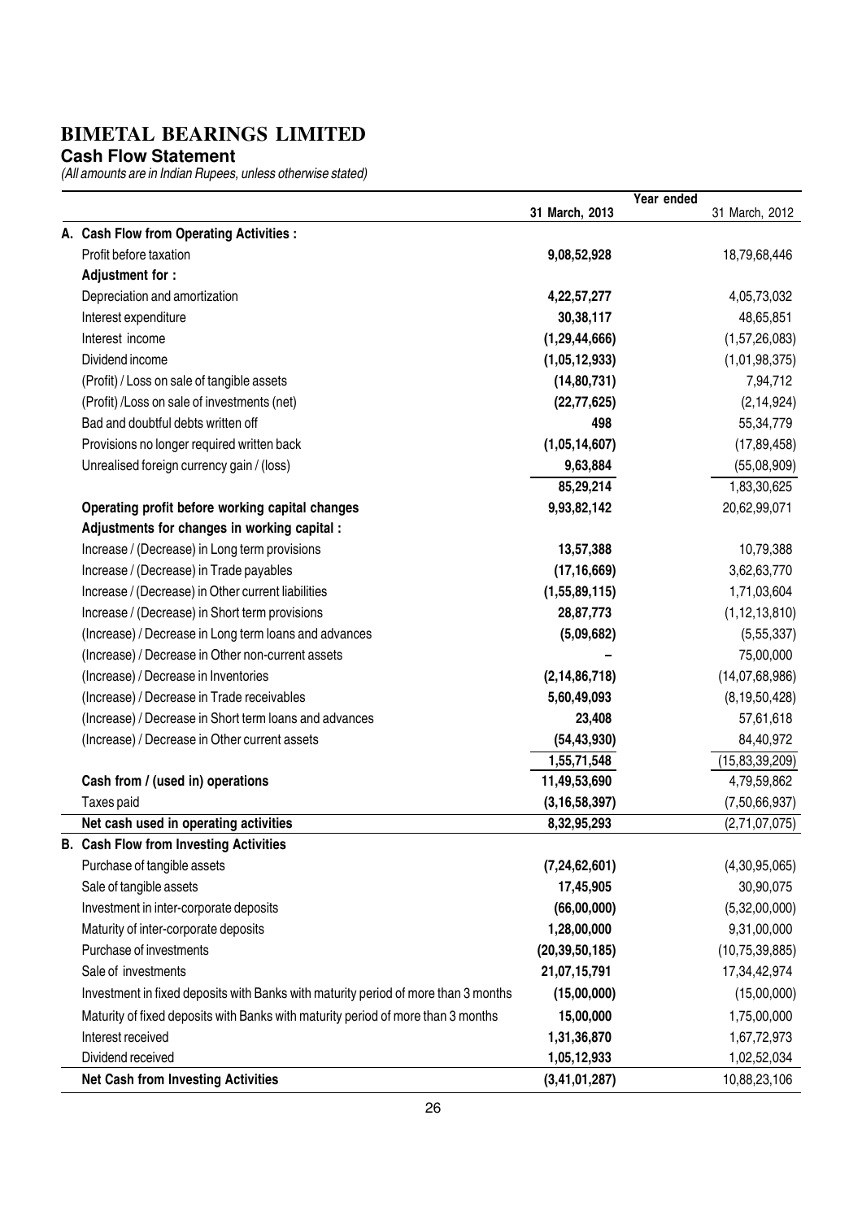# BIMETAL BEARINGS LIMITED

## Cash Flow Statement

*(All amounts are in Indian Rupees, unless otherwise stated)*

| | Year ended 31 March, 2013 | Year ended 31 March, 2012 |
|---|---|---|
| **A. Cash Flow from Operating Activities :** | | |
| Profit before taxation | **9,08,52,928** | 18,79,68,446 |
| **Adjustment for :** | | |
| Depreciation and amortization | **4,22,57,277** | 4,05,73,032 |
| Interest expenditure | **30,38,117** | 48,65,851 |
| Interest income | **(1,29,44,666)** | (1,57,26,083) |
| Dividend income | **(1,05,12,933)** | (1,01,98,375) |
| (Profit) / Loss on sale of tangible assets | **(14,80,731)** | 7,94,712 |
| (Profit) /Loss on sale of investments (net) | **(22,77,625)** | (2,14,924) |
| Bad and doubtful debts written off | **498** | 55,34,779 |
| Provisions no longer required written back | **(1,05,14,607)** | (17,89,458) |
| Unrealised foreign currency gain / (loss) | **9,63,884** | (55,08,909) |
| | **85,29,214** | 1,83,30,625 |
| **Operating profit before working capital changes** | **9,93,82,142** | 20,62,99,071 |
| **Adjustments for changes in working capital :** | | |
| Increase / (Decrease) in Long term provisions | **13,57,388** | 10,79,388 |
| Increase / (Decrease) in Trade payables | **(17,16,669)** | 3,62,63,770 |
| Increase / (Decrease) in Other current liabilities | **(1,55,89,115)** | 1,71,03,604 |
| Increase / (Decrease) in Short term provisions | **28,87,773** | (1,12,13,810) |
| (Increase) / Decrease in Long term loans and advances | **(5,09,682)** | (5,55,337) |
| (Increase) / Decrease in Other non-current assets | **–** | 75,00,000 |
| (Increase) / Decrease in Inventories | **(2,14,86,718)** | (14,07,68,986) |
| (Increase) / Decrease in Trade receivables | **5,60,49,093** | (8,19,50,428) |
| (Increase) / Decrease in Short term loans and advances | **23,408** | 57,61,618 |
| (Increase) / Decrease in Other current assets | **(54,43,930)** | 84,40,972 |
| | **1,55,71,548** | (15,83,39,209) |
| **Cash from / (used in) operations** | **11,49,53,690** | 4,79,59,862 |
| Taxes paid | **(3,16,58,397)** | (7,50,66,937) |
| **Net cash used in operating activities** | **8,32,95,293** | (2,71,07,075) |
| **B. Cash Flow from Investing Activities** | | |
| Purchase of tangible assets | **(7,24,62,601)** | (4,30,95,065) |
| Sale of tangible assets | **17,45,905** | 30,90,075 |
| Investment in inter-corporate deposits | **(66,00,000)** | (5,32,00,000) |
| Maturity of inter-corporate deposits | **1,28,00,000** | 9,31,00,000 |
| Purchase of investments | **(20,39,50,185)** | (10,75,39,885) |
| Sale of investments | **21,07,15,791** | 17,34,42,974 |
| Investment in fixed deposits with Banks with maturity period of more than 3 months | **(15,00,000)** | (15,00,000) |
| Maturity of fixed deposits with Banks with maturity period of more than 3 months | **15,00,000** | 1,75,00,000 |
| Interest received | **1,31,36,870** | 1,67,72,973 |
| Dividend received | **1,05,12,933** | 1,02,52,034 |
| **Net Cash from Investing Activities** | **(3,41,01,287)** | 10,88,23,106 |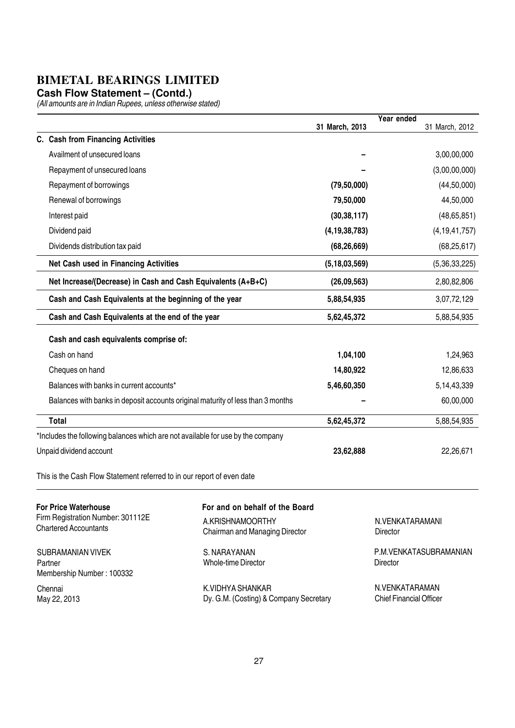# BIMETAL BEARINGS LIMITED

## Cash Flow Statement – (Contd.)

*(All amounts are in Indian Rupees, unless otherwise stated)*

| | Year ended 31 March, 2013 | 31 March, 2012 |
|---|---|---|
| **C. Cash from Financing Activities** | | |
| Availment of unsecured loans | – | 3,00,00,000 |
| Repayment of unsecured loans | – | (3,00,00,000) |
| Repayment of borrowings | **(79,50,000)** | (44,50,000) |
| Renewal of borrowings | **79,50,000** | 44,50,000 |
| Interest paid | **(30,38,117)** | (48,65,851) |
| Dividend paid | **(4,19,38,783)** | (4,19,41,757) |
| Dividends distribution tax paid | **(68,26,669)** | (68,25,617) |
| **Net Cash used in Financing Activities** | **(5,18,03,569)** | (5,36,33,225) |
| **Net Increase/(Decrease) in Cash and Cash Equivalents (A+B+C)** | **(26,09,563)** | 2,80,82,806 |
| **Cash and Cash Equivalents at the beginning of the year** | **5,88,54,935** | 3,07,72,129 |
| **Cash and Cash Equivalents at the end of the year** | **5,62,45,372** | 5,88,54,935 |
| **Cash and cash equivalents comprise of:** | | |
| Cash on hand | **1,04,100** | 1,24,963 |
| Cheques on hand | **14,80,922** | 12,86,633 |
| Balances with banks in current accounts* | **5,46,60,350** | 5,14,43,339 |
| Balances with banks in deposit accounts original maturity of less than 3 months | – | 60,00,000 |
| **Total** | **5,62,45,372** | 5,88,54,935 |
| *Includes the following balances which are not available for use by the company | | |
| Unpaid dividend account | **23,62,888** | 22,26,671 |

This is the Cash Flow Statement referred to in our report of even date

**For Price Waterhouse**
Firm Registration Number: 301112E
Chartered Accountants

SUBRAMANIAN VIVEK
Partner
Membership Number : 100332

Chennai
May 22, 2013

**For and on behalf of the Board**

A.KRISHNAMOORTHY
Chairman and Managing Director

N.VENKATARAMANI
Director

S. NARAYANAN
Whole-time Director

P.M.VENKATASUBRAMANIAN
Director

K.VIDHYA SHANKAR
Dy. G.M. (Costing) & Company Secretary

N.VENKATARAMAN
Chief Financial Officer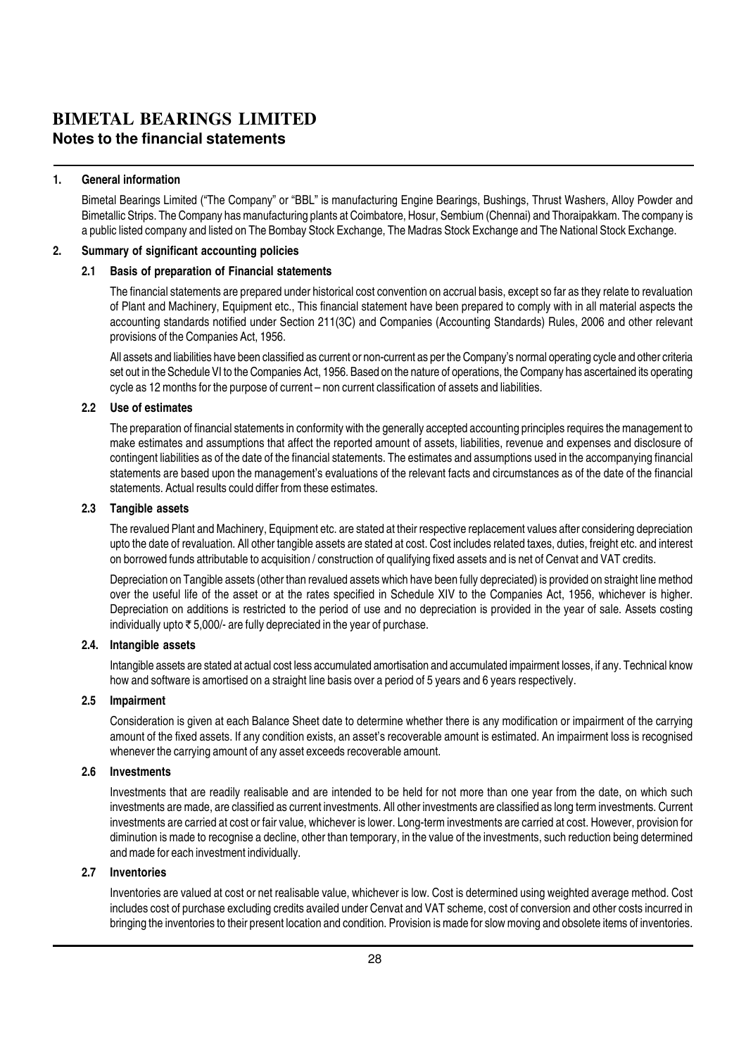# BIMETAL BEARINGS LIMITED

## Notes to the financial statements

### 1. General information

Bimetal Bearings Limited ("The Company" or "BBL" is manufacturing Engine Bearings, Bushings, Thrust Washers, Alloy Powder and Bimetallic Strips. The Company has manufacturing plants at Coimbatore, Hosur, Sembium (Chennai) and Thoraipakkam. The company is a public listed company and listed on The Bombay Stock Exchange, The Madras Stock Exchange and The National Stock Exchange.

### 2. Summary of significant accounting policies

#### 2.1 Basis of preparation of Financial statements

The financial statements are prepared under historical cost convention on accrual basis, except so far as they relate to revaluation of Plant and Machinery, Equipment etc., This financial statement have been prepared to comply with in all material aspects the accounting standards notified under Section 211(3C) and Companies (Accounting Standards) Rules, 2006 and other relevant provisions of the Companies Act, 1956.

All assets and liabilities have been classified as current or non-current as per the Company's normal operating cycle and other criteria set out in the Schedule VI to the Companies Act, 1956. Based on the nature of operations, the Company has ascertained its operating cycle as 12 months for the purpose of current – non current classification of assets and liabilities.

#### 2.2 Use of estimates

The preparation of financial statements in conformity with the generally accepted accounting principles requires the management to make estimates and assumptions that affect the reported amount of assets, liabilities, revenue and expenses and disclosure of contingent liabilities as of the date of the financial statements. The estimates and assumptions used in the accompanying financial statements are based upon the management's evaluations of the relevant facts and circumstances as of the date of the financial statements. Actual results could differ from these estimates.

#### 2.3 Tangible assets

The revalued Plant and Machinery, Equipment etc. are stated at their respective replacement values after considering depreciation upto the date of revaluation. All other tangible assets are stated at cost. Cost includes related taxes, duties, freight etc. and interest on borrowed funds attributable to acquisition / construction of qualifying fixed assets and is net of Cenvat and VAT credits.

Depreciation on Tangible assets (other than revalued assets which have been fully depreciated) is provided on straight line method over the useful life of the asset or at the rates specified in Schedule XIV to the Companies Act, 1956, whichever is higher. Depreciation on additions is restricted to the period of use and no depreciation is provided in the year of sale. Assets costing individually upto ₹ 5,000/- are fully depreciated in the year of purchase.

#### 2.4. Intangible assets

Intangible assets are stated at actual cost less accumulated amortisation and accumulated impairment losses, if any. Technical know how and software is amortised on a straight line basis over a period of 5 years and 6 years respectively.

#### 2.5 Impairment

Consideration is given at each Balance Sheet date to determine whether there is any modification or impairment of the carrying amount of the fixed assets. If any condition exists, an asset's recoverable amount is estimated. An impairment loss is recognised whenever the carrying amount of any asset exceeds recoverable amount.

#### 2.6 Investments

Investments that are readily realisable and are intended to be held for not more than one year from the date, on which such investments are made, are classified as current investments. All other investments are classified as long term investments. Current investments are carried at cost or fair value, whichever is lower. Long-term investments are carried at cost. However, provision for diminution is made to recognise a decline, other than temporary, in the value of the investments, such reduction being determined and made for each investment individually.

#### 2.7 Inventories

Inventories are valued at cost or net realisable value, whichever is low. Cost is determined using weighted average method. Cost includes cost of purchase excluding credits availed under Cenvat and VAT scheme, cost of conversion and other costs incurred in bringing the inventories to their present location and condition. Provision is made for slow moving and obsolete items of inventories.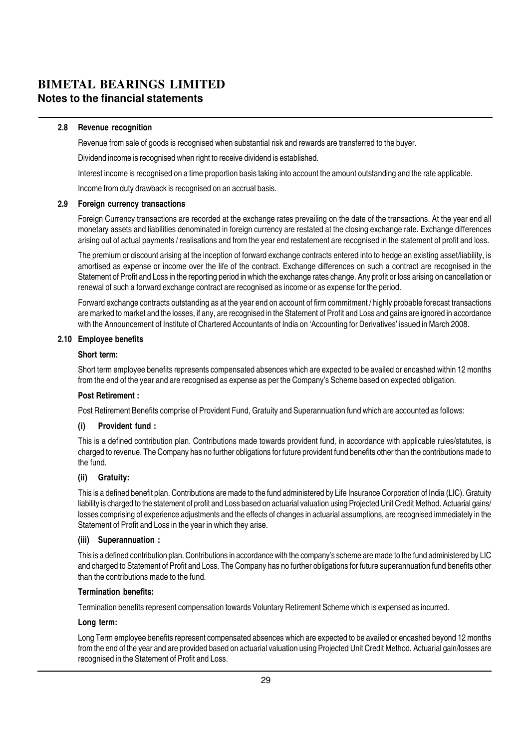# BIMETAL BEARINGS LIMITED

## Notes to the financial statements

### 2.8 Revenue recognition

Revenue from sale of goods is recognised when substantial risk and rewards are transferred to the buyer.

Dividend income is recognised when right to receive dividend is established.

Interest income is recognised on a time proportion basis taking into account the amount outstanding and the rate applicable.

Income from duty drawback is recognised on an accrual basis.

### 2.9 Foreign currency transactions

Foreign Currency transactions are recorded at the exchange rates prevailing on the date of the transactions. At the year end all monetary assets and liabilities denominated in foreign currency are restated at the closing exchange rate. Exchange differences arising out of actual payments / realisations and from the year end restatement are recognised in the statement of profit and loss.

The premium or discount arising at the inception of forward exchange contracts entered into to hedge an existing asset/liability, is amortised as expense or income over the life of the contract. Exchange differences on such a contract are recognised in the Statement of Profit and Loss in the reporting period in which the exchange rates change. Any profit or loss arising on cancellation or renewal of such a forward exchange contract are recognised as income or as expense for the period.

Forward exchange contracts outstanding as at the year end on account of firm commitment / highly probable forecast transactions are marked to market and the losses, if any, are recognised in the Statement of Profit and Loss and gains are ignored in accordance with the Announcement of Institute of Chartered Accountants of India on 'Accounting for Derivatives' issued in March 2008.

### 2.10 Employee benefits

**Short term:**

Short term employee benefits represents compensated absences which are expected to be availed or encashed within 12 months from the end of the year and are recognised as expense as per the Company's Scheme based on expected obligation.

**Post Retirement :**

Post Retirement Benefits comprise of Provident Fund, Gratuity and Superannuation fund which are accounted as follows:

**(i) Provident fund :**

This is a defined contribution plan. Contributions made towards provident fund, in accordance with applicable rules/statutes, is charged to revenue. The Company has no further obligations for future provident fund benefits other than the contributions made to the fund.

**(ii) Gratuity:**

This is a defined benefit plan. Contributions are made to the fund administered by Life Insurance Corporation of India (LIC). Gratuity liability is charged to the statement of profit and Loss based on actuarial valuation using Projected Unit Credit Method. Actuarial gains/ losses comprising of experience adjustments and the effects of changes in actuarial assumptions, are recognised immediately in the Statement of Profit and Loss in the year in which they arise.

**(iii) Superannuation :**

This is a defined contribution plan. Contributions in accordance with the company's scheme are made to the fund administered by LIC and charged to Statement of Profit and Loss. The Company has no further obligations for future superannuation fund benefits other than the contributions made to the fund.

**Termination benefits:**

Termination benefits represent compensation towards Voluntary Retirement Scheme which is expensed as incurred.

**Long term:**

Long Term employee benefits represent compensated absences which are expected to be availed or encashed beyond 12 months from the end of the year and are provided based on actuarial valuation using Projected Unit Credit Method. Actuarial gain/losses are recognised in the Statement of Profit and Loss.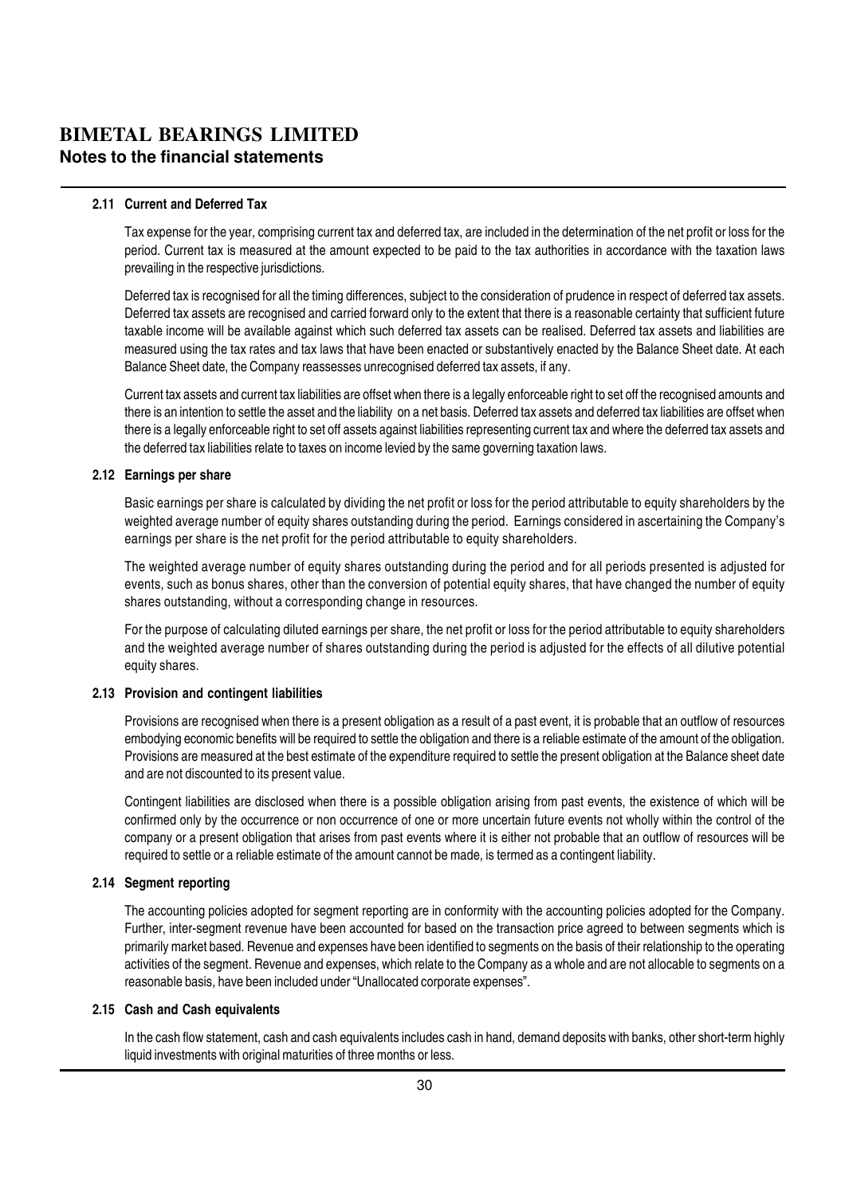# BIMETAL BEARINGS LIMITED

## Notes to the financial statements

### 2.11 Current and Deferred Tax

Tax expense for the year, comprising current tax and deferred tax, are included in the determination of the net profit or loss for the period. Current tax is measured at the amount expected to be paid to the tax authorities in accordance with the taxation laws prevailing in the respective jurisdictions.

Deferred tax is recognised for all the timing differences, subject to the consideration of prudence in respect of deferred tax assets. Deferred tax assets are recognised and carried forward only to the extent that there is a reasonable certainty that sufficient future taxable income will be available against which such deferred tax assets can be realised. Deferred tax assets and liabilities are measured using the tax rates and tax laws that have been enacted or substantively enacted by the Balance Sheet date. At each Balance Sheet date, the Company reassesses unrecognised deferred tax assets, if any.

Current tax assets and current tax liabilities are offset when there is a legally enforceable right to set off the recognised amounts and there is an intention to settle the asset and the liability on a net basis. Deferred tax assets and deferred tax liabilities are offset when there is a legally enforceable right to set off assets against liabilities representing current tax and where the deferred tax assets and the deferred tax liabilities relate to taxes on income levied by the same governing taxation laws.

### 2.12 Earnings per share

Basic earnings per share is calculated by dividing the net profit or loss for the period attributable to equity shareholders by the weighted average number of equity shares outstanding during the period. Earnings considered in ascertaining the Company's earnings per share is the net profit for the period attributable to equity shareholders.

The weighted average number of equity shares outstanding during the period and for all periods presented is adjusted for events, such as bonus shares, other than the conversion of potential equity shares, that have changed the number of equity shares outstanding, without a corresponding change in resources.

For the purpose of calculating diluted earnings per share, the net profit or loss for the period attributable to equity shareholders and the weighted average number of shares outstanding during the period is adjusted for the effects of all dilutive potential equity shares.

### 2.13 Provision and contingent liabilities

Provisions are recognised when there is a present obligation as a result of a past event, it is probable that an outflow of resources embodying economic benefits will be required to settle the obligation and there is a reliable estimate of the amount of the obligation. Provisions are measured at the best estimate of the expenditure required to settle the present obligation at the Balance sheet date and are not discounted to its present value.

Contingent liabilities are disclosed when there is a possible obligation arising from past events, the existence of which will be confirmed only by the occurrence or non occurrence of one or more uncertain future events not wholly within the control of the company or a present obligation that arises from past events where it is either not probable that an outflow of resources will be required to settle or a reliable estimate of the amount cannot be made, is termed as a contingent liability.

### 2.14 Segment reporting

The accounting policies adopted for segment reporting are in conformity with the accounting policies adopted for the Company. Further, inter-segment revenue have been accounted for based on the transaction price agreed to between segments which is primarily market based. Revenue and expenses have been identified to segments on the basis of their relationship to the operating activities of the segment. Revenue and expenses, which relate to the Company as a whole and are not allocable to segments on a reasonable basis, have been included under "Unallocated corporate expenses".

### 2.15 Cash and Cash equivalents

In the cash flow statement, cash and cash equivalents includes cash in hand, demand deposits with banks, other short-term highly liquid investments with original maturities of three months or less.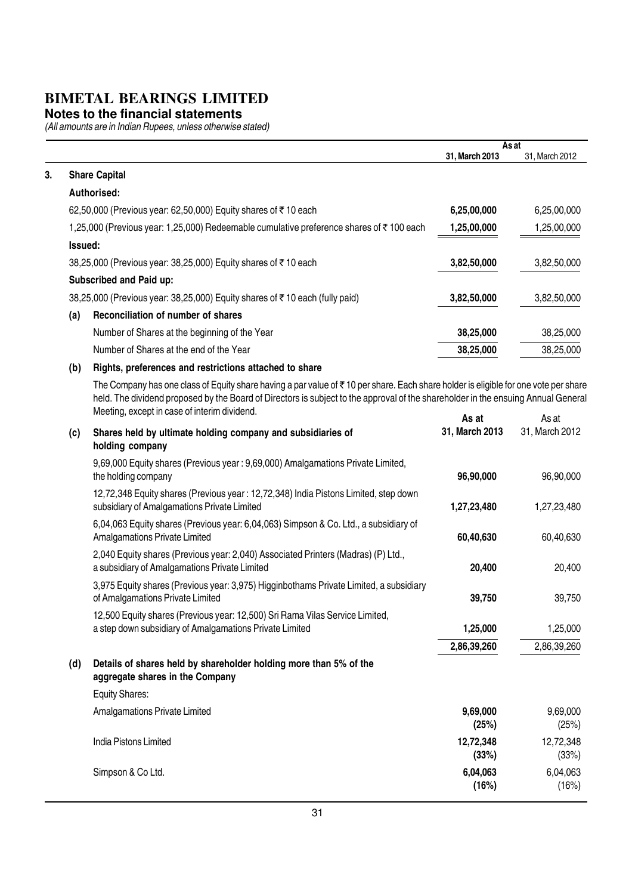# BIMETAL BEARINGS LIMITED

**Notes to the financial statements**

*(All amounts are in Indian Rupees, unless otherwise stated)*

| | | As at 31, March 2013 | As at 31, March 2012 |
|---|---|---|---|
| **3.** | **Share Capital** | | |
| | **Authorised:** | | |
| | 62,50,000 (Previous year: 62,50,000) Equity shares of ₹ 10 each | **6,25,00,000** | 6,25,00,000 |
| | 1,25,000 (Previous year: 1,25,000) Redeemable cumulative preference shares of ₹ 100 each | **1,25,00,000** | 1,25,00,000 |
| | **Issued:** | | |
| | 38,25,000 (Previous year: 38,25,000) Equity shares of ₹ 10 each | **3,82,50,000** | 3,82,50,000 |
| | **Subscribed and Paid up:** | | |
| | 38,25,000 (Previous year: 38,25,000) Equity shares of ₹ 10 each (fully paid) | **3,82,50,000** | 3,82,50,000 |
| **(a)** | **Reconciliation of number of shares** | | |
| | Number of Shares at the beginning of the Year | **38,25,000** | 38,25,000 |
| | Number of Shares at the end of the Year | **38,25,000** | 38,25,000 |

**(b) Rights, preferences and restrictions attached to share**

The Company has one class of Equity share having a par value of ₹ 10 per share. Each share holder is eligible for one vote per share held. The dividend proposed by the Board of Directors is subject to the approval of the shareholder in the ensuing Annual General Meeting, except in case of interim dividend.

| | | As at 31, March 2013 | As at 31, March 2012 |
|---|---|---|---|
| **(c)** | **Shares held by ultimate holding company and subsidiaries of holding company** | | |
| | 9,69,000 Equity shares (Previous year : 9,69,000) Amalgamations Private Limited, the holding company | **96,90,000** | 96,90,000 |
| | 12,72,348 Equity shares (Previous year : 12,72,348) India Pistons Limited, step down subsidiary of Amalgamations Private Limited | **1,27,23,480** | 1,27,23,480 |
| | 6,04,063 Equity shares (Previous year: 6,04,063) Simpson & Co. Ltd., a subsidiary of Amalgamations Private Limited | **60,40,630** | 60,40,630 |
| | 2,040 Equity shares (Previous year: 2,040) Associated Printers (Madras) (P) Ltd., a subsidiary of Amalgamations Private Limited | **20,400** | 20,400 |
| | 3,975 Equity shares (Previous year: 3,975) Higginbothams Private Limited, a subsidiary of Amalgamations Private Limited | **39,750** | 39,750 |
| | 12,500 Equity shares (Previous year: 12,500) Sri Rama Vilas Service Limited, a step down subsidiary of Amalgamations Private Limited | **1,25,000** | 1,25,000 |
| | | **2,86,39,260** | 2,86,39,260 |
| **(d)** | **Details of shares held by shareholder holding more than 5% of the aggregate shares in the Company** | | |
| | Equity Shares: | | |
| | Amalgamations Private Limited | **9,69,000 (25%)** | 9,69,000 (25%) |
| | India Pistons Limited | **12,72,348 (33%)** | 12,72,348 (33%) |
| | Simpson & Co Ltd. | **6,04,063 (16%)** | 6,04,063 (16%) |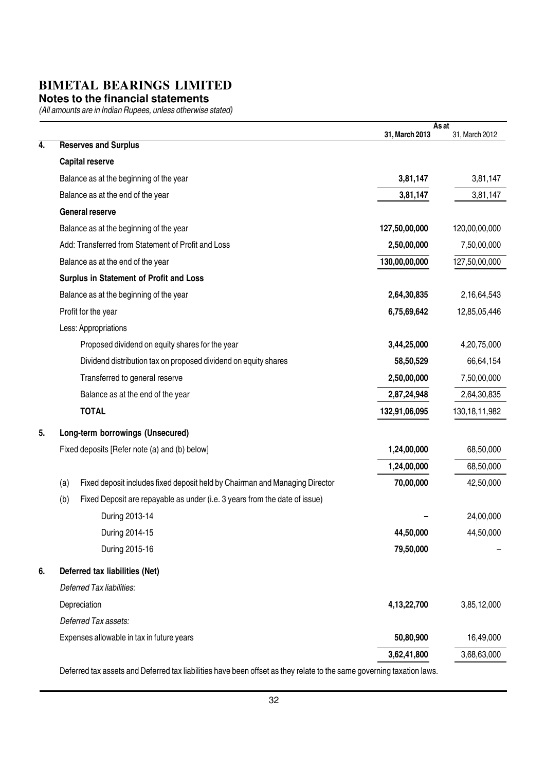# BIMETAL BEARINGS LIMITED

## Notes to the financial statements

*(All amounts are in Indian Rupees, unless otherwise stated)*

| | | As at 31, March 2013 | As at 31, March 2012 |
|---|---|---|---|
| **4.** | **Reserves and Surplus** | | |
| | **Capital reserve** | | |
| | Balance as at the beginning of the year | **3,81,147** | 3,81,147 |
| | Balance as at the end of the year | **3,81,147** | 3,81,147 |
| | **General reserve** | | |
| | Balance as at the beginning of the year | **127,50,00,000** | 120,00,00,000 |
| | Add: Transferred from Statement of Profit and Loss | **2,50,00,000** | 7,50,00,000 |
| | Balance as at the end of the year | **130,00,00,000** | 127,50,00,000 |
| | **Surplus in Statement of Profit and Loss** | | |
| | Balance as at the beginning of the year | **2,64,30,835** | 2,16,64,543 |
| | Profit for the year | **6,75,69,642** | 12,85,05,446 |
| | Less: Appropriations | | |
| | Proposed dividend on equity shares for the year | **3,44,25,000** | 4,20,75,000 |
| | Dividend distribution tax on proposed dividend on equity shares | **58,50,529** | 66,64,154 |
| | Transferred to general reserve | **2,50,00,000** | 7,50,00,000 |
| | Balance as at the end of the year | **2,87,24,948** | 2,64,30,835 |
| | **TOTAL** | **132,91,06,095** | 130,18,11,982 |
| **5.** | **Long-term borrowings (Unsecured)** | | |
| | Fixed deposits [Refer note (a) and (b) below] | **1,24,00,000** | 68,50,000 |
| | | **1,24,00,000** | 68,50,000 |
| | (a) Fixed deposit includes fixed deposit held by Chairman and Managing Director | **70,00,000** | 42,50,000 |
| | (b) Fixed Deposit are repayable as under (i.e. 3 years from the date of issue) | | |
| | During 2013-14 | **–** | 24,00,000 |
| | During 2014-15 | **44,50,000** | 44,50,000 |
| | During 2015-16 | **79,50,000** | – |
| **6.** | **Deferred tax liabilities (Net)** | | |
| | *Deferred Tax liabilities:* | | |
| | Depreciation | **4,13,22,700** | 3,85,12,000 |
| | *Deferred Tax assets:* | | |
| | Expenses allowable in tax in future years | **50,80,900** | 16,49,000 |
| | | **3,62,41,800** | 3,68,63,000 |

Deferred tax assets and Deferred tax liabilities have been offset as they relate to the same governing taxation laws.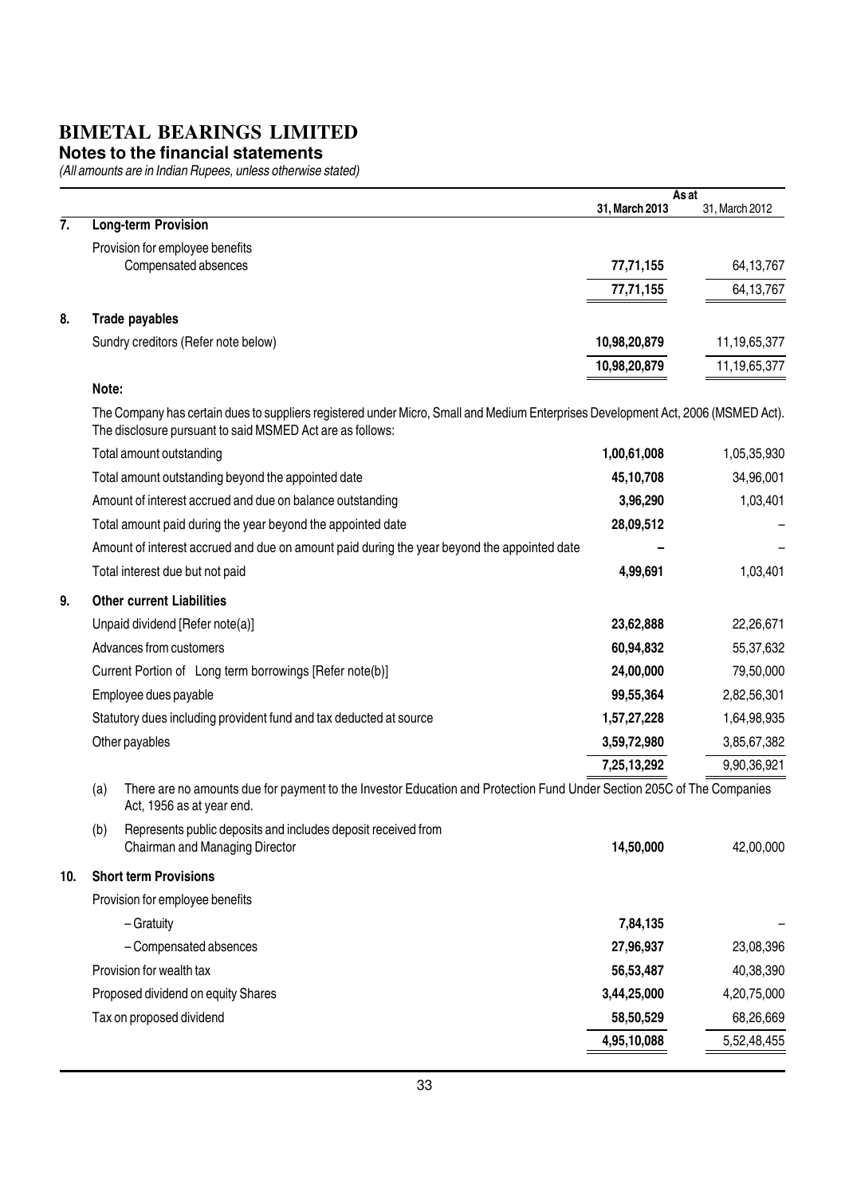# BIMETAL BEARINGS LIMITED

## Notes to the financial statements

*(All amounts are in Indian Rupees, unless otherwise stated)*

| | | As at 31, March 2013 | As at 31, March 2012 |
|---|---|---|---|
| **7.** | **Long-term Provision** | | |
| | Provision for employee benefits | | |
| | Compensated absences | **77,71,155** | 64,13,767 |
| | | **77,71,155** | 64,13,767 |
| **8.** | **Trade payables** | | |
| | Sundry creditors (Refer note below) | **10,98,20,879** | 11,19,65,377 |
| | | **10,98,20,879** | 11,19,65,377 |

**Note:**

The Company has certain dues to suppliers registered under Micro, Small and Medium Enterprises Development Act, 2006 (MSMED Act). The disclosure pursuant to said MSMED Act are as follows:

| | 31, March 2013 | 31, March 2012 |
|---|---|---|
| Total amount outstanding | **1,00,61,008** | 1,05,35,930 |
| Total amount outstanding beyond the appointed date | **45,10,708** | 34,96,001 |
| Amount of interest accrued and due on balance outstanding | **3,96,290** | 1,03,401 |
| Total amount paid during the year beyond the appointed date | **28,09,512** | – |
| Amount of interest accrued and due on amount paid during the year beyond the appointed date | **–** | – |
| Total interest due but not paid | **4,99,691** | 1,03,401 |

| | | 31, March 2013 | 31, March 2012 |
|---|---|---|---|
| **9.** | **Other current Liabilities** | | |
| | Unpaid dividend [Refer note(a)] | **23,62,888** | 22,26,671 |
| | Advances from customers | **60,94,832** | 55,37,632 |
| | Current Portion of Long term borrowings [Refer note(b)] | **24,00,000** | 79,50,000 |
| | Employee dues payable | **99,55,364** | 2,82,56,301 |
| | Statutory dues including provident fund and tax deducted at source | **1,57,27,228** | 1,64,98,935 |
| | Other payables | **3,59,72,980** | 3,85,67,382 |
| | | **7,25,13,292** | 9,90,36,921 |

(a) There are no amounts due for payment to the Investor Education and Protection Fund Under Section 205C of The Companies Act, 1956 as at year end.

| | 31, March 2013 | 31, March 2012 |
|---|---|---|
| (b) Represents public deposits and includes deposit received from Chairman and Managing Director | **14,50,000** | 42,00,000 |

| | | 31, March 2013 | 31, March 2012 |
|---|---|---|---|
| **10.** | **Short term Provisions** | | |
| | Provision for employee benefits | | |
| | – Gratuity | **7,84,135** | – |
| | – Compensated absences | **27,96,937** | 23,08,396 |
| | Provision for wealth tax | **56,53,487** | 40,38,390 |
| | Proposed dividend on equity Shares | **3,44,25,000** | 4,20,75,000 |
| | Tax on proposed dividend | **58,50,529** | 68,26,669 |
| | | **4,95,10,088** | 5,52,48,455 |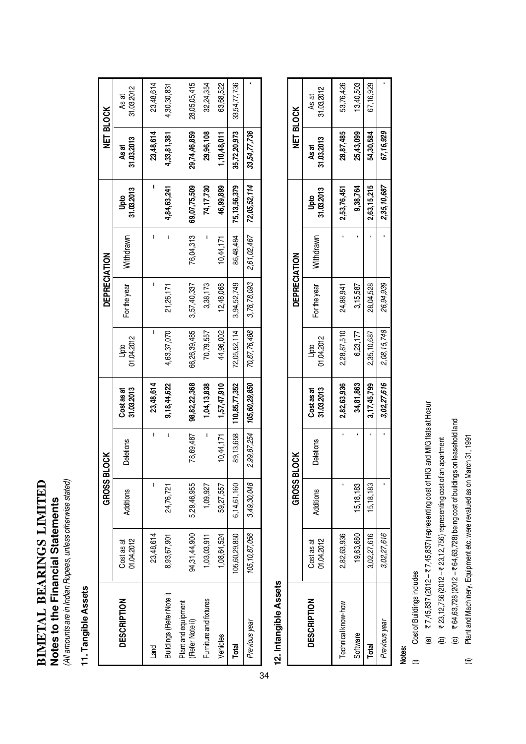# BIMETAL BEARINGS LIMITED

## Notes to the Financial Statements

*(All amounts are in Indian Rupees, unless otherwise stated)*

### 11. Tangible Assets

| DESCRIPTION | GROSS BLOCK | | | | DEPRECIATION | | | | NET BLOCK | |
|---|---|---|---|---|---|---|---|---|---|---|
| | Cost as at 01.04.2012 | Additions | Deletions | Cost as at 31.03.2013 | Upto 01.04.2012 | For the year | Withdrawn | Upto 31.03.2013 | As at 31.03.2013 | As at 31.03.2012 |
| Land | 23,48,614 | - | - | **23,48,614** | - | - | - | **-** | **23,48,614** | 23,48,614 |
| Buildings (Refer Note i) | 8,93,67,901 | 24,76,721 | - | **9,18,44,622** | 4,63,37,070 | 21,26,171 | - | **4,84,63,241** | **4,33,81,381** | 4,30,30,831 |
| Plant and equipment (Refer Note ii) | 94,31,44,900 | 5,29,46,955 | 78,69,487 | **98,82,22,368** | 66,26,39,485 | 3,57,40,337 | 76,04,313 | **69,07,75,509** | **29,74,46,859** | 28,05,05,415 |
| Furniture and fixtures | 1,03,03,911 | 1,09,927 | - | **1,04,13,838** | 70,79,557 | 3,38,173 | - | **74,17,730** | **29,96,108** | 32,24,354 |
| Vehicles | 1,08,64,524 | 59,27,557 | 10,44,171 | **1,57,47,910** | 44,96,002 | 12,48,068 | 10,44,171 | **46,99,899** | **1,10,48,011** | 63,68,522 |
| **Total** | 105,60,29,850 | 6,14,61,160 | 89,13,658 | **110,85,77,352** | 72,05,52,114 | 3,94,52,749 | 86,48,484 | **75,13,56,379** | **35,72,20,973** | 33,54,77,736 |
| *Previous year* | *105,10,87,056* | *3,49,30,048* | *2,99,87,254* | ***105,60,29,850*** | *70,87,76,488* | *3,78,78,093* | *2,61,02,467* | ***72,05,52,114*** | ***33,54,77,736*** | - |

### 12. Intangible Assets

| DESCRIPTION | GROSS BLOCK | | | | DEPRECIATION | | | | NET BLOCK | |
|---|---|---|---|---|---|---|---|---|---|---|
| | Cost as at 01.04.2012 | Additions | Deletions | Cost as at 31.03.2013 | Upto 01.04.2012 | For the year | Withdrawn | Upto 31.03.2013 | As at 31.03.2013 | As at 31.03.2012 |
| Technical know-how | 2,82,63,936 | - | - | **2,82,63,936** | 2,28,87,510 | 24,88,941 | - | **2,53,76,451** | **28,87,485** | 53,76,426 |
| Software | 19,63,680 | 15,18,183 | - | **34,81,863** | 6,23,177 | 3,15,587 | - | **9,38,764** | **25,43,099** | 13,40,503 |
| **Total** | 3,02,27,616 | 15,18,183 | - | **3,17,45,799** | 2,35,10,687 | 28,04,528 | - | **2,63,15,215** | **54,30,584** | 67,16,929 |
| *Previous year* | *3,02,27,616* | - | - | ***3,02,27,616*** | *2,08,15,748* | *26,94,939* | - | ***2,35,10,687*** | ***67,16,929*** | - |

**Notes:**

(i) Cost of Buildings includes

(a) ₹ 7,45,837 (2012 – ₹ 7,45,837) representing cost of HIG and MIG flats at Hosur

(b) ₹ 23,12,756 (2012 – ₹ 23,12,756) representing cost of an apartment

(c) ₹ 64,63,728 (2012 – ₹ 64,63,728) being cost of buildings on leasehold land

(ii) Plant and Machinery, Equipment etc. were revalued as on March 31, 1991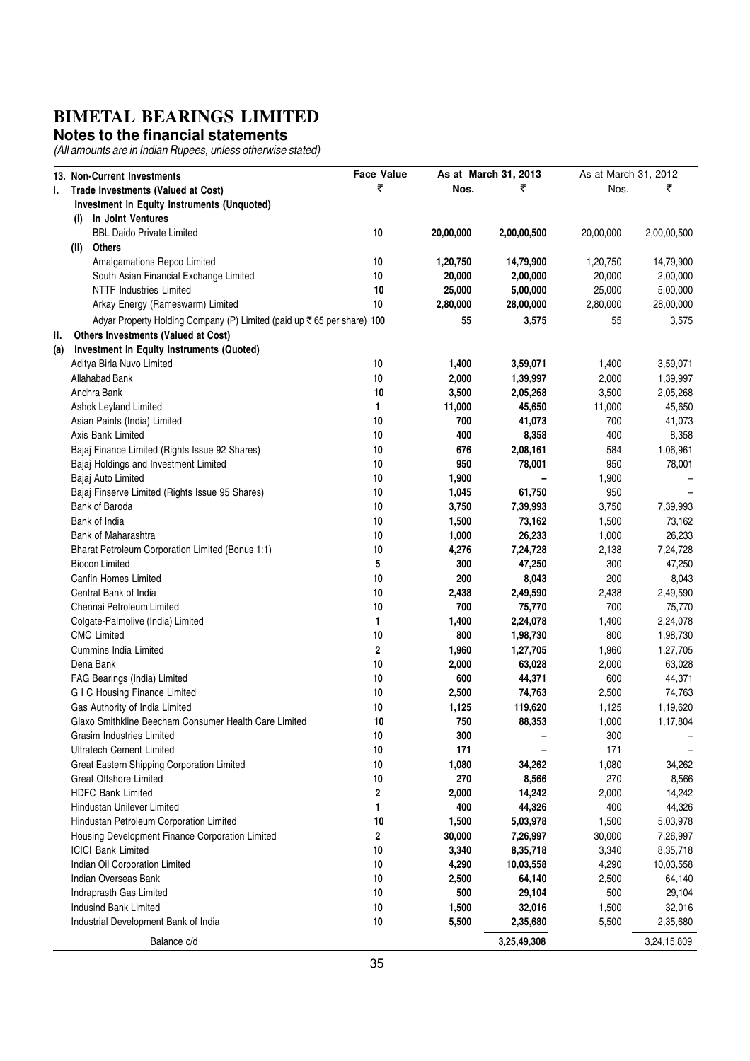# BIMETAL BEARINGS LIMITED

## Notes to the financial statements

*(All amounts are in Indian Rupees, unless otherwise stated)*

| 13. Non-Current Investments | Face Value | As at March 31, 2013 | | As at March 31, 2012 | |
|---|---|---|---|---|---|
| | ₹ | Nos. | ₹ | Nos. | ₹ |
| **I. Trade Investments (Valued at Cost)** | | | | | |
| **Investment in Equity Instruments (Unquoted)** | | | | | |
| **(i) In Joint Ventures** | | | | | |
| BBL Daido Private Limited | 10 | 20,00,000 | 2,00,00,500 | 20,00,000 | 2,00,00,500 |
| **(ii) Others** | | | | | |
| Amalgamations Repco Limited | 10 | 1,20,750 | 14,79,900 | 1,20,750 | 14,79,900 |
| South Asian Financial Exchange Limited | 10 | 20,000 | 2,00,000 | 20,000 | 2,00,000 |
| NTTF Industries Limited | 10 | 25,000 | 5,00,000 | 25,000 | 5,00,000 |
| Arkay Energy (Rameswarm) Limited | 10 | 2,80,000 | 28,00,000 | 2,80,000 | 28,00,000 |
| Adyar Property Holding Company (P) Limited (paid up ₹ 65 per share) | 100 | 55 | 3,575 | 55 | 3,575 |
| **II. Others Investments (Valued at Cost)** | | | | | |
| **(a) Investment in Equity Instruments (Quoted)** | | | | | |
| Aditya Birla Nuvo Limited | 10 | 1,400 | 3,59,071 | 1,400 | 3,59,071 |
| Allahabad Bank | 10 | 2,000 | 1,39,997 | 2,000 | 1,39,997 |
| Andhra Bank | 10 | 3,500 | 2,05,268 | 3,500 | 2,05,268 |
| Ashok Leyland Limited | 1 | 11,000 | 45,650 | 11,000 | 45,650 |
| Asian Paints (India) Limited | 10 | 700 | 41,073 | 700 | 41,073 |
| Axis Bank Limited | 10 | 400 | 8,358 | 400 | 8,358 |
| Bajaj Finance Limited (Rights Issue 92 Shares) | 10 | 676 | 2,08,161 | 584 | 1,06,961 |
| Bajaj Holdings and Investment Limited | 10 | 950 | 78,001 | 950 | 78,001 |
| Bajaj Auto Limited | 10 | 1,900 | – | 1,900 | – |
| Bajaj Finserve Limited (Rights Issue 95 Shares) | 10 | 1,045 | 61,750 | 950 | – |
| Bank of Baroda | 10 | 3,750 | 7,39,993 | 3,750 | 7,39,993 |
| Bank of India | 10 | 1,500 | 73,162 | 1,500 | 73,162 |
| Bank of Maharashtra | 10 | 1,000 | 26,233 | 1,000 | 26,233 |
| Bharat Petroleum Corporation Limited (Bonus 1:1) | 10 | 4,276 | 7,24,728 | 2,138 | 7,24,728 |
| Biocon Limited | 5 | 300 | 47,250 | 300 | 47,250 |
| Canfin Homes Limited | 10 | 200 | 8,043 | 200 | 8,043 |
| Central Bank of India | 10 | 2,438 | 2,49,590 | 2,438 | 2,49,590 |
| Chennai Petroleum Limited | 10 | 700 | 75,770 | 700 | 75,770 |
| Colgate-Palmolive (India) Limited | 1 | 1,400 | 2,24,078 | 1,400 | 2,24,078 |
| CMC Limited | 10 | 800 | 1,98,730 | 800 | 1,98,730 |
| Cummins India Limited | 2 | 1,960 | 1,27,705 | 1,960 | 1,27,705 |
| Dena Bank | 10 | 2,000 | 63,028 | 2,000 | 63,028 |
| FAG Bearings (India) Limited | 10 | 600 | 44,371 | 600 | 44,371 |
| G I C Housing Finance Limited | 10 | 2,500 | 74,763 | 2,500 | 74,763 |
| Gas Authority of India Limited | 10 | 1,125 | 119,620 | 1,125 | 1,19,620 |
| Glaxo Smithkline Beecham Consumer Health Care Limited | 10 | 750 | 88,353 | 1,000 | 1,17,804 |
| Grasim Industries Limited | 10 | 300 | – | 300 | – |
| Ultratech Cement Limited | 10 | 171 | – | 171 | – |
| Great Eastern Shipping Corporation Limited | 10 | 1,080 | 34,262 | 1,080 | 34,262 |
| Great Offshore Limited | 10 | 270 | 8,566 | 270 | 8,566 |
| HDFC Bank Limited | 2 | 2,000 | 14,242 | 2,000 | 14,242 |
| Hindustan Unilever Limited | 1 | 400 | 44,326 | 400 | 44,326 |
| Hindustan Petroleum Corporation Limited | 10 | 1,500 | 5,03,978 | 1,500 | 5,03,978 |
| Housing Development Finance Corporation Limited | 2 | 30,000 | 7,26,997 | 30,000 | 7,26,997 |
| ICICI Bank Limited | 10 | 3,340 | 8,35,718 | 3,340 | 8,35,718 |
| Indian Oil Corporation Limited | 10 | 4,290 | 10,03,558 | 4,290 | 10,03,558 |
| Indian Overseas Bank | 10 | 2,500 | 64,140 | 2,500 | 64,140 |
| Indraprasth Gas Limited | 10 | 500 | 29,104 | 500 | 29,104 |
| Indusind Bank Limited | 10 | 1,500 | 32,016 | 1,500 | 32,016 |
| Industrial Development Bank of India | 10 | 5,500 | 2,35,680 | 5,500 | 2,35,680 |
| Balance c/d | | | 3,25,49,308 | | 3,24,15,809 |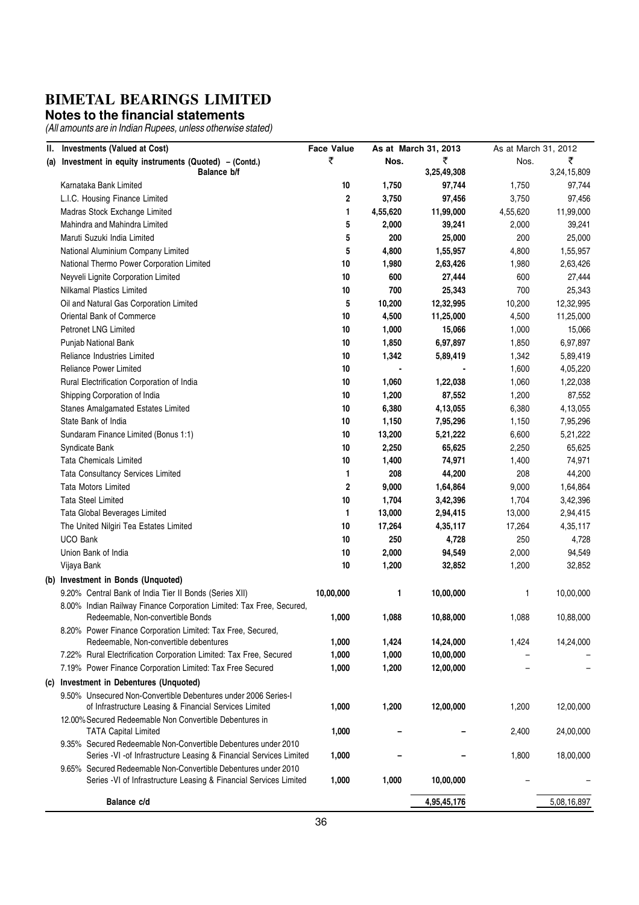# BIMETAL BEARINGS LIMITED

## Notes to the financial statements

*(All amounts are in Indian Rupees, unless otherwise stated)*

| II. Investments (Valued at Cost) | Face Value | As at March 31, 2013 | | As at March 31, 2012 | |
|---|---|---|---|---|---|
| (a) Investment in equity instruments (Quoted) – (Contd.) | ₹ | Nos. | ₹ | Nos. | ₹ |
| Balance b/f | | | 3,25,49,308 | | 3,24,15,809 |
| Karnataka Bank Limited | 10 | 1,750 | 97,744 | 1,750 | 97,744 |
| L.I.C. Housing Finance Limited | 2 | 3,750 | 97,456 | 3,750 | 97,456 |
| Madras Stock Exchange Limited | 1 | 4,55,620 | 11,99,000 | 4,55,620 | 11,99,000 |
| Mahindra and Mahindra Limited | 5 | 2,000 | 39,241 | 2,000 | 39,241 |
| Maruti Suzuki India Limited | 5 | 200 | 25,000 | 200 | 25,000 |
| National Aluminium Company Limited | 5 | 4,800 | 1,55,957 | 4,800 | 1,55,957 |
| National Thermo Power Corporation Limited | 10 | 1,980 | 2,63,426 | 1,980 | 2,63,426 |
| Neyveli Lignite Corporation Limited | 10 | 600 | 27,444 | 600 | 27,444 |
| Nilkamal Plastics Limited | 10 | 700 | 25,343 | 700 | 25,343 |
| Oil and Natural Gas Corporation Limited | 5 | 10,200 | 12,32,995 | 10,200 | 12,32,995 |
| Oriental Bank of Commerce | 10 | 4,500 | 11,25,000 | 4,500 | 11,25,000 |
| Petronet LNG Limited | 10 | 1,000 | 15,066 | 1,000 | 15,066 |
| Punjab National Bank | 10 | 1,850 | 6,97,897 | 1,850 | 6,97,897 |
| Reliance Industries Limited | 10 | 1,342 | 5,89,419 | 1,342 | 5,89,419 |
| Reliance Power Limited | 10 | - | - | 1,600 | 4,05,220 |
| Rural Electrification Corporation of India | 10 | 1,060 | 1,22,038 | 1,060 | 1,22,038 |
| Shipping Corporation of India | 10 | 1,200 | 87,552 | 1,200 | 87,552 |
| Stanes Amalgamated Estates Limited | 10 | 6,380 | 4,13,055 | 6,380 | 4,13,055 |
| State Bank of India | 10 | 1,150 | 7,95,296 | 1,150 | 7,95,296 |
| Sundaram Finance Limited (Bonus 1:1) | 10 | 13,200 | 5,21,222 | 6,600 | 5,21,222 |
| Syndicate Bank | 10 | 2,250 | 65,625 | 2,250 | 65,625 |
| Tata Chemicals Limited | 10 | 1,400 | 74,971 | 1,400 | 74,971 |
| Tata Consultancy Services Limited | 1 | 208 | 44,200 | 208 | 44,200 |
| Tata Motors Limited | 2 | 9,000 | 1,64,864 | 9,000 | 1,64,864 |
| Tata Steel Limited | 10 | 1,704 | 3,42,396 | 1,704 | 3,42,396 |
| Tata Global Beverages Limited | 1 | 13,000 | 2,94,415 | 13,000 | 2,94,415 |
| The United Nilgiri Tea Estates Limited | 10 | 17,264 | 4,35,117 | 17,264 | 4,35,117 |
| UCO Bank | 10 | 250 | 4,728 | 250 | 4,728 |
| Union Bank of India | 10 | 2,000 | 94,549 | 2,000 | 94,549 |
| Vijaya Bank | 10 | 1,200 | 32,852 | 1,200 | 32,852 |
| **(b) Investment in Bonds (Unquoted)** | | | | | |
| 9.20% Central Bank of India Tier II Bonds (Series XII) | 10,00,000 | 1 | 10,00,000 | 1 | 10,00,000 |
| 8.00% Indian Railway Finance Corporation Limited: Tax Free, Secured, Redeemable, Non-convertible Bonds | 1,000 | 1,088 | 10,88,000 | 1,088 | 10,88,000 |
| 8.20% Power Finance Corporation Limited: Tax Free, Secured, Redeemable, Non-convertible debentures | 1,000 | 1,424 | 14,24,000 | 1,424 | 14,24,000 |
| 7.22% Rural Electrification Corporation Limited: Tax Free, Secured | 1,000 | 1,000 | 10,00,000 | – | – |
| 7.19% Power Finance Corporation Limited: Tax Free Secured | 1,000 | 1,200 | 12,00,000 | – | – |
| **(c) Investment in Debentures (Unquoted)** | | | | | |
| 9.50% Unsecured Non-Convertible Debentures under 2006 Series-I of Infrastructure Leasing & Financial Services Limited | 1,000 | 1,200 | 12,00,000 | 1,200 | 12,00,000 |
| 12.00% Secured Redeemable Non Convertible Debentures in TATA Capital Limited | 1,000 | – | – | 2,400 | 24,00,000 |
| 9.35% Secured Redeemable Non-Convertible Debentures under 2010 Series -VI -of Infrastructure Leasing & Financial Services Limited | 1,000 | – | – | 1,800 | 18,00,000 |
| 9.65% Secured Redeemable Non-Convertible Debentures under 2010 Series -VI of Infrastructure Leasing & Financial Services Limited | 1,000 | 1,000 | 10,00,000 | – | – |
| **Balance c/d** | | | 4,95,45,176 | | 5,08,16,897 |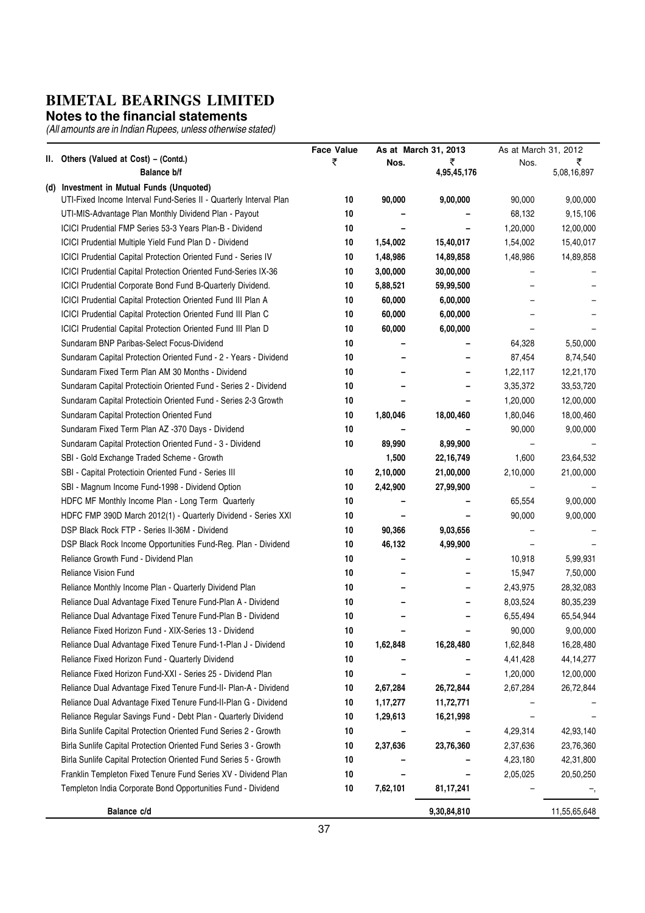# BIMETAL BEARINGS LIMITED

## Notes to the financial statements

*(All amounts are in Indian Rupees, unless otherwise stated)*

| | Face Value | As at March 31, 2013 | | As at March 31, 2012 | |
|---|---|---|---|---|---|
| **II. Others (Valued at Cost) – (Contd.)** | ₹ | Nos. | ₹ | Nos. | ₹ |
| **Balance b/f** | | | 4,95,45,176 | | 5,08,16,897 |
| **(d) Investment in Mutual Funds (Unquoted)** | | | | | |
| UTI-Fixed Income Interval Fund-Series II - Quarterly Interval Plan | 10 | 90,000 | 9,00,000 | 90,000 | 9,00,000 |
| UTI-MIS-Advantage Plan Monthly Dividend Plan - Payout | 10 | – | – | 68,132 | 9,15,106 |
| ICICI Prudential FMP Series 53-3 Years Plan-B - Dividend | 10 | – | – | 1,20,000 | 12,00,000 |
| ICICI Prudential Multiple Yield Fund Plan D - Dividend | 10 | 1,54,002 | 15,40,017 | 1,54,002 | 15,40,017 |
| ICICI Prudential Capital Protection Oriented Fund - Series IV | 10 | 1,48,986 | 14,89,858 | 1,48,986 | 14,89,858 |
| ICICI Prudential Capital Protection Oriented Fund-Series IX-36 | 10 | 3,00,000 | 30,00,000 | – | – |
| ICICI Prudential Corporate Bond Fund B-Quarterly Dividend. | 10 | 5,88,521 | 59,99,500 | – | – |
| ICICI Prudential Capital Protection Oriented Fund III Plan A | 10 | 60,000 | 6,00,000 | – | – |
| ICICI Prudential Capital Protection Oriented Fund III Plan C | 10 | 60,000 | 6,00,000 | – | – |
| ICICI Prudential Capital Protection Oriented Fund III Plan D | 10 | 60,000 | 6,00,000 | – | – |
| Sundaram BNP Paribas-Select Focus-Dividend | 10 | – | – | 64,328 | 5,50,000 |
| Sundaram Capital Protection Oriented Fund - 2 - Years - Dividend | 10 | – | – | 87,454 | 8,74,540 |
| Sundaram Fixed Term Plan AM 30 Months - Dividend | 10 | – | – | 1,22,117 | 12,21,170 |
| Sundaram Capital Protectioin Oriented Fund - Series 2 - Dividend | 10 | – | – | 3,35,372 | 33,53,720 |
| Sundaram Capital Protectioin Oriented Fund - Series 2-3 Growth | 10 | – | – | 1,20,000 | 12,00,000 |
| Sundaram Capital Protection Oriented Fund | 10 | 1,80,046 | 18,00,460 | 1,80,046 | 18,00,460 |
| Sundaram Fixed Term Plan AZ -370 Days - Dividend | 10 | – | – | 90,000 | 9,00,000 |
| Sundaram Capital Protection Oriented Fund - 3 - Dividend | 10 | 89,990 | 8,99,900 | – | – |
| SBI - Gold Exchange Traded Scheme - Growth | | 1,500 | 22,16,749 | 1,600 | 23,64,532 |
| SBI - Capital Protectioin Oriented Fund - Series III | 10 | 2,10,000 | 21,00,000 | 2,10,000 | 21,00,000 |
| SBI - Magnum Income Fund-1998 - Dividend Option | 10 | 2,42,900 | 27,99,900 | – | – |
| HDFC MF Monthly Income Plan - Long Term Quarterly | 10 | – | – | 65,554 | 9,00,000 |
| HDFC FMP 390D March 2012(1) - Quarterly Dividend - Series XXI | 10 | – | – | 90,000 | 9,00,000 |
| DSP Black Rock FTP - Series II-36M - Dividend | 10 | 90,366 | 9,03,656 | – | – |
| DSP Black Rock Income Opportunities Fund-Reg. Plan - Dividend | 10 | 46,132 | 4,99,900 | – | – |
| Reliance Growth Fund - Dividend Plan | 10 | – | – | 10,918 | 5,99,931 |
| Reliance Vision Fund | 10 | – | – | 15,947 | 7,50,000 |
| Reliance Monthly Income Plan - Quarterly Dividend Plan | 10 | – | – | 2,43,975 | 28,32,083 |
| Reliance Dual Advantage Fixed Tenure Fund-Plan A - Dividend | 10 | – | – | 8,03,524 | 80,35,239 |
| Reliance Dual Advantage Fixed Tenure Fund-Plan B - Dividend | 10 | – | – | 6,55,494 | 65,54,944 |
| Reliance Fixed Horizon Fund - XIX-Series 13 - Dividend | 10 | – | – | 90,000 | 9,00,000 |
| Reliance Dual Advantage Fixed Tenure Fund-1-Plan J - Dividend | 10 | 1,62,848 | 16,28,480 | 1,62,848 | 16,28,480 |
| Reliance Fixed Horizon Fund - Quarterly Dividend | 10 | – | – | 4,41,428 | 44,14,277 |
| Reliance Fixed Horizon Fund-XXI - Series 25 - Dividend Plan | 10 | – | – | 1,20,000 | 12,00,000 |
| Reliance Dual Advantage Fixed Tenure Fund-II- Plan-A - Dividend | 10 | 2,67,284 | 26,72,844 | 2,67,284 | 26,72,844 |
| Reliance Dual Advantage Fixed Tenure Fund-II-Plan G - Dividend | 10 | 1,17,277 | 11,72,771 | – | – |
| Reliance Regular Savings Fund - Debt Plan - Quarterly Dividend | 10 | 1,29,613 | 16,21,998 | – | – |
| Birla Sunlife Capital Protection Oriented Fund Series 2 - Growth | 10 | – | – | 4,29,314 | 42,93,140 |
| Birla Sunlife Capital Protection Oriented Fund Series 3 - Growth | 10 | 2,37,636 | 23,76,360 | 2,37,636 | 23,76,360 |
| Birla Sunlife Capital Protection Oriented Fund Series 5 - Growth | 10 | – | – | 4,23,180 | 42,31,800 |
| Franklin Templeton Fixed Tenure Fund Series XV - Dividend Plan | 10 | – | – | 2,05,025 | 20,50,250 |
| Templeton India Corporate Bond Opportunities Fund - Dividend | 10 | 7,62,101 | 81,17,241 | – | –, |
| **Balance c/d** | | | 9,30,84,810 | | 11,55,65,648 |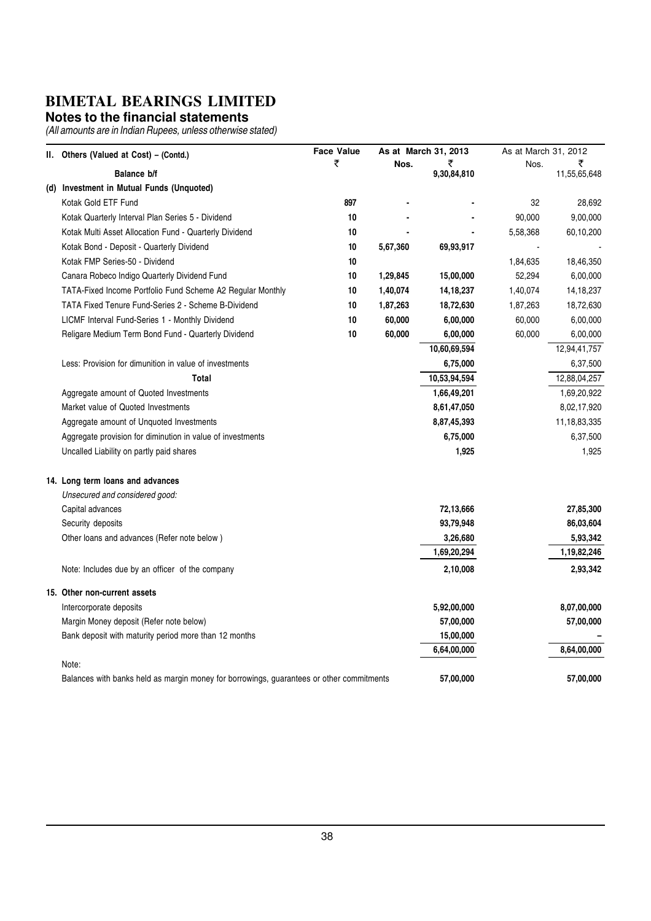# BIMETAL BEARINGS LIMITED

## Notes to the financial statements

*(All amounts are in Indian Rupees, unless otherwise stated)*

| II. Others (Valued at Cost) – (Contd.) | Face Value ₹ | As at March 31, 2013 Nos. | ₹ | As at March 31, 2012 Nos. | ₹ |
|---|---|---|---|---|---|
| **Balance b/f** | | | **9,30,84,810** | | 11,55,65,648 |
| **(d) Investment in Mutual Funds (Unquoted)** | | | | | |
| Kotak Gold ETF Fund | **897** | **-** | **-** | 32 | 28,692 |
| Kotak Quarterly Interval Plan Series 5 - Dividend | **10** | **-** | **-** | 90,000 | 9,00,000 |
| Kotak Multi Asset Allocation Fund - Quarterly Dividend | **10** | **-** | **-** | 5,58,368 | 60,10,200 |
| Kotak Bond - Deposit - Quarterly Dividend | **10** | **5,67,360** | **69,93,917** | - | - |
| Kotak FMP Series-50 - Dividend | **10** | | | 1,84,635 | 18,46,350 |
| Canara Robeco Indigo Quarterly Dividend Fund | **10** | **1,29,845** | **15,00,000** | 52,294 | 6,00,000 |
| TATA-Fixed Income Portfolio Fund Scheme A2 Regular Monthly | **10** | **1,40,074** | **14,18,237** | 1,40,074 | 14,18,237 |
| TATA Fixed Tenure Fund-Series 2 - Scheme B-Dividend | **10** | **1,87,263** | **18,72,630** | 1,87,263 | 18,72,630 |
| LICMF Interval Fund-Series 1 - Monthly Dividend | **10** | **60,000** | **6,00,000** | 60,000 | 6,00,000 |
| Religare Medium Term Bond Fund - Quarterly Dividend | **10** | **60,000** | **6,00,000** | 60,000 | 6,00,000 |
| | | | **10,60,69,594** | | 12,94,41,757 |
| Less: Provision for dimunition in value of investments | | | **6,75,000** | | 6,37,500 |
| **Total** | | | **10,53,94,594** | | 12,88,04,257 |
| Aggregate amount of Quoted Investments | | | **1,66,49,201** | | 1,69,20,922 |
| Market value of Quoted Investments | | | **8,61,47,050** | | 8,02,17,920 |
| Aggregate amount of Unquoted Investments | | | **8,87,45,393** | | 11,18,83,335 |
| Aggregate provision for diminution in value of investments | | | **6,75,000** | | 6,37,500 |
| Uncalled Liability on partly paid shares | | | **1,925** | | 1,925 |

## 14. Long term loans and advances

*Unsecured and considered good:*

| | As at March 31, 2013 | As at March 31, 2012 |
|---|---|---|
| Capital advances | **72,13,666** | **27,85,300** |
| Security deposits | **93,79,948** | **86,03,604** |
| Other loans and advances (Refer note below ) | **3,26,680** | **5,93,342** |
| | **1,69,20,294** | **1,19,82,246** |
| Note: Includes due by an officer of the company | **2,10,008** | **2,93,342** |

## 15. Other non-current assets

| | As at March 31, 2013 | As at March 31, 2012 |
|---|---|---|
| Intercorporate deposits | **5,92,00,000** | **8,07,00,000** |
| Margin Money deposit (Refer note below) | **57,00,000** | **57,00,000** |
| Bank deposit with maturity period more than 12 months | **15,00,000** | **–** |
| | **6,64,00,000** | **8,64,00,000** |
| Note: | | |
| Balances with banks held as margin money for borrowings, guarantees or other commitments | **57,00,000** | **57,00,000** |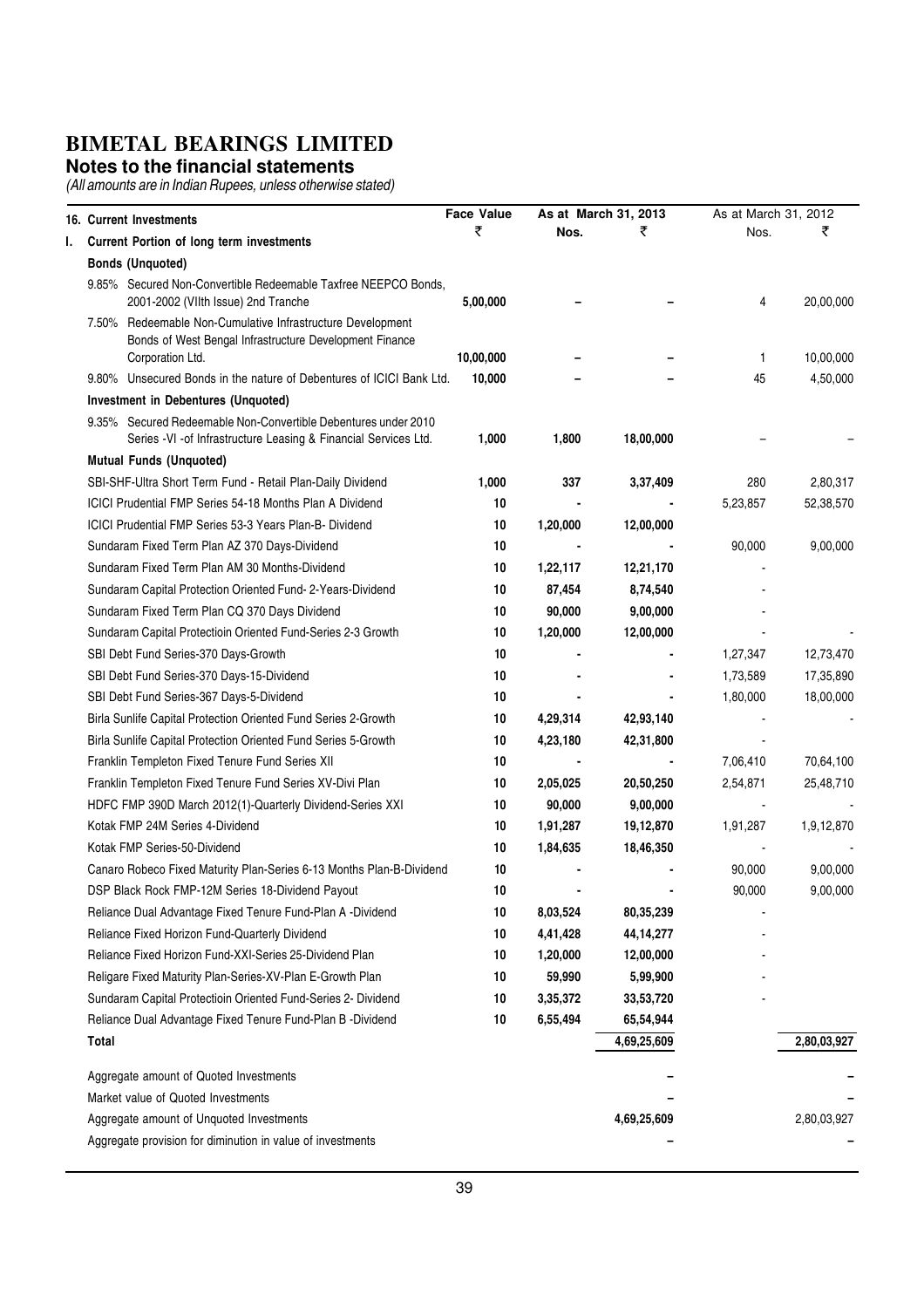# BIMETAL BEARINGS LIMITED

## Notes to the financial statements

*(All amounts are in Indian Rupees, unless otherwise stated)*

| **16. Current Investments** | **Face Value** | **As at March 31, 2013** | | As at March 31, 2012 | |
|---|---|---|---|---|---|
| **I. Current Portion of long term investments** | **₹** | **Nos.** | **₹** | Nos. | ₹ |
| **Bonds (Unquoted)** | | | | | |
| 9.85% Secured Non-Convertible Redeemable Taxfree NEEPCO Bonds, 2001-2002 (VIIth Issue) 2nd Tranche | **5,00,000** | **–** | **–** | 4 | 20,00,000 |
| 7.50% Redeemable Non-Cumulative Infrastructure Development Bonds of West Bengal Infrastructure Development Finance Corporation Ltd. | **10,00,000** | **–** | **–** | 1 | 10,00,000 |
| 9.80% Unsecured Bonds in the nature of Debentures of ICICI Bank Ltd. | **10,000** | **–** | **–** | 45 | 4,50,000 |
| **Investment in Debentures (Unquoted)** | | | | | |
| 9.35% Secured Redeemable Non-Convertible Debentures under 2010 Series -VI -of Infrastructure Leasing & Financial Services Ltd. | **1,000** | **1,800** | **18,00,000** | – | – |
| **Mutual Funds (Unquoted)** | | | | | |
| SBI-SHF-Ultra Short Term Fund - Retail Plan-Daily Dividend | **1,000** | **337** | **3,37,409** | 280 | 2,80,317 |
| ICICI Prudential FMP Series 54-18 Months Plan A Dividend | **10** | **-** | **-** | 5,23,857 | 52,38,570 |
| ICICI Prudential FMP Series 53-3 Years Plan-B- Dividend | **10** | **1,20,000** | **12,00,000** | | |
| Sundaram Fixed Term Plan AZ 370 Days-Dividend | **10** | **-** | **-** | 90,000 | 9,00,000 |
| Sundaram Fixed Term Plan AM 30 Months-Dividend | **10** | **1,22,117** | **12,21,170** | - | |
| Sundaram Capital Protection Oriented Fund- 2-Years-Dividend | **10** | **87,454** | **8,74,540** | - | |
| Sundaram Fixed Term Plan CQ 370 Days Dividend | **10** | **90,000** | **9,00,000** | - | |
| Sundaram Capital Protectioin Oriented Fund-Series 2-3 Growth | **10** | **1,20,000** | **12,00,000** | - | - |
| SBI Debt Fund Series-370 Days-Growth | **10** | **-** | **-** | 1,27,347 | 12,73,470 |
| SBI Debt Fund Series-370 Days-15-Dividend | **10** | **-** | **-** | 1,73,589 | 17,35,890 |
| SBI Debt Fund Series-367 Days-5-Dividend | **10** | **-** | **-** | 1,80,000 | 18,00,000 |
| Birla Sunlife Capital Protection Oriented Fund Series 2-Growth | **10** | **4,29,314** | **42,93,140** | - | - |
| Birla Sunlife Capital Protection Oriented Fund Series 5-Growth | **10** | **4,23,180** | **42,31,800** | - | |
| Franklin Templeton Fixed Tenure Fund Series XII | **10** | **-** | **-** | 7,06,410 | 70,64,100 |
| Franklin Templeton Fixed Tenure Fund Series XV-Divi Plan | **10** | **2,05,025** | **20,50,250** | 2,54,871 | 25,48,710 |
| HDFC FMP 390D March 2012(1)-Quarterly Dividend-Series XXI | **10** | **90,000** | **9,00,000** | - | - |
| Kotak FMP 24M Series 4-Dividend | **10** | **1,91,287** | **19,12,870** | 1,91,287 | 1,9,12,870 |
| Kotak FMP Series-50-Dividend | **10** | **1,84,635** | **18,46,350** | - | - |
| Canaro Robeco Fixed Maturity Plan-Series 6-13 Months Plan-B-Dividend | **10** | **-** | **-** | 90,000 | 9,00,000 |
| DSP Black Rock FMP-12M Series 18-Dividend Payout | **10** | **-** | **-** | 90,000 | 9,00,000 |
| Reliance Dual Advantage Fixed Tenure Fund-Plan A -Dividend | **10** | **8,03,524** | **80,35,239** | - | |
| Reliance Fixed Horizon Fund-Quarterly Dividend | **10** | **4,41,428** | **44,14,277** | - | |
| Reliance Fixed Horizon Fund-XXI-Series 25-Dividend Plan | **10** | **1,20,000** | **12,00,000** | - | |
| Religare Fixed Maturity Plan-Series-XV-Plan E-Growth Plan | **10** | **59,990** | **5,99,900** | - | |
| Sundaram Capital Protectioin Oriented Fund-Series 2- Dividend | **10** | **3,35,372** | **33,53,720** | - | |
| Reliance Dual Advantage Fixed Tenure Fund-Plan B -Dividend | **10** | **6,55,494** | **65,54,944** | | |
| **Total** | | | **4,69,25,609** | | **2,80,03,927** |
| Aggregate amount of Quoted Investments | | | **–** | | **–** |
| Market value of Quoted Investments | | | **–** | | **–** |
| Aggregate amount of Unquoted Investments | | | **4,69,25,609** | | 2,80,03,927 |
| Aggregate provision for diminution in value of investments | | | **–** | | **–** |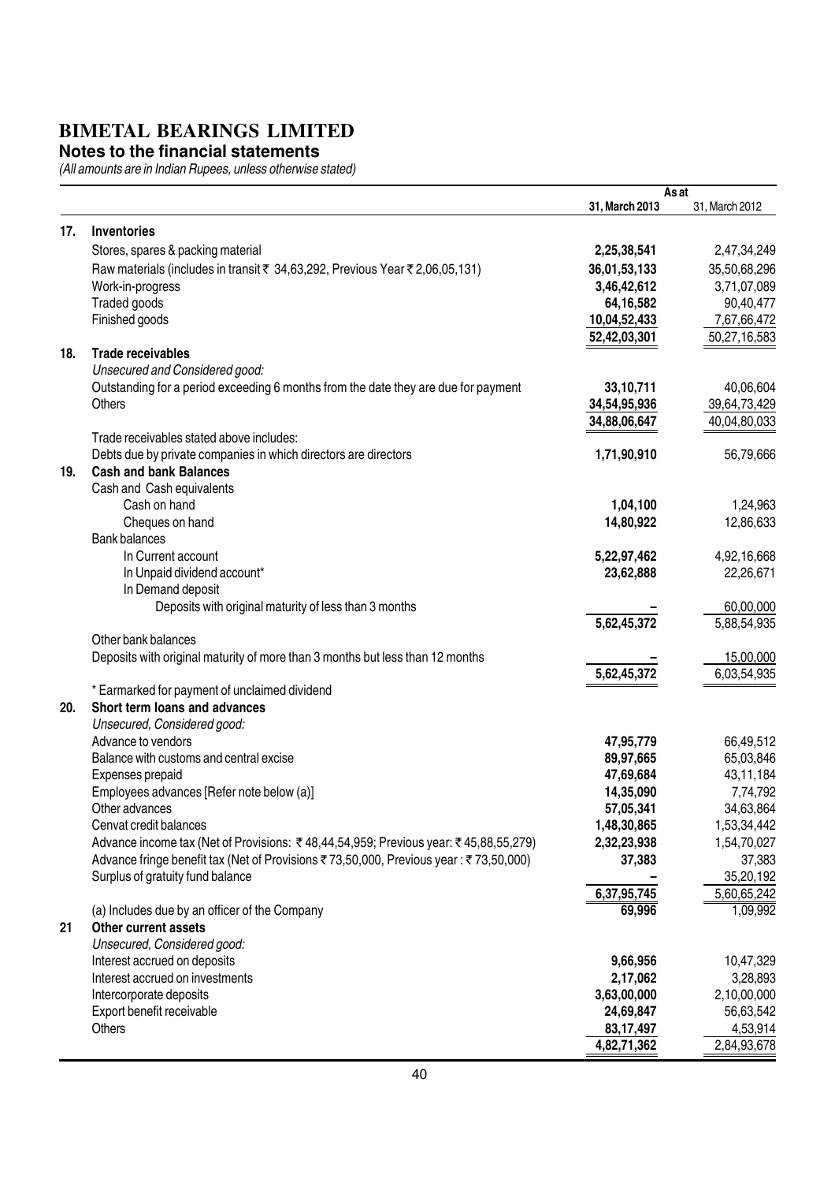# BIMETAL BEARINGS LIMITED

## Notes to the financial statements

*(All amounts are in Indian Rupees, unless otherwise stated)*

| | | As at | |
|---|---|---|---|
| | | 31, March 2013 | 31, March 2012 |
| **17.** | **Inventories** | | |
| | Stores, spares & packing material | **2,25,38,541** | 2,47,34,249 |
| | Raw materials (includes in transit ₹ 34,63,292, Previous Year ₹ 2,06,05,131) | **36,01,53,133** | 35,50,68,296 |
| | Work-in-progress | **3,46,42,612** | 3,71,07,089 |
| | Traded goods | **64,16,582** | 90,40,477 |
| | Finished goods | **10,04,52,433** | 7,67,66,472 |
| | | **52,42,03,301** | 50,27,16,583 |
| **18.** | **Trade receivables** | | |
| | *Unsecured and Considered good:* | | |
| | Outstanding for a period exceeding 6 months from the date they are due for payment | **33,10,711** | 40,06,604 |
| | Others | **34,54,95,936** | 39,64,73,429 |
| | | **34,88,06,647** | 40,04,80,033 |
| | Trade receivables stated above includes: | | |
| | Debts due by private companies in which directors are directors | **1,71,90,910** | 56,79,666 |
| **19.** | **Cash and bank Balances** | | |
| | Cash and Cash equivalents | | |
| | Cash on hand | **1,04,100** | 1,24,963 |
| | Cheques on hand | **14,80,922** | 12,86,633 |
| | Bank balances | | |
| | In Current account | **5,22,97,462** | 4,92,16,668 |
| | In Unpaid dividend account* | **23,62,888** | 22,26,671 |
| | In Demand deposit | | |
| | Deposits with original maturity of less than 3 months | **–** | 60,00,000 |
| | | **5,62,45,372** | 5,88,54,935 |
| | Other bank balances | | |
| | Deposits with original maturity of more than 3 months but less than 12 months | **–** | 15,00,000 |
| | | **5,62,45,372** | 6,03,54,935 |
| | * Earmarked for payment of unclaimed dividend | | |
| **20.** | **Short term loans and advances** | | |
| | *Unsecured, Considered good:* | | |
| | Advance to vendors | **47,95,779** | 66,49,512 |
| | Balance with customs and central excise | **89,97,665** | 65,03,846 |
| | Expenses prepaid | **47,69,684** | 43,11,184 |
| | Employees advances [Refer note below (a)] | **14,35,090** | 7,74,792 |
| | Other advances | **57,05,341** | 34,63,864 |
| | Cenvat credit balances | **1,48,30,865** | 1,53,34,442 |
| | Advance income tax (Net of Provisions: ₹ 48,44,54,959; Previous year: ₹ 45,88,55,279) | **2,32,23,938** | 1,54,70,027 |
| | Advance fringe benefit tax (Net of Provisions ₹ 73,50,000, Previous year : ₹ 73,50,000) | **37,383** | 37,383 |
| | Surplus of gratuity fund balance | **–** | 35,20,192 |
| | | **6,37,95,745** | 5,60,65,242 |
| | (a) Includes due by an officer of the Company | **69,996** | 1,09,992 |
| **21** | **Other current assets** | | |
| | *Unsecured, Considered good:* | | |
| | Interest accrued on deposits | **9,66,956** | 10,47,329 |
| | Interest accrued on investments | **2,17,062** | 3,28,893 |
| | Intercorporate deposits | **3,63,00,000** | 2,10,00,000 |
| | Export benefit receivable | **24,69,847** | 56,63,542 |
| | Others | **83,17,497** | 4,53,914 |
| | | **4,82,71,362** | 2,84,93,678 |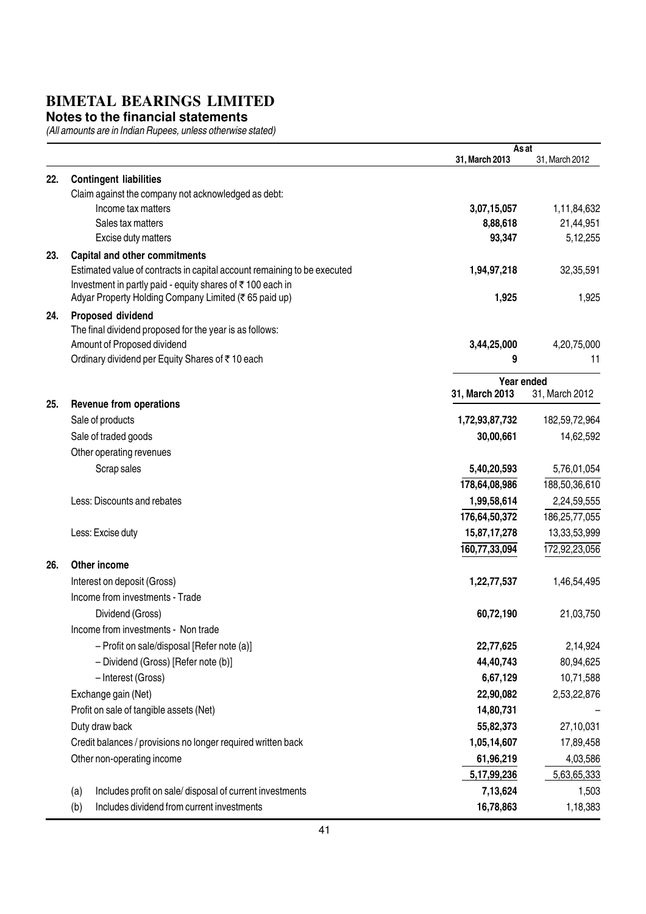# BIMETAL BEARINGS LIMITED

## Notes to the financial statements

*(All amounts are in Indian Rupees, unless otherwise stated)*

| | | As at 31, March 2013 | As at 31, March 2012 |
|---|---|---|---|
| **22.** | **Contingent liabilities** | | |
| | Claim against the company not acknowledged as debt: | | |
| | Income tax matters | **3,07,15,057** | 1,11,84,632 |
| | Sales tax matters | **8,88,618** | 21,44,951 |
| | Excise duty matters | **93,347** | 5,12,255 |
| **23.** | **Capital and other commitments** | | |
| | Estimated value of contracts in capital account remaining to be executed | **1,94,97,218** | 32,35,591 |
| | Investment in partly paid - equity shares of ₹ 100 each in Adyar Property Holding Company Limited (₹ 65 paid up) | **1,925** | 1,925 |
| **24.** | **Proposed dividend** | | |
| | The final dividend proposed for the year is as follows: | | |
| | Amount of Proposed dividend | **3,44,25,000** | 4,20,75,000 |
| | Ordinary dividend per Equity Shares of ₹ 10 each | **9** | 11 |

| | | Year ended 31, March 2013 | Year ended 31, March 2012 |
|---|---|---|---|
| **25.** | **Revenue from operations** | | |
| | Sale of products | **1,72,93,87,732** | 182,59,72,964 |
| | Sale of traded goods | **30,00,661** | 14,62,592 |
| | Other operating revenues | | |
| | Scrap sales | **5,40,20,593** | 5,76,01,054 |
| | | **178,64,08,986** | 188,50,36,610 |
| | Less: Discounts and rebates | **1,99,58,614** | 2,24,59,555 |
| | | **176,64,50,372** | 186,25,77,055 |
| | Less: Excise duty | **15,87,17,278** | 13,33,53,999 |
| | | **160,77,33,094** | 172,92,23,056 |
| **26.** | **Other income** | | |
| | Interest on deposit (Gross) | **1,22,77,537** | 1,46,54,495 |
| | Income from investments - Trade | | |
| | Dividend (Gross) | **60,72,190** | 21,03,750 |
| | Income from investments - Non trade | | |
| | – Profit on sale/disposal [Refer note (a)] | **22,77,625** | 2,14,924 |
| | – Dividend (Gross) [Refer note (b)] | **44,40,743** | 80,94,625 |
| | – Interest (Gross) | **6,67,129** | 10,71,588 |
| | Exchange gain (Net) | **22,90,082** | 2,53,22,876 |
| | Profit on sale of tangible assets (Net) | **14,80,731** | – |
| | Duty draw back | **55,82,373** | 27,10,031 |
| | Credit balances / provisions no longer required written back | **1,05,14,607** | 17,89,458 |
| | Other non-operating income | **61,96,219** | 4,03,586 |
| | | **5,17,99,236** | 5,63,65,333 |
| | (a) Includes profit on sale/ disposal of current investments | **7,13,624** | 1,503 |
| | (b) Includes dividend from current investments | **16,78,863** | 1,18,383 |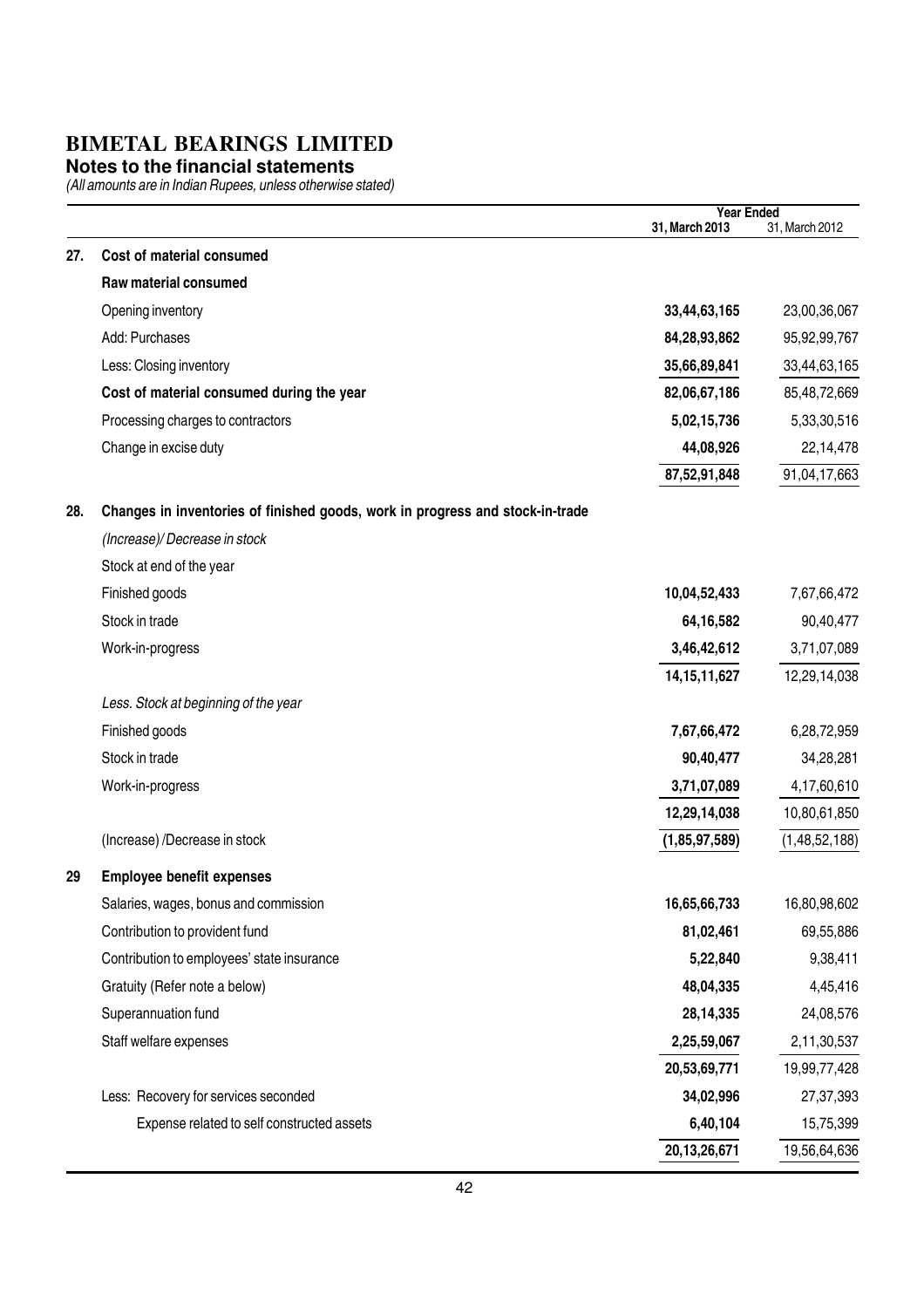# BIMETAL BEARINGS LIMITED

## Notes to the financial statements

*(All amounts are in Indian Rupees, unless otherwise stated)*

| | | Year Ended 31, March 2013 | Year Ended 31, March 2012 |
|---|---|---|---|
| **27.** | **Cost of material consumed** | | |
| | **Raw material consumed** | | |
| | Opening inventory | **33,44,63,165** | 23,00,36,067 |
| | Add: Purchases | **84,28,93,862** | 95,92,99,767 |
| | Less: Closing inventory | **35,66,89,841** | 33,44,63,165 |
| | **Cost of material consumed during the year** | **82,06,67,186** | 85,48,72,669 |
| | Processing charges to contractors | **5,02,15,736** | 5,33,30,516 |
| | Change in excise duty | **44,08,926** | 22,14,478 |
| | | **87,52,91,848** | 91,04,17,663 |
| **28.** | **Changes in inventories of finished goods, work in progress and stock-in-trade** | | |
| | *(Increase)/ Decrease in stock* | | |
| | Stock at end of the year | | |
| | Finished goods | **10,04,52,433** | 7,67,66,472 |
| | Stock in trade | **64,16,582** | 90,40,477 |
| | Work-in-progress | **3,46,42,612** | 3,71,07,089 |
| | | **14,15,11,627** | 12,29,14,038 |
| | *Less. Stock at beginning of the year* | | |
| | Finished goods | **7,67,66,472** | 6,28,72,959 |
| | Stock in trade | **90,40,477** | 34,28,281 |
| | Work-in-progress | **3,71,07,089** | 4,17,60,610 |
| | | **12,29,14,038** | 10,80,61,850 |
| | (Increase) /Decrease in stock | **(1,85,97,589)** | (1,48,52,188) |
| **29** | **Employee benefit expenses** | | |
| | Salaries, wages, bonus and commission | **16,65,66,733** | 16,80,98,602 |
| | Contribution to provident fund | **81,02,461** | 69,55,886 |
| | Contribution to employees' state insurance | **5,22,840** | 9,38,411 |
| | Gratuity (Refer note a below) | **48,04,335** | 4,45,416 |
| | Superannuation fund | **28,14,335** | 24,08,576 |
| | Staff welfare expenses | **2,25,59,067** | 2,11,30,537 |
| | | **20,53,69,771** | 19,99,77,428 |
| | Less: Recovery for services seconded | **34,02,996** | 27,37,393 |
| | Expense related to self constructed assets | **6,40,104** | 15,75,399 |
| | | **20,13,26,671** | 19,56,64,636 |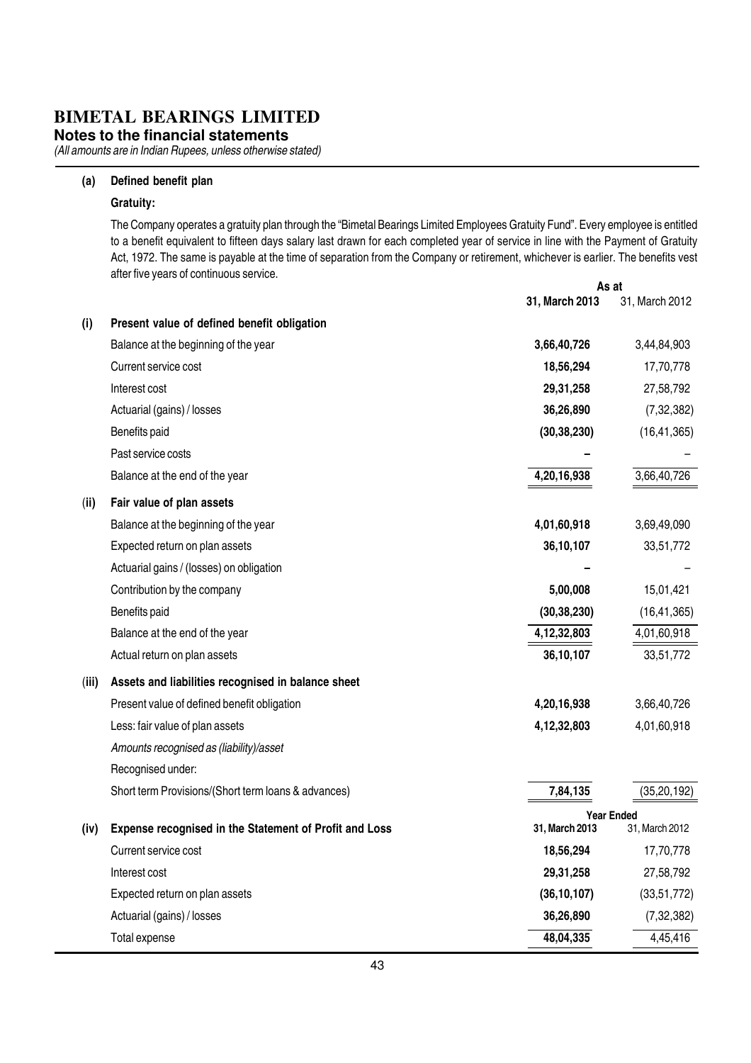# BIMETAL BEARINGS LIMITED

**Notes to the financial statements**

*(All amounts are in Indian Rupees, unless otherwise stated)*

**(a) Defined benefit plan**

**Gratuity:**

The Company operates a gratuity plan through the "Bimetal Bearings Limited Employees Gratuity Fund". Every employee is entitled to a benefit equivalent to fifteen days salary last drawn for each completed year of service in line with the Payment of Gratuity Act, 1972. The same is payable at the time of separation from the Company or retirement, whichever is earlier. The benefits vest after five years of continuous service.

| | | As at | |
|---|---|---|---|
| | | **31, March 2013** | 31, March 2012 |
| **(i)** | **Present value of defined benefit obligation** | | |
| | Balance at the beginning of the year | **3,66,40,726** | 3,44,84,903 |
| | Current service cost | **18,56,294** | 17,70,778 |
| | Interest cost | **29,31,258** | 27,58,792 |
| | Actuarial (gains) / losses | **36,26,890** | (7,32,382) |
| | Benefits paid | **(30,38,230)** | (16,41,365) |
| | Past service costs | **–** | – |
| | Balance at the end of the year | **4,20,16,938** | 3,66,40,726 |
| **(ii)** | **Fair value of plan assets** | | |
| | Balance at the beginning of the year | **4,01,60,918** | 3,69,49,090 |
| | Expected return on plan assets | **36,10,107** | 33,51,772 |
| | Actuarial gains / (losses) on obligation | **–** | – |
| | Contribution by the company | **5,00,008** | 15,01,421 |
| | Benefits paid | **(30,38,230)** | (16,41,365) |
| | Balance at the end of the year | **4,12,32,803** | 4,01,60,918 |
| | Actual return on plan assets | **36,10,107** | 33,51,772 |
| **(iii)** | **Assets and liabilities recognised in balance sheet** | | |
| | Present value of defined benefit obligation | **4,20,16,938** | 3,66,40,726 |
| | Less: fair value of plan assets | **4,12,32,803** | 4,01,60,918 |
| | *Amounts recognised as (liability)/asset* | | |
| | Recognised under: | | |
| | Short term Provisions/(Short term loans & advances) | **7,84,135** | (35,20,192) |
| | | **Year Ended** | |
| **(iv)** | **Expense recognised in the Statement of Profit and Loss** | **31, March 2013** | 31, March 2012 |
| | Current service cost | **18,56,294** | 17,70,778 |
| | Interest cost | **29,31,258** | 27,58,792 |
| | Expected return on plan assets | **(36,10,107)** | (33,51,772) |
| | Actuarial (gains) / losses | **36,26,890** | (7,32,382) |
| | Total expense | **48,04,335** | 4,45,416 |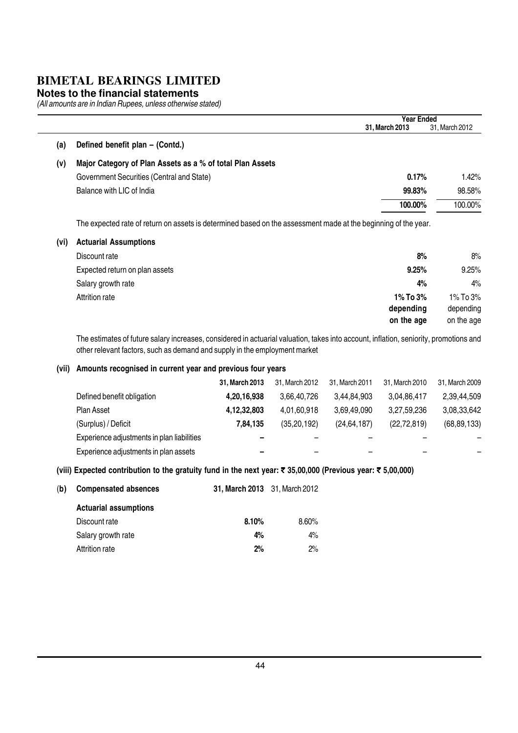# BIMETAL BEARINGS LIMITED

**Notes to the financial statements**

*(All amounts are in Indian Rupees, unless otherwise stated)*

| | | Year Ended 31, March 2013 | 31, March 2012 |
|---|---|---|---|
| **(a)** | **Defined benefit plan – (Contd.)** | | |
| **(v)** | **Major Category of Plan Assets as a % of total Plan Assets** | | |
| | Government Securities (Central and State) | **0.17%** | 1.42% |
| | Balance with LIC of India | **99.83%** | 98.58% |
| | | **100.00%** | 100.00% |

The expected rate of return on assets is determined based on the assessment made at the beginning of the year.

| | | 31, March 2013 | 31, March 2012 |
|---|---|---|---|
| **(vi)** | **Actuarial Assumptions** | | |
| | Discount rate | **8%** | 8% |
| | Expected return on plan assets | **9.25%** | 9.25% |
| | Salary growth rate | **4%** | 4% |
| | Attrition rate | **1% To 3% depending on the age** | 1% To 3% depending on the age |

The estimates of future salary increases, considered in actuarial valuation, takes into account, inflation, seniority, promotions and other relevant factors, such as demand and supply in the employment market

**(vii) Amounts recognised in current year and previous four years**

| | 31, March 2013 | 31, March 2012 | 31, March 2011 | 31, March 2010 | 31, March 2009 |
|---|---|---|---|---|---|
| Defined benefit obligation | **4,20,16,938** | 3,66,40,726 | 3,44,84,903 | 3,04,86,417 | 2,39,44,509 |
| Plan Asset | **4,12,32,803** | 4,01,60,918 | 3,69,49,090 | 3,27,59,236 | 3,08,33,642 |
| (Surplus) / Deficit | **7,84,135** | (35,20,192) | (24,64,187) | (22,72,819) | (68,89,133) |
| Experience adjustments in plan liabilities | **–** | – | – | – | – |
| Experience adjustments in plan assets | **–** | – | – | – | – |

**(viii) Expected contribution to the gratuity fund in the next year: ₹ 35,00,000 (Previous year: ₹ 5,00,000)**

| **(b)** | **Compensated absences** | **31, March 2013** | 31, March 2012 |
|---|---|---|---|
| | **Actuarial assumptions** | | |
| | Discount rate | **8.10%** | 8.60% |
| | Salary growth rate | **4%** | 4% |
| | Attrition rate | **2%** | 2% |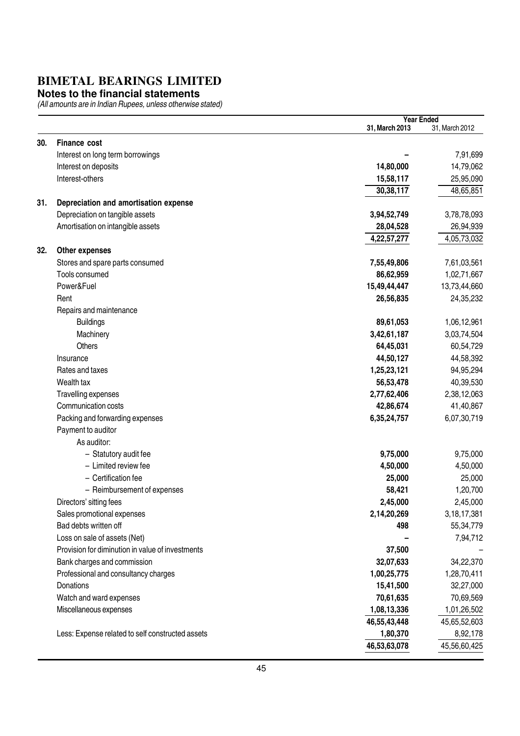# BIMETAL BEARINGS LIMITED

**Notes to the financial statements**

*(All amounts are in Indian Rupees, unless otherwise stated)*

| | | Year Ended 31, March 2013 | Year Ended 31, March 2012 |
|---|---|---|---|
| **30.** | **Finance cost** | | |
| | Interest on long term borrowings | – | 7,91,699 |
| | Interest on deposits | **14,80,000** | 14,79,062 |
| | Interest-others | **15,58,117** | 25,95,090 |
| | | **30,38,117** | 48,65,851 |
| **31.** | **Depreciation and amortisation expense** | | |
| | Depreciation on tangible assets | **3,94,52,749** | 3,78,78,093 |
| | Amortisation on intangible assets | **28,04,528** | 26,94,939 |
| | | **4,22,57,277** | 4,05,73,032 |
| **32.** | **Other expenses** | | |
| | Stores and spare parts consumed | **7,55,49,806** | 7,61,03,561 |
| | Tools consumed | **86,62,959** | 1,02,71,667 |
| | Power&Fuel | **15,49,44,447** | 13,73,44,660 |
| | Rent | **26,56,835** | 24,35,232 |
| | Repairs and maintenance | | |
| | Buildings | **89,61,053** | 1,06,12,961 |
| | Machinery | **3,42,61,187** | 3,03,74,504 |
| | Others | **64,45,031** | 60,54,729 |
| | Insurance | **44,50,127** | 44,58,392 |
| | Rates and taxes | **1,25,23,121** | 94,95,294 |
| | Wealth tax | **56,53,478** | 40,39,530 |
| | Travelling expenses | **2,77,62,406** | 2,38,12,063 |
| | Communication costs | **42,86,674** | 41,40,867 |
| | Packing and forwarding expenses | **6,35,24,757** | 6,07,30,719 |
| | Payment to auditor | | |
| | As auditor: | | |
| | – Statutory audit fee | **9,75,000** | 9,75,000 |
| | – Limited review fee | **4,50,000** | 4,50,000 |
| | – Certification fee | **25,000** | 25,000 |
| | – Reimbursement of expenses | **58,421** | 1,20,700 |
| | Directors' sitting fees | **2,45,000** | 2,45,000 |
| | Sales promotional expenses | **2,14,20,269** | 3,18,17,381 |
| | Bad debts written off | **498** | 55,34,779 |
| | Loss on sale of assets (Net) | – | 7,94,712 |
| | Provision for diminution in value of investments | **37,500** | – |
| | Bank charges and commission | **32,07,633** | 34,22,370 |
| | Professional and consultancy charges | **1,00,25,775** | 1,28,70,411 |
| | Donations | **15,41,500** | 32,27,000 |
| | Watch and ward expenses | **70,61,635** | 70,69,569 |
| | Miscellaneous expenses | **1,08,13,336** | 1,01,26,502 |
| | | **46,55,43,448** | 45,65,52,603 |
| | Less: Expense related to self constructed assets | **1,80,370** | 8,92,178 |
| | | **46,53,63,078** | 45,56,60,425 |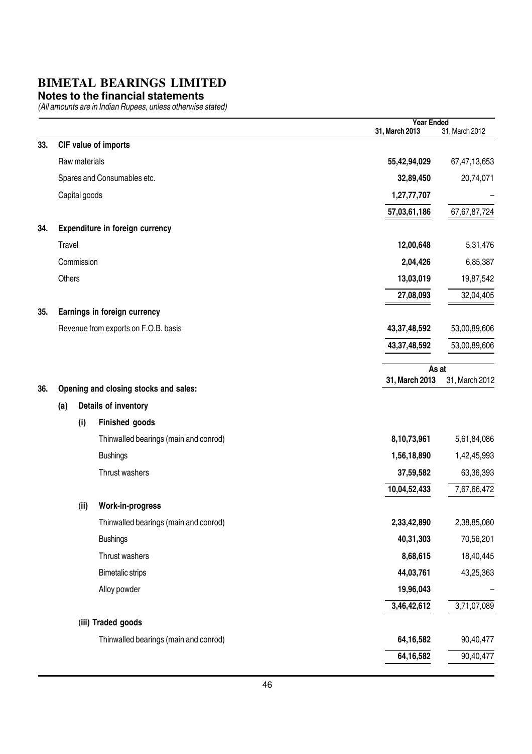# BIMETAL BEARINGS LIMITED

## Notes to the financial statements

*(All amounts are in Indian Rupees, unless otherwise stated)*

| | Year Ended 31, March 2013 | Year Ended 31, March 2012 |
|---|---|---|
| **33. CIF value of imports** | | |
| Raw materials | **55,42,94,029** | 67,47,13,653 |
| Spares and Consumables etc. | **32,89,450** | 20,74,071 |
| Capital goods | **1,27,77,707** | – |
| | **57,03,61,186** | 67,67,87,724 |
| **34. Expenditure in foreign currency** | | |
| Travel | **12,00,648** | 5,31,476 |
| Commission | **2,04,426** | 6,85,387 |
| Others | **13,03,019** | 19,87,542 |
| | **27,08,093** | 32,04,405 |
| **35. Earnings in foreign currency** | | |
| Revenue from exports on F.O.B. basis | **43,37,48,592** | 53,00,89,606 |
| | **43,37,48,592** | 53,00,89,606 |

| | As at 31, March 2013 | As at 31, March 2012 |
|---|---|---|
| **36. Opening and closing stocks and sales:** | | |
| **(a) Details of inventory** | | |
| **(i) Finished goods** | | |
| Thinwalled bearings (main and conrod) | **8,10,73,961** | 5,61,84,086 |
| Bushings | **1,56,18,890** | 1,42,45,993 |
| Thrust washers | **37,59,582** | 63,36,393 |
| | **10,04,52,433** | 7,67,66,472 |
| **(ii) Work-in-progress** | | |
| Thinwalled bearings (main and conrod) | **2,33,42,890** | 2,38,85,080 |
| Bushings | **40,31,303** | 70,56,201 |
| Thrust washers | **8,68,615** | 18,40,445 |
| Bimetalic strips | **44,03,761** | 43,25,363 |
| Alloy powder | **19,96,043** | – |
| | **3,46,42,612** | 3,71,07,089 |
| **(iii) Traded goods** | | |
| Thinwalled bearings (main and conrod) | **64,16,582** | 90,40,477 |
| | **64,16,582** | 90,40,477 |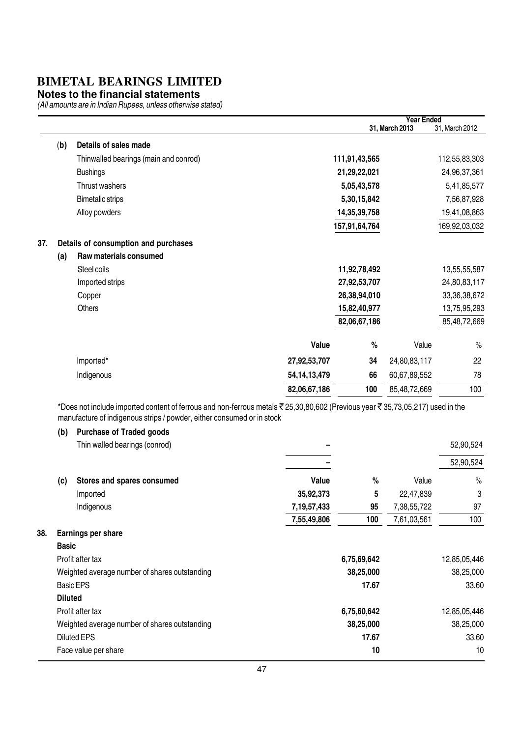# BIMETAL BEARINGS LIMITED

## Notes to the financial statements

*(All amounts are in Indian Rupees, unless otherwise stated)*

| | | Year Ended 31, March 2013 | 31, March 2012 |
|---|---|---|---|
| **(b)** | **Details of sales made** | | |
| | Thinwalled bearings (main and conrod) | **111,91,43,565** | 112,55,83,303 |
| | Bushings | **21,29,22,021** | 24,96,37,361 |
| | Thrust washers | **5,05,43,578** | 5,41,85,577 |
| | Bimetalic strips | **5,30,15,842** | 7,56,87,928 |
| | Alloy powders | **14,35,39,758** | 19,41,08,863 |
| | | **157,91,64,764** | 169,92,03,032 |

**37. Details of consumption and purchases**

**(a) Raw materials consumed**

| | 31, March 2013 | 31, March 2012 |
|---|---|---|
| Steel coils | **11,92,78,492** | 13,55,55,587 |
| Imported strips | **27,92,53,707** | 24,80,83,117 |
| Copper | **26,38,94,010** | 33,36,38,672 |
| Others | **15,82,40,977** | 13,75,95,293 |
| | **82,06,67,186** | 85,48,72,669 |

| | Value | % | Value | % |
|---|---|---|---|---|
| Imported* | **27,92,53,707** | **34** | 24,80,83,117 | 22 |
| Indigenous | **54,14,13,479** | **66** | 60,67,89,552 | 78 |
| | **82,06,67,186** | **100** | 85,48,72,669 | 100 |

*Does not include imported content of ferrous and non-ferrous metals ₹ 25,30,80,602 (Previous year ₹ 35,73,05,217) used in the manufacture of indigenous strips / powder, either consumed or in stock

**(b) Purchase of Traded goods**

| | 31, March 2013 | 31, March 2012 |
|---|---|---|
| Thin walled bearings (conrod) | **–** | 52,90,524 |
| | **–** | 52,90,524 |

**(c) Stores and spares consumed**

| | Value | % | Value | % |
|---|---|---|---|---|
| Imported | **35,92,373** | **5** | 22,47,839 | 3 |
| Indigenous | **7,19,57,433** | **95** | 7,38,55,722 | 97 |
| | **7,55,49,806** | **100** | 7,61,03,561 | 100 |

**38. Earnings per share**

| | 31, March 2013 | 31, March 2012 |
|---|---|---|
| **Basic** | | |
| Profit after tax | **6,75,69,642** | 12,85,05,446 |
| Weighted average number of shares outstanding | **38,25,000** | 38,25,000 |
| Basic EPS | **17.67** | 33.60 |
| **Diluted** | | |
| Profit after tax | **6,75,60,642** | 12,85,05,446 |
| Weighted average number of shares outstanding | **38,25,000** | 38,25,000 |
| Diluted EPS | **17.67** | 33.60 |
| Face value per share | **10** | 10 |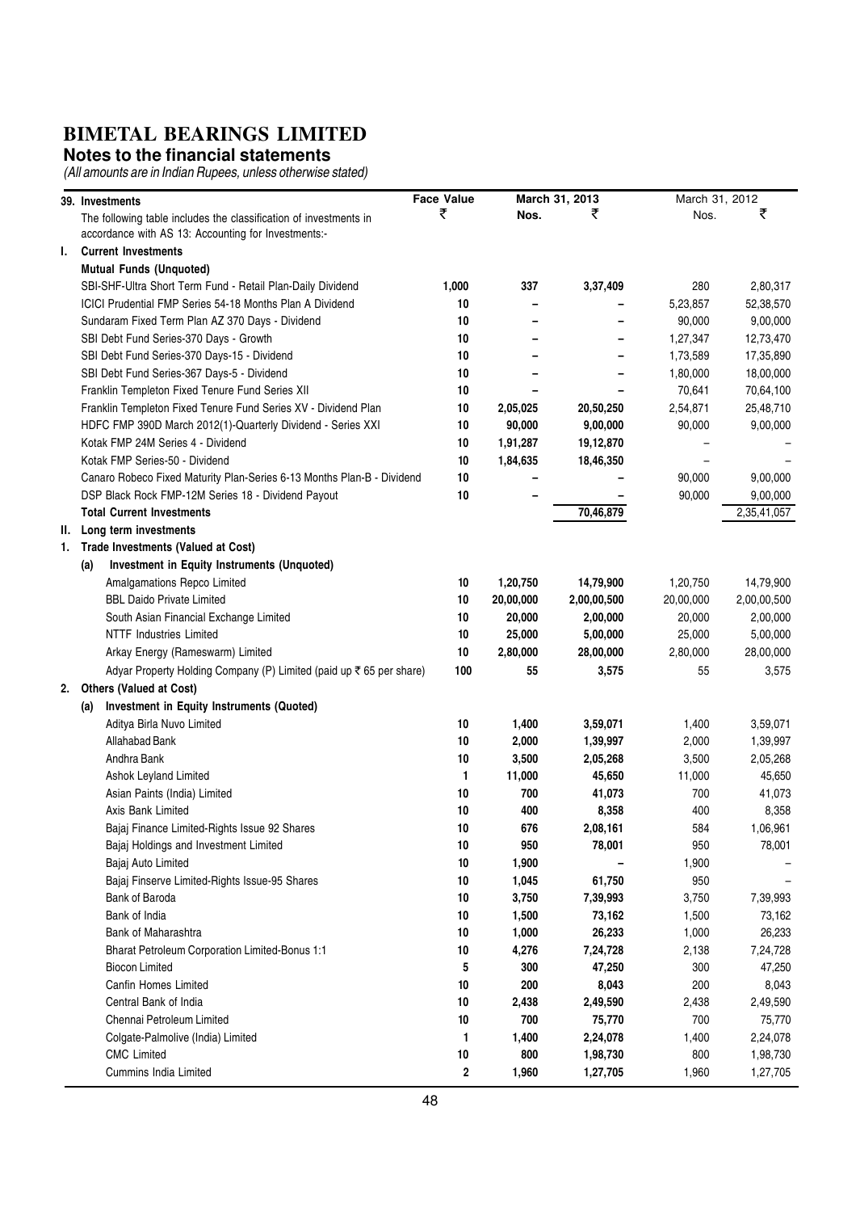# BIMETAL BEARINGS LIMITED

## Notes to the financial statements

*(All amounts are in Indian Rupees, unless otherwise stated)*

| 39. Investments | Face Value ₹ | March 31, 2013 Nos. | March 31, 2013 ₹ | March 31, 2012 Nos. | March 31, 2012 ₹ |
|---|---|---|---|---|---|
| The following table includes the classification of investments in accordance with AS 13: Accounting for Investments:- | | | | | |
| **I. Current Investments** | | | | | |
| **Mutual Funds (Unquoted)** | | | | | |
| SBI-SHF-Ultra Short Term Fund - Retail Plan-Daily Dividend | 1,000 | 337 | 3,37,409 | 280 | 2,80,317 |
| ICICI Prudential FMP Series 54-18 Months Plan A Dividend | 10 | – | – | 5,23,857 | 52,38,570 |
| Sundaram Fixed Term Plan AZ 370 Days - Dividend | 10 | – | – | 90,000 | 9,00,000 |
| SBI Debt Fund Series-370 Days - Growth | 10 | – | – | 1,27,347 | 12,73,470 |
| SBI Debt Fund Series-370 Days-15 - Dividend | 10 | – | – | 1,73,589 | 17,35,890 |
| SBI Debt Fund Series-367 Days-5 - Dividend | 10 | – | – | 1,80,000 | 18,00,000 |
| Franklin Templeton Fixed Tenure Fund Series XII | 10 | – | – | 70,641 | 70,64,100 |
| Franklin Templeton Fixed Tenure Fund Series XV - Dividend Plan | 10 | 2,05,025 | 20,50,250 | 2,54,871 | 25,48,710 |
| HDFC FMP 390D March 2012(1)-Quarterly Dividend - Series XXI | 10 | 90,000 | 9,00,000 | 90,000 | 9,00,000 |
| Kotak FMP 24M Series 4 - Dividend | 10 | 1,91,287 | 19,12,870 | – | – |
| Kotak FMP Series-50 - Dividend | 10 | 1,84,635 | 18,46,350 | – | – |
| Canaro Robeco Fixed Maturity Plan-Series 6-13 Months Plan-B - Dividend | 10 | – | – | 90,000 | 9,00,000 |
| DSP Black Rock FMP-12M Series 18 - Dividend Payout | 10 | – | – | 90,000 | 9,00,000 |
| **Total Current Investments** | | | 70,46,879 | | 2,35,41,057 |
| **II. Long term investments** | | | | | |
| **1. Trade Investments (Valued at Cost)** | | | | | |
| **(a) Investment in Equity Instruments (Unquoted)** | | | | | |
| Amalgamations Repco Limited | 10 | 1,20,750 | 14,79,900 | 1,20,750 | 14,79,900 |
| BBL Daido Private Limited | 10 | 20,00,000 | 2,00,00,500 | 20,00,000 | 2,00,00,500 |
| South Asian Financial Exchange Limited | 10 | 20,000 | 2,00,000 | 20,000 | 2,00,000 |
| NTTF Industries Limited | 10 | 25,000 | 5,00,000 | 25,000 | 5,00,000 |
| Arkay Energy (Rameswarm) Limited | 10 | 2,80,000 | 28,00,000 | 2,80,000 | 28,00,000 |
| Adyar Property Holding Company (P) Limited (paid up ₹ 65 per share) | 100 | 55 | 3,575 | 55 | 3,575 |
| **2. Others (Valued at Cost)** | | | | | |
| **(a) Investment in Equity Instruments (Quoted)** | | | | | |
| Aditya Birla Nuvo Limited | 10 | 1,400 | 3,59,071 | 1,400 | 3,59,071 |
| Allahabad Bank | 10 | 2,000 | 1,39,997 | 2,000 | 1,39,997 |
| Andhra Bank | 10 | 3,500 | 2,05,268 | 3,500 | 2,05,268 |
| Ashok Leyland Limited | 1 | 11,000 | 45,650 | 11,000 | 45,650 |
| Asian Paints (India) Limited | 10 | 700 | 41,073 | 700 | 41,073 |
| Axis Bank Limited | 10 | 400 | 8,358 | 400 | 8,358 |
| Bajaj Finance Limited-Rights Issue 92 Shares | 10 | 676 | 2,08,161 | 584 | 1,06,961 |
| Bajaj Holdings and Investment Limited | 10 | 950 | 78,001 | 950 | 78,001 |
| Bajaj Auto Limited | 10 | 1,900 | – | 1,900 | – |
| Bajaj Finserve Limited-Rights Issue-95 Shares | 10 | 1,045 | 61,750 | 950 | – |
| Bank of Baroda | 10 | 3,750 | 7,39,993 | 3,750 | 7,39,993 |
| Bank of India | 10 | 1,500 | 73,162 | 1,500 | 73,162 |
| Bank of Maharashtra | 10 | 1,000 | 26,233 | 1,000 | 26,233 |
| Bharat Petroleum Corporation Limited-Bonus 1:1 | 10 | 4,276 | 7,24,728 | 2,138 | 7,24,728 |
| Biocon Limited | 5 | 300 | 47,250 | 300 | 47,250 |
| Canfin Homes Limited | 10 | 200 | 8,043 | 200 | 8,043 |
| Central Bank of India | 10 | 2,438 | 2,49,590 | 2,438 | 2,49,590 |
| Chennai Petroleum Limited | 10 | 700 | 75,770 | 700 | 75,770 |
| Colgate-Palmolive (India) Limited | 1 | 1,400 | 2,24,078 | 1,400 | 2,24,078 |
| CMC Limited | 10 | 800 | 1,98,730 | 800 | 1,98,730 |
| Cummins India Limited | 2 | 1,960 | 1,27,705 | 1,960 | 1,27,705 |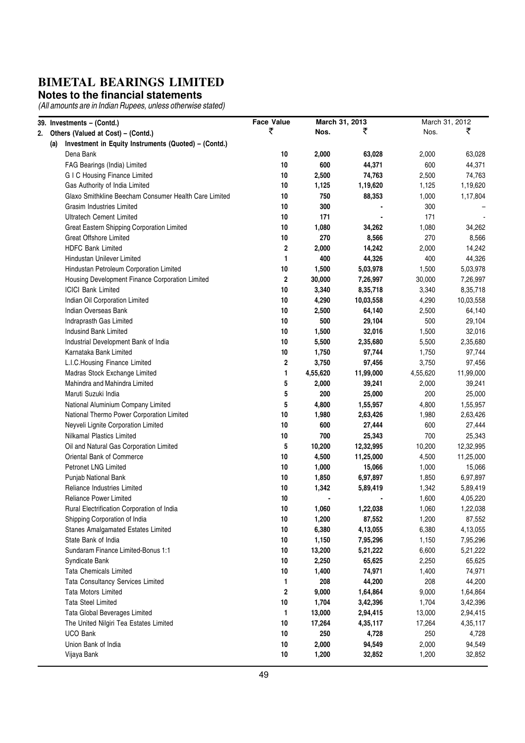# BIMETAL BEARINGS LIMITED

## Notes to the financial statements

*(All amounts are in Indian Rupees, unless otherwise stated)*

| 39. Investments – (Contd.) | Face Value | March 31, 2013 | | March 31, 2012 | |
|---|---|---|---|---|---|
| 2. Others (Valued at Cost) – (Contd.) | ₹ | Nos. | ₹ | Nos. | ₹ |
| (a) Investment in Equity Instruments (Quoted) – (Contd.) | | | | | |
| Dena Bank | 10 | 2,000 | 63,028 | 2,000 | 63,028 |
| FAG Bearings (India) Limited | 10 | 600 | 44,371 | 600 | 44,371 |
| G I C Housing Finance Limited | 10 | 2,500 | 74,763 | 2,500 | 74,763 |
| Gas Authority of India Limited | 10 | 1,125 | 1,19,620 | 1,125 | 1,19,620 |
| Glaxo Smithkline Beecham Consumer Health Care Limited | 10 | 750 | 88,353 | 1,000 | 1,17,804 |
| Grasim Industries Limited | 10 | 300 | - | 300 | – |
| Ultratech Cement Limited | 10 | 171 | - | 171 | - |
| Great Eastern Shipping Corporation Limited | 10 | 1,080 | 34,262 | 1,080 | 34,262 |
| Great Offshore Limited | 10 | 270 | 8,566 | 270 | 8,566 |
| HDFC Bank Limited | 2 | 2,000 | 14,242 | 2,000 | 14,242 |
| Hindustan Unilever Limited | 1 | 400 | 44,326 | 400 | 44,326 |
| Hindustan Petroleum Corporation Limited | 10 | 1,500 | 5,03,978 | 1,500 | 5,03,978 |
| Housing Development Finance Corporation Limited | 2 | 30,000 | 7,26,997 | 30,000 | 7,26,997 |
| ICICI Bank Limited | 10 | 3,340 | 8,35,718 | 3,340 | 8,35,718 |
| Indian Oil Corporation Limited | 10 | 4,290 | 10,03,558 | 4,290 | 10,03,558 |
| Indian Overseas Bank | 10 | 2,500 | 64,140 | 2,500 | 64,140 |
| Indraprasth Gas Limited | 10 | 500 | 29,104 | 500 | 29,104 |
| Indusind Bank Limited | 10 | 1,500 | 32,016 | 1,500 | 32,016 |
| Industrial Development Bank of India | 10 | 5,500 | 2,35,680 | 5,500 | 2,35,680 |
| Karnataka Bank Limited | 10 | 1,750 | 97,744 | 1,750 | 97,744 |
| L.I.C.Housing Finance Limited | 2 | 3,750 | 97,456 | 3,750 | 97,456 |
| Madras Stock Exchange Limited | 1 | 4,55,620 | 11,99,000 | 4,55,620 | 11,99,000 |
| Mahindra and Mahindra Limited | 5 | 2,000 | 39,241 | 2,000 | 39,241 |
| Maruti Suzuki India | 5 | 200 | 25,000 | 200 | 25,000 |
| National Aluminium Company Limited | 5 | 4,800 | 1,55,957 | 4,800 | 1,55,957 |
| National Thermo Power Corporation Limited | 10 | 1,980 | 2,63,426 | 1,980 | 2,63,426 |
| Neyveli Lignite Corporation Limited | 10 | 600 | 27,444 | 600 | 27,444 |
| Nilkamal Plastics Limited | 10 | 700 | 25,343 | 700 | 25,343 |
| Oil and Natural Gas Corporation Limited | 5 | 10,200 | 12,32,995 | 10,200 | 12,32,995 |
| Oriental Bank of Commerce | 10 | 4,500 | 11,25,000 | 4,500 | 11,25,000 |
| Petronet LNG Limited | 10 | 1,000 | 15,066 | 1,000 | 15,066 |
| Punjab National Bank | 10 | 1,850 | 6,97,897 | 1,850 | 6,97,897 |
| Reliance Industries Limited | 10 | 1,342 | 5,89,419 | 1,342 | 5,89,419 |
| Reliance Power Limited | 10 | - | - | 1,600 | 4,05,220 |
| Rural Electrification Corporation of India | 10 | 1,060 | 1,22,038 | 1,060 | 1,22,038 |
| Shipping Corporation of India | 10 | 1,200 | 87,552 | 1,200 | 87,552 |
| Stanes Amalgamated Estates Limited | 10 | 6,380 | 4,13,055 | 6,380 | 4,13,055 |
| State Bank of India | 10 | 1,150 | 7,95,296 | 1,150 | 7,95,296 |
| Sundaram Finance Limited-Bonus 1:1 | 10 | 13,200 | 5,21,222 | 6,600 | 5,21,222 |
| Syndicate Bank | 10 | 2,250 | 65,625 | 2,250 | 65,625 |
| Tata Chemicals Limited | 10 | 1,400 | 74,971 | 1,400 | 74,971 |
| Tata Consultancy Services Limited | 1 | 208 | 44,200 | 208 | 44,200 |
| Tata Motors Limited | 2 | 9,000 | 1,64,864 | 9,000 | 1,64,864 |
| Tata Steel Limited | 10 | 1,704 | 3,42,396 | 1,704 | 3,42,396 |
| Tata Global Beverages Limited | 1 | 13,000 | 2,94,415 | 13,000 | 2,94,415 |
| The United Nilgiri Tea Estates Limited | 10 | 17,264 | 4,35,117 | 17,264 | 4,35,117 |
| UCO Bank | 10 | 250 | 4,728 | 250 | 4,728 |
| Union Bank of India | 10 | 2,000 | 94,549 | 2,000 | 94,549 |
| Vijaya Bank | 10 | 1,200 | 32,852 | 1,200 | 32,852 |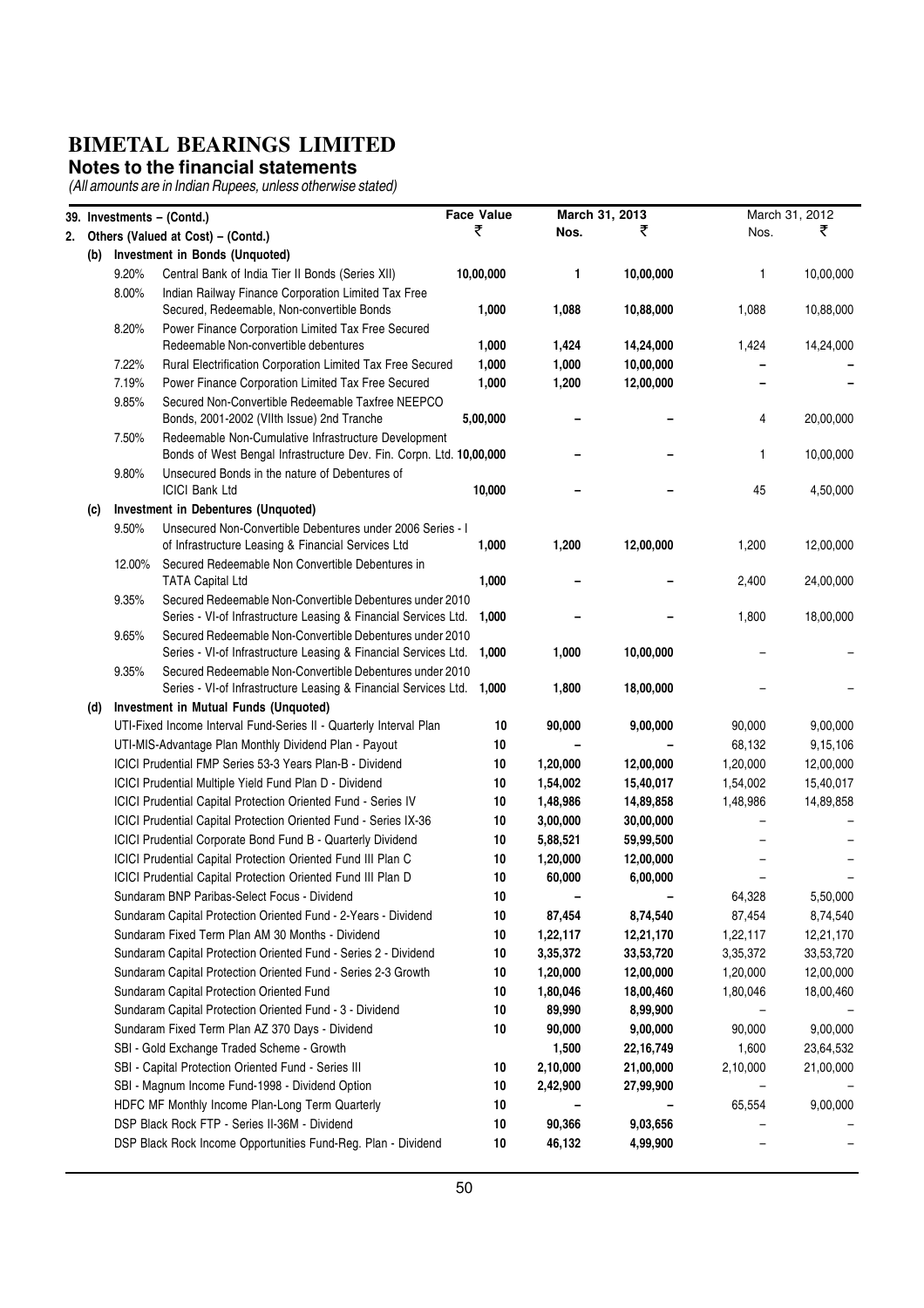# BIMETAL BEARINGS LIMITED

## Notes to the financial statements

*(All amounts are in Indian Rupees, unless otherwise stated)*

| 39. Investments – (Contd.) | | Face Value | March 31, 2013 | | March 31, 2012 | |
|---|---|---|---|---|---|---|
| 2. Others (Valued at Cost) – (Contd.) | | ₹ | Nos. | ₹ | Nos. | ₹ |
| **(b) Investment in Bonds (Unquoted)** | | | | | | |
| 9.20% | Central Bank of India Tier II Bonds (Series XII) | 10,00,000 | 1 | 10,00,000 | 1 | 10,00,000 |
| 8.00% | Indian Railway Finance Corporation Limited Tax Free Secured, Redeemable, Non-convertible Bonds | 1,000 | 1,088 | 10,88,000 | 1,088 | 10,88,000 |
| 8.20% | Power Finance Corporation Limited Tax Free Secured Redeemable Non-convertible debentures | 1,000 | 1,424 | 14,24,000 | 1,424 | 14,24,000 |
| 7.22% | Rural Electrification Corporation Limited Tax Free Secured | 1,000 | 1,000 | 10,00,000 | – | – |
| 7.19% | Power Finance Corporation Limited Tax Free Secured | 1,000 | 1,200 | 12,00,000 | – | – |
| 9.85% | Secured Non-Convertible Redeemable Taxfree NEEPCO Bonds, 2001-2002 (VIIth Issue) 2nd Tranche | 5,00,000 | – | – | 4 | 20,00,000 |
| 7.50% | Redeemable Non-Cumulative Infrastructure Development Bonds of West Bengal Infrastructure Dev. Fin. Corpn. Ltd. | 10,00,000 | – | – | 1 | 10,00,000 |
| 9.80% | Unsecured Bonds in the nature of Debentures of ICICI Bank Ltd | 10,000 | – | – | 45 | 4,50,000 |
| **(c) Investment in Debentures (Unquoted)** | | | | | | |
| 9.50% | Unsecured Non-Convertible Debentures under 2006 Series - I of Infrastructure Leasing & Financial Services Ltd | 1,000 | 1,200 | 12,00,000 | 1,200 | 12,00,000 |
| 12.00% | Secured Redeemable Non Convertible Debentures in TATA Capital Ltd | 1,000 | – | – | 2,400 | 24,00,000 |
| 9.35% | Secured Redeemable Non-Convertible Debentures under 2010 Series - VI-of Infrastructure Leasing & Financial Services Ltd. | 1,000 | – | – | 1,800 | 18,00,000 |
| 9.65% | Secured Redeemable Non-Convertible Debentures under 2010 Series - VI-of Infrastructure Leasing & Financial Services Ltd. | 1,000 | 1,000 | 10,00,000 | – | – |
| 9.35% | Secured Redeemable Non-Convertible Debentures under 2010 Series - VI-of Infrastructure Leasing & Financial Services Ltd. | 1,000 | 1,800 | 18,00,000 | – | – |
| **(d) Investment in Mutual Funds (Unquoted)** | | | | | | |
| | UTI-Fixed Income Interval Fund-Series II - Quarterly Interval Plan | 10 | 90,000 | 9,00,000 | 90,000 | 9,00,000 |
| | UTI-MIS-Advantage Plan Monthly Dividend Plan - Payout | 10 | – | – | 68,132 | 9,15,106 |
| | ICICI Prudential FMP Series 53-3 Years Plan-B - Dividend | 10 | 1,20,000 | 12,00,000 | 1,20,000 | 12,00,000 |
| | ICICI Prudential Multiple Yield Fund Plan D - Dividend | 10 | 1,54,002 | 15,40,017 | 1,54,002 | 15,40,017 |
| | ICICI Prudential Capital Protection Oriented Fund - Series IV | 10 | 1,48,986 | 14,89,858 | 1,48,986 | 14,89,858 |
| | ICICI Prudential Capital Protection Oriented Fund - Series IX-36 | 10 | 3,00,000 | 30,00,000 | – | – |
| | ICICI Prudential Corporate Bond Fund B - Quarterly Dividend | 10 | 5,88,521 | 59,99,500 | – | – |
| | ICICI Prudential Capital Protection Oriented Fund III Plan C | 10 | 1,20,000 | 12,00,000 | – | – |
| | ICICI Prudential Capital Protection Oriented Fund III Plan D | 10 | 60,000 | 6,00,000 | – | – |
| | Sundaram BNP Paribas-Select Focus - Dividend | 10 | – | – | 64,328 | 5,50,000 |
| | Sundaram Capital Protection Oriented Fund - 2-Years - Dividend | 10 | 87,454 | 8,74,540 | 87,454 | 8,74,540 |
| | Sundaram Fixed Term Plan AM 30 Months - Dividend | 10 | 1,22,117 | 12,21,170 | 1,22,117 | 12,21,170 |
| | Sundaram Capital Protection Oriented Fund - Series 2 - Dividend | 10 | 3,35,372 | 33,53,720 | 3,35,372 | 33,53,720 |
| | Sundaram Capital Protection Oriented Fund - Series 2-3 Growth | 10 | 1,20,000 | 12,00,000 | 1,20,000 | 12,00,000 |
| | Sundaram Capital Protection Oriented Fund | 10 | 1,80,046 | 18,00,460 | 1,80,046 | 18,00,460 |
| | Sundaram Capital Protection Oriented Fund - 3 - Dividend | 10 | 89,990 | 8,99,900 | – | – |
| | Sundaram Fixed Term Plan AZ 370 Days - Dividend | 10 | 90,000 | 9,00,000 | 90,000 | 9,00,000 |
| | SBI - Gold Exchange Traded Scheme - Growth | | 1,500 | 22,16,749 | 1,600 | 23,64,532 |
| | SBI - Capital Protection Oriented Fund - Series III | 10 | 2,10,000 | 21,00,000 | 2,10,000 | 21,00,000 |
| | SBI - Magnum Income Fund-1998 - Dividend Option | 10 | 2,42,900 | 27,99,900 | – | – |
| | HDFC MF Monthly Income Plan-Long Term Quarterly | 10 | – | – | 65,554 | 9,00,000 |
| | DSP Black Rock FTP - Series II-36M - Dividend | 10 | 90,366 | 9,03,656 | – | – |
| | DSP Black Rock Income Opportunities Fund-Reg. Plan - Dividend | 10 | 46,132 | 4,99,900 | – | – |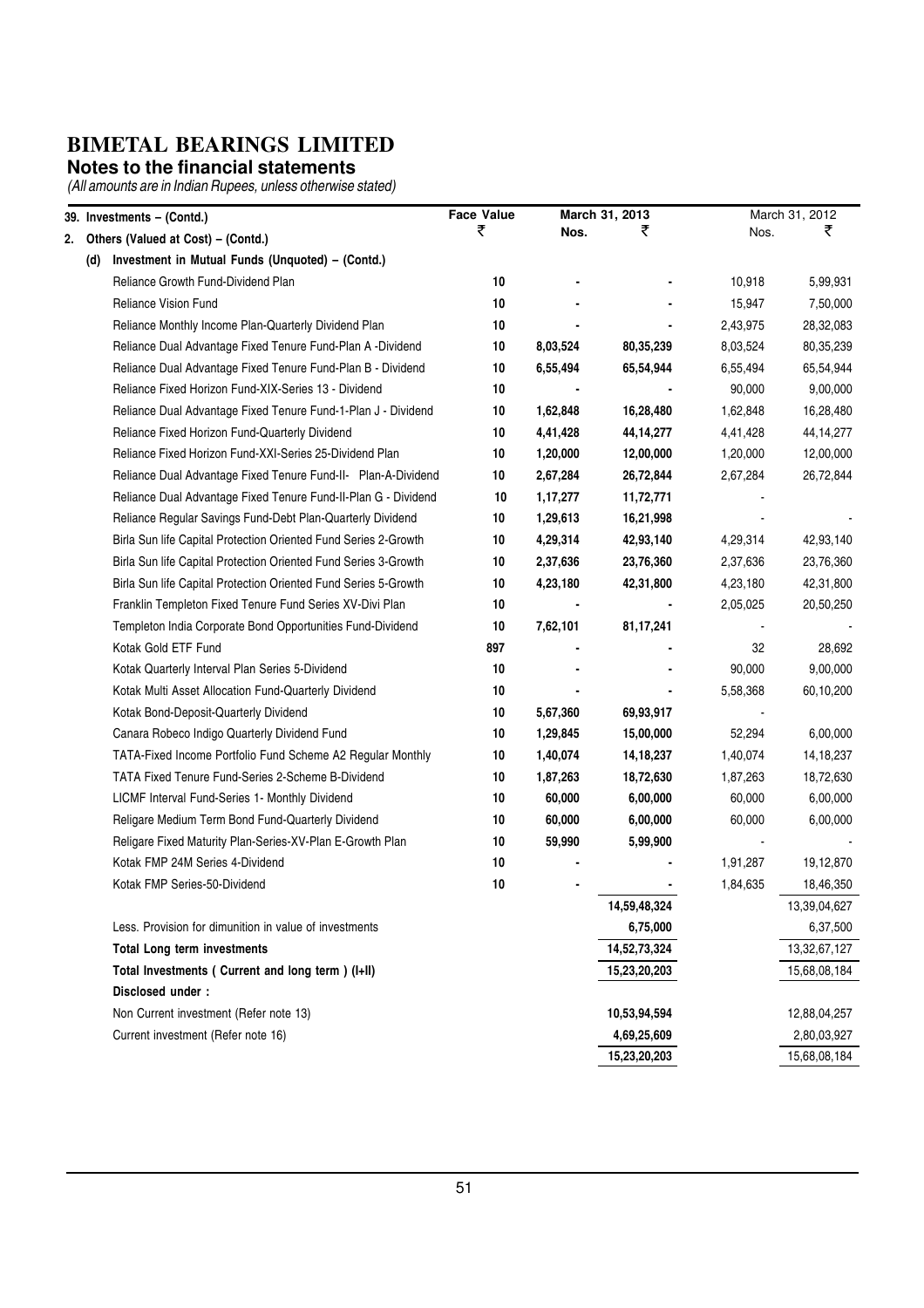# BIMETAL BEARINGS LIMITED

## Notes to the financial statements

*(All amounts are in Indian Rupees, unless otherwise stated)*

| 39. Investments – (Contd.) | Face Value | March 31, 2013 | | March 31, 2012 | |
|---|---|---|---|---|---|
| 2. Others (Valued at Cost) – (Contd.) | ₹ | Nos. | ₹ | Nos. | ₹ |
| (d) Investment in Mutual Funds (Unquoted) – (Contd.) | | | | | |
| Reliance Growth Fund-Dividend Plan | 10 | - | - | 10,918 | 5,99,931 |
| Reliance Vision Fund | 10 | - | - | 15,947 | 7,50,000 |
| Reliance Monthly Income Plan-Quarterly Dividend Plan | 10 | - | - | 2,43,975 | 28,32,083 |
| Reliance Dual Advantage Fixed Tenure Fund-Plan A -Dividend | 10 | 8,03,524 | 80,35,239 | 8,03,524 | 80,35,239 |
| Reliance Dual Advantage Fixed Tenure Fund-Plan B - Dividend | 10 | 6,55,494 | 65,54,944 | 6,55,494 | 65,54,944 |
| Reliance Fixed Horizon Fund-XIX-Series 13 - Dividend | 10 | - | - | 90,000 | 9,00,000 |
| Reliance Dual Advantage Fixed Tenure Fund-1-Plan J - Dividend | 10 | 1,62,848 | 16,28,480 | 1,62,848 | 16,28,480 |
| Reliance Fixed Horizon Fund-Quarterly Dividend | 10 | 4,41,428 | 44,14,277 | 4,41,428 | 44,14,277 |
| Reliance Fixed Horizon Fund-XXI-Series 25-Dividend Plan | 10 | 1,20,000 | 12,00,000 | 1,20,000 | 12,00,000 |
| Reliance Dual Advantage Fixed Tenure Fund-II- Plan-A-Dividend | 10 | 2,67,284 | 26,72,844 | 2,67,284 | 26,72,844 |
| Reliance Dual Advantage Fixed Tenure Fund-II-Plan G - Dividend | 10 | 1,17,277 | 11,72,771 | - | |
| Reliance Regular Savings Fund-Debt Plan-Quarterly Dividend | 10 | 1,29,613 | 16,21,998 | - | - |
| Birla Sun life Capital Protection Oriented Fund Series 2-Growth | 10 | 4,29,314 | 42,93,140 | 4,29,314 | 42,93,140 |
| Birla Sun life Capital Protection Oriented Fund Series 3-Growth | 10 | 2,37,636 | 23,76,360 | 2,37,636 | 23,76,360 |
| Birla Sun life Capital Protection Oriented Fund Series 5-Growth | 10 | 4,23,180 | 42,31,800 | 4,23,180 | 42,31,800 |
| Franklin Templeton Fixed Tenure Fund Series XV-Divi Plan | 10 | - | - | 2,05,025 | 20,50,250 |
| Templeton India Corporate Bond Opportunities Fund-Dividend | 10 | 7,62,101 | 81,17,241 | - | - |
| Kotak Gold ETF Fund | 897 | - | - | 32 | 28,692 |
| Kotak Quarterly Interval Plan Series 5-Dividend | 10 | - | - | 90,000 | 9,00,000 |
| Kotak Multi Asset Allocation Fund-Quarterly Dividend | 10 | - | - | 5,58,368 | 60,10,200 |
| Kotak Bond-Deposit-Quarterly Dividend | 10 | 5,67,360 | 69,93,917 | - | |
| Canara Robeco Indigo Quarterly Dividend Fund | 10 | 1,29,845 | 15,00,000 | 52,294 | 6,00,000 |
| TATA-Fixed Income Portfolio Fund Scheme A2 Regular Monthly | 10 | 1,40,074 | 14,18,237 | 1,40,074 | 14,18,237 |
| TATA Fixed Tenure Fund-Series 2-Scheme B-Dividend | 10 | 1,87,263 | 18,72,630 | 1,87,263 | 18,72,630 |
| LICMF Interval Fund-Series 1- Monthly Dividend | 10 | 60,000 | 6,00,000 | 60,000 | 6,00,000 |
| Religare Medium Term Bond Fund-Quarterly Dividend | 10 | 60,000 | 6,00,000 | 60,000 | 6,00,000 |
| Religare Fixed Maturity Plan-Series-XV-Plan E-Growth Plan | 10 | 59,990 | 5,99,900 | - | - |
| Kotak FMP 24M Series 4-Dividend | 10 | - | - | 1,91,287 | 19,12,870 |
| Kotak FMP Series-50-Dividend | 10 | - | - | 1,84,635 | 18,46,350 |
| | | | 14,59,48,324 | | 13,39,04,627 |
| Less. Provision for dimunition in value of investments | | | 6,75,000 | | 6,37,500 |
| **Total Long term investments** | | | 14,52,73,324 | | 13,32,67,127 |
| **Total Investments ( Current and long term ) (I+II)** | | | 15,23,20,203 | | 15,68,08,184 |
| **Disclosed under :** | | | | | |
| Non Current investment (Refer note 13) | | | 10,53,94,594 | | 12,88,04,257 |
| Current investment (Refer note 16) | | | 4,69,25,609 | | 2,80,03,927 |
| | | | 15,23,20,203 | | 15,68,08,184 |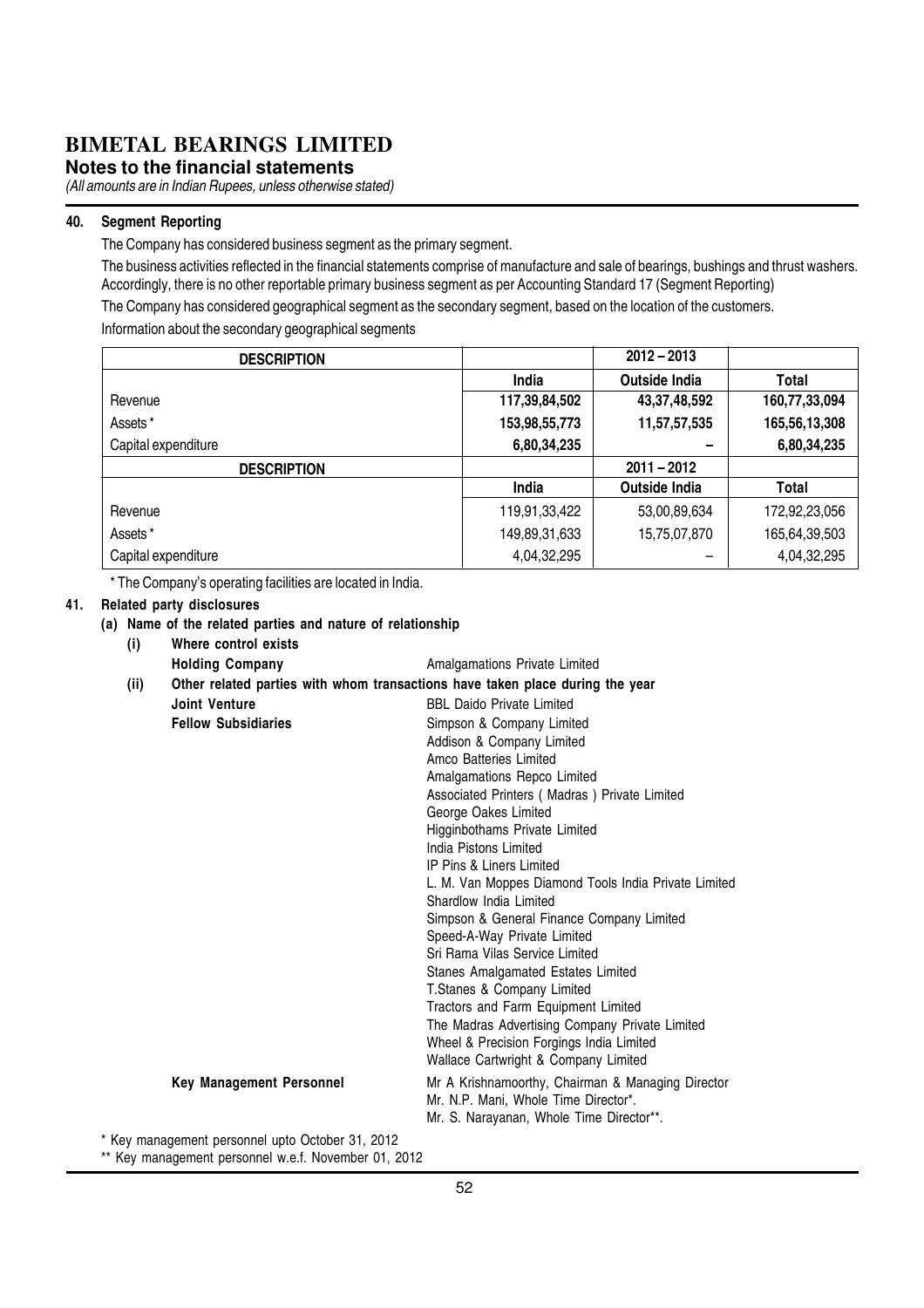# BIMETAL BEARINGS LIMITED

## Notes to the financial statements

*(All amounts are in Indian Rupees, unless otherwise stated)*

### 40. Segment Reporting

The Company has considered business segment as the primary segment.

The business activities reflected in the financial statements comprise of manufacture and sale of bearings, bushings and thrust washers. Accordingly, there is no other reportable primary business segment as per Accounting Standard 17 (Segment Reporting)

The Company has considered geographical segment as the secondary segment, based on the location of the customers.

Information about the secondary geographical segments

| DESCRIPTION | | 2012 – 2013 | |
|---|---|---|---|
| | **India** | **Outside India** | **Total** |
| Revenue | **117,39,84,502** | **43,37,48,592** | **160,77,33,094** |
| Assets * | **153,98,55,773** | **11,57,57,535** | **165,56,13,308** |
| Capital expenditure | **6,80,34,235** | **–** | **6,80,34,235** |
| **DESCRIPTION** | | **2011 – 2012** | |
| | **India** | **Outside India** | **Total** |
| Revenue | 119,91,33,422 | 53,00,89,634 | 172,92,23,056 |
| Assets * | 149,89,31,633 | 15,75,07,870 | 165,64,39,503 |
| Capital expenditure | 4,04,32,295 | – | 4,04,32,295 |

\* The Company's operating facilities are located in India.

### 41. Related party disclosures

**(a) Name of the related parties and nature of relationship**

**(i) Where control exists**

**Holding Company** — Amalgamations Private Limited

**(ii) Other related parties with whom transactions have taken place during the year**

**Joint Venture** — BBL Daido Private Limited

**Fellow Subsidiaries**

- Simpson & Company Limited
- Addison & Company Limited
- Amco Batteries Limited
- Amalgamations Repco Limited
- Associated Printers ( Madras ) Private Limited
- George Oakes Limited
- Higginbothams Private Limited
- India Pistons Limited
- IP Pins & Liners Limited
- L. M. Van Moppes Diamond Tools India Private Limited
- Shardlow India Limited
- Simpson & General Finance Company Limited
- Speed-A-Way Private Limited
- Sri Rama Vilas Service Limited
- Stanes Amalgamated Estates Limited
- T.Stanes & Company Limited
- Tractors and Farm Equipment Limited
- The Madras Advertising Company Private Limited
- Wheel & Precision Forgings India Limited
- Wallace Cartwright & Company Limited

**Key Management Personnel**

- Mr A Krishnamoorthy, Chairman & Managing Director
- Mr. N.P. Mani, Whole Time Director*.
- Mr. S. Narayanan, Whole Time Director**.

\* Key management personnel upto October 31, 2012

\*\* Key management personnel w.e.f. November 01, 2012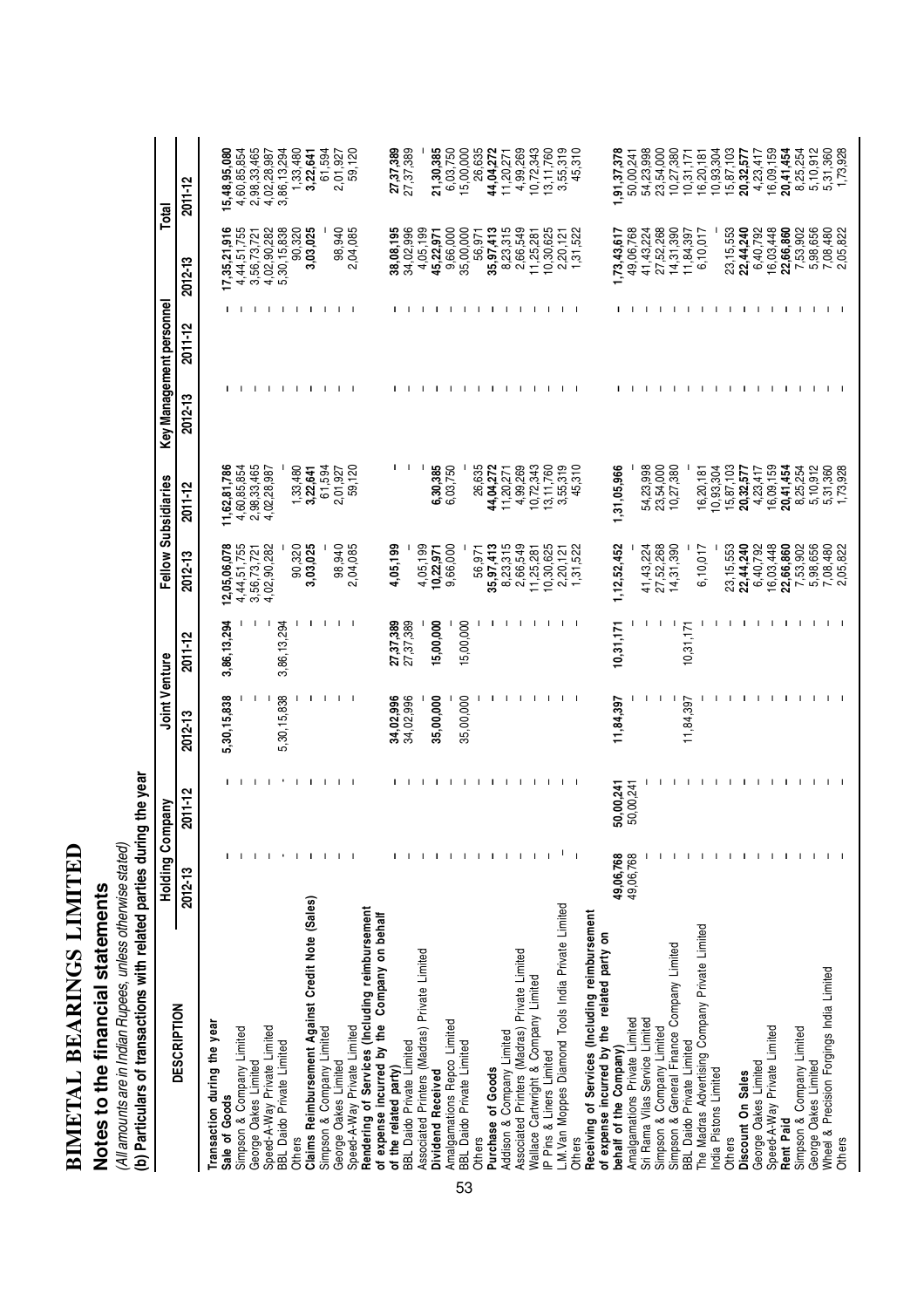# BIMETAL BEARINGS LIMITED

## Notes to the financial statements

*(All amounts are in Indian Rupees, unless otherwise stated)*

**(b) Particulars of transactions with related parties during the year**

| DESCRIPTION | Holding Company | | Joint Venture | | Fellow Subsidiaries | | Key Management personnel | | Total | |
|---|---|---|---|---|---|---|---|---|---|---|
| | 2012-13 | 2011-12 | 2012-13 | 2011-12 | 2012-13 | 2011-12 | 2012-13 | 2011-12 | 2012-13 | 2011-12 |
| **Transaction during the year** | | | | | | | | | | |
| **Sale of Goods** | - | - | **5,30,15,838** | **3,86,13,294** | **12,05,06,078** | **11,62,81,786** | - | - | **17,35,21,916** | **15,48,95,080** |
| Simpson & Company Limited | - | - | - | - | 4,44,51,755 | 4,60,85,854 | - | - | 4,44,51,755 | 4,60,85,854 |
| George Oakes Limited | - | - | - | - | 3,56,73,721 | 2,98,33,465 | - | - | 3,56,73,721 | 2,98,33,465 |
| Speed-A-Way Private Limited | - | - | - | - | 4,02,90,282 | 4,02,28,987 | - | - | 4,02,90,282 | 4,02,28,987 |
| BBL Daido Private Limited | - | - | 5,30,15,838 | 3,86,13,294 | - | - | - | - | 5,30,15,838 | 3,86,13,294 |
| Others | - | - | - | - | 90,320 | 1,33,480 | - | - | 90,320 | 1,33,480 |
| **Claims Reimbursement Against Credit Note (Sales)** | - | - | - | - | **3,03,025** | **3,22,641** | - | - | **3,03,025** | **3,22,641** |
| Simpson & Company Limited | - | - | - | - | - | 61,594 | - | - | - | 61,594 |
| George Oakes Limited | - | - | - | - | 98,940 | 2,01,927 | - | - | 98,940 | 2,01,927 |
| Speed-A-Way Private Limited | - | - | - | - | 2,04,085 | 59,120 | - | - | 2,04,085 | 59,120 |
| **Rendering of Services (Including reimbursement of expense incurred by the Company on behalf of the related party)** | - | - | **34,02,996** | **27,37,389** | **4,05,199** | - | - | - | **38,08,195** | **27,37,389** |
| BBL Daido Private Limited | - | - | 34,02,996 | 27,37,389 | - | - | - | - | 34,02,996 | 27,37,389 |
| Associated Printers (Madras) Private Limited | - | - | - | - | 4,05,199 | - | - | - | 4,05,199 | - |
| **Dividend Received** | - | - | **35,00,000** | **15,00,000** | **10,22,971** | **6,30,385** | - | - | **45,22,971** | **21,30,385** |
| Amalgamations Repco Limited | - | - | - | - | 9,66,000 | 6,03,750 | - | - | 9,66,000 | 6,03,750 |
| BBL Daido Private Limited | - | - | 35,00,000 | 15,00,000 | - | - | - | - | 35,00,000 | 15,00,000 |
| Others | - | - | - | - | 56,971 | 26,635 | - | - | 56,971 | 26,635 |
| **Purchase of Goods** | - | - | - | - | **35,97,413** | **44,04,272** | - | - | **35,97,413** | **44,04,272** |
| Addison & Company Limited | - | - | - | - | 8,23,315 | 11,20,271 | - | - | 8,23,315 | 11,20,271 |
| Associated Printers (Madras) Private Limited | - | - | - | - | 2,66,549 | 4,99,269 | - | - | 2,66,549 | 4,99,269 |
| Wallace Cartwright & Company Limited | - | - | - | - | 11,25,281 | 10,72,343 | - | - | 11,25,281 | 10,72,343 |
| IP Pins & Liners Limited | - | - | - | - | 10,30,625 | 13,11,760 | - | - | 10,30,625 | 13,11,760 |
| L.M.Van Moppes Diamond Tools India Private Limited | - | - | - | - | 2,20,121 | 3,55,319 | - | - | 2,20,121 | 3,55,319 |
| Others | - | - | - | - | 1,31,522 | 45,310 | - | - | 1,31,522 | 45,310 |
| **Receiving of Services (Including reimbursement of expense incurred by the related party on behalf of the Company)** | **49,06,768** | **50,00,241** | **11,84,397** | **10,31,171** | **1,12,52,452** | **1,31,05,966** | - | - | **1,73,43,617** | **1,91,37,378** |
| Amalgamations Private Limited | 49,06,768 | 50,00,241 | - | - | - | - | - | - | 49,06,768 | 50,00,241 |
| Sri Rama Vilas Service Limited | - | - | - | - | 41,43,224 | 54,23,998 | - | - | 41,43,224 | 54,23,998 |
| Simpson & Company Limited | - | - | - | - | 27,52,268 | 23,54,000 | - | - | 27,52,268 | 23,54,000 |
| Simpson & General Finance Company Limited | - | - | - | - | 14,31,390 | 10,27,380 | - | - | 14,31,390 | 10,27,380 |
| BBL Daido Private Limited | - | - | 11,84,397 | 10,31,171 | - | - | - | - | 11,84,397 | 10,31,171 |
| The Madras Advertising Company Private Limited | - | - | - | - | 6,10,017 | 16,20,181 | - | - | 6,10,017 | 16,20,181 |
| India Pistons Limited | - | - | - | - | - | 10,93,304 | - | - | - | 10,93,304 |
| Others | - | - | - | - | 23,15,553 | 15,87,103 | - | - | 23,15,553 | 15,87,103 |
| **Discount On Sales** | - | - | - | - | **22,44,240** | **20,32,577** | - | - | **22,44,240** | **20,32,577** |
| George Oakes Limited | - | - | - | - | 6,40,792 | 4,23,417 | - | - | 6,40,792 | 4,23,417 |
| Speed-A-Way Private Limited | - | - | - | - | 16,03,448 | 16,09,159 | - | - | 16,03,448 | 16,09,159 |
| **Rent Paid** | - | - | - | - | **22,66,860** | **20,41,454** | - | - | **22,66,860** | **20,41,454** |
| Simpson & Company Limited | - | - | - | - | 7,53,902 | 8,25,254 | - | - | 7,53,902 | 8,25,254 |
| George Oakes Limited | - | - | - | - | 5,98,656 | 5,10,912 | - | - | 5,98,656 | 5,10,912 |
| Wheel & Precision Forgings India Limited | - | - | - | - | 7,08,480 | 5,31,360 | - | - | 7,08,480 | 5,31,360 |
| Others | - | - | - | - | 2,05,822 | 1,73,928 | - | - | 2,05,822 | 1,73,928 |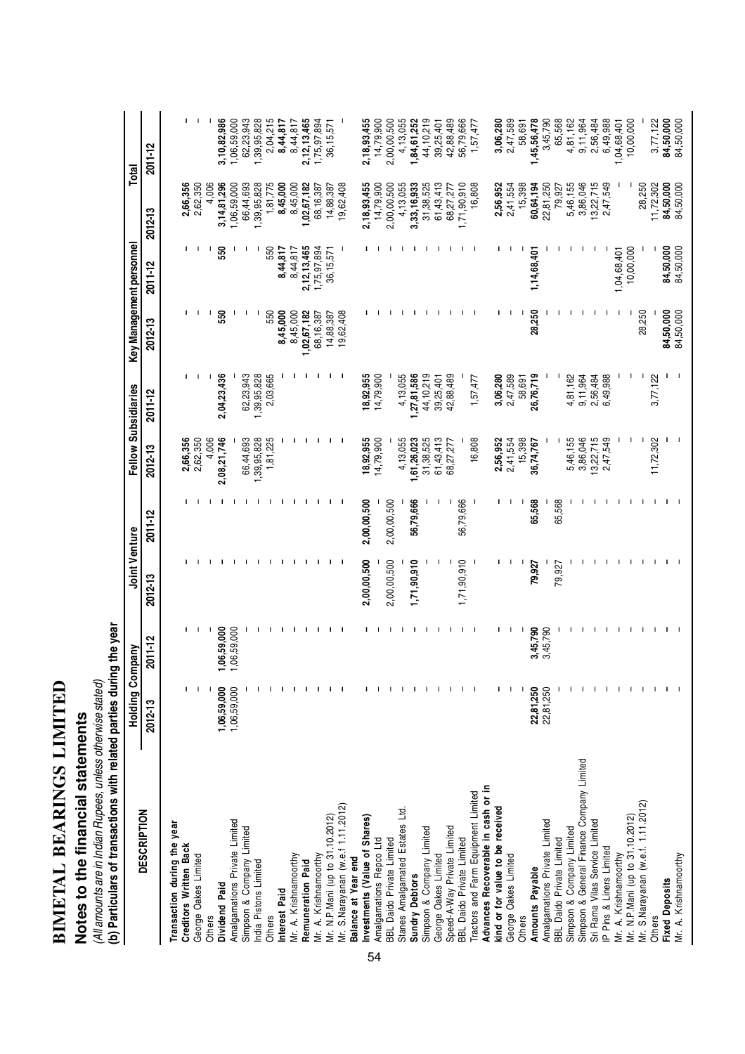# BIMETAL BEARINGS LIMITED

## Notes to the financial statements

*(All amounts are in Indian Rupees, unless otherwise stated)*

**(b) Particulars of transactions with related parties during the year**

| DESCRIPTION | Holding Company | | Joint Venture | | Fellow Subsidiaries | | Key Management personnel | | Total | |
|---|---|---|---|---|---|---|---|---|---|---|
| | 2012-13 | 2011-12 | 2012-13 | 2011-12 | 2012-13 | 2011-12 | 2012-13 | 2011-12 | 2012-13 | 2011-12 |
| **Transaction during the year** | | | | | | | | | | |
| **Creditors Written Back** | - | - | - | - | **2,66,356** | - | - | - | **2,66,356** | - |
| George Oakes Limited | - | - | - | - | 2,62,350 | - | - | - | 2,62,350 | - |
| Others | - | - | - | - | 4,006 | - | - | - | 4,006 | - |
| **Dividend Paid** | **1,06,59,000** | **1,06,59,000** | - | - | **2,08,21,746** | **2,04,23,436** | **550** | **550** | **3,14,81,296** | **3,10,82,986** |
| Amalgamations Private Limited | 1,06,59,000 | 1,06,59,000 | - | - | - | - | - | - | 1,06,59,000 | 1,06,59,000 |
| Simpson & Company Limited | - | - | - | - | 66,44,693 | 62,23,943 | - | - | 66,44,693 | 62,23,943 |
| India Pistons Limited | - | - | - | - | 1,39,95,828 | 1,39,95,828 | - | - | 1,39,95,828 | 1,39,95,828 |
| Others | - | - | - | - | 1,81,225 | 2,03,665 | 550 | 550 | 1,81,775 | 2,04,215 |
| **Interest Paid** | - | - | - | - | - | - | **8,45,000** | **8,44,817** | **8,45,000** | **8,44,817** |
| Mr. A. Krishnamoorthy | - | - | - | - | - | - | 8,45,000 | 8,44,817 | 8,45,000 | 8,44,817 |
| **Remuneration Paid** | - | - | - | - | - | - | **1,02,67,182** | **2,12,13,465** | **1,02,67,182** | **2,12,13,465** |
| Mr. A. Krishnamoorthy | - | - | - | - | - | - | 68,16,387 | 1,75,97,894 | 68,16,387 | 1,75,97,894 |
| Mr. N.P.Mani (up to 31.10.2012) | - | - | - | - | - | - | 14,88,387 | 36,15,571 | 14,88,387 | 36,15,571 |
| Mr. S.Narayanan (w.e.f 1.11.2012) | - | - | - | - | - | - | 19,62,408 | - | 19,62,408 | - |
| **Balance at Year end** | | | | | | | | | | |
| **Investments (Value of Shares)** | - | - | **2,00,00,500** | **2,00,00,500** | **18,92,955** | **18,92,955** | - | - | **2,18,93,455** | **2,18,93,455** |
| Amalgamations Repco Ltd | - | - | - | - | 14,79,900 | 14,79,900 | - | - | 14,79,900 | 14,79,900 |
| BBL Daido Private Limited | - | - | 2,00,00,500 | 2,00,00,500 | - | - | - | - | 2,00,00,500 | 2,00,00,500 |
| Stanes Amalgamated Estates Ltd. | - | - | - | - | 4,13,055 | 4,13,055 | - | - | 4,13,055 | 4,13,055 |
| **Sundry Debtors** | - | - | **1,71,90,910** | **56,79,666** | **1,61,26,023** | **1,27,81,586** | - | - | **3,33,16,933** | **1,84,61,252** |
| Simpson & Company Limited | - | - | - | - | 31,38,525 | 44,10,219 | - | - | 31,38,525 | 44,10,219 |
| George Oakes Limited | - | - | - | - | 61,43,413 | 39,25,401 | - | - | 61,43,413 | 39,25,401 |
| Speed-A-Way Private Limited | - | - | - | - | 68,27,277 | 42,88,489 | - | - | 68,27,277 | 42,88,489 |
| BBL Daido Private Limited | - | - | 1,71,90,910 | 56,79,666 | - | - | - | - | 1,71,90,910 | 56,79,666 |
| Tractors and Farm Equipment Limited | - | - | - | - | 16,808 | 1,57,477 | - | - | 16,808 | 1,57,477 |
| **Advances Recoverable in cash or in kind or for value to be received** | - | - | - | - | **2,56,952** | **3,06,280** | - | - | **2,56,952** | **3,06,280** |
| George Oakes Limited | - | - | - | - | 2,41,554 | 2,47,589 | - | - | 2,41,554 | 2,47,589 |
| Others | - | - | - | - | 15,398 | 58,691 | - | - | 15,398 | 58,691 |
| **Amounts Payable** | **22,81,250** | **3,45,790** | **79,927** | **65,568** | **36,74,767** | **26,76,719** | **28,250** | **1,14,68,401** | **60,64,194** | **1,45,56,478** |
| Amalgamations Private Limited | 22,81,250 | 3,45,790 | - | - | - | - | - | - | 22,81,250 | 3,45,790 |
| BBL Daido Private Limited | - | - | 79,927 | 65,568 | - | - | - | - | 79,927 | 65,568 |
| Simpson & Company Limited | - | - | - | - | 5,46,155 | 4,81,162 | - | - | 5,46,155 | 4,81,162 |
| Simpson & General Finance Company Limited | - | - | - | - | 3,86,046 | 9,11,964 | - | - | 3,86,046 | 9,11,964 |
| Sri Rama Vilas Service Limited | - | - | - | - | 13,22,715 | 2,56,484 | - | - | 13,22,715 | 2,56,484 |
| IP Pins & Liners Limited | - | - | - | - | 2,47,549 | 6,49,988 | - | - | 2,47,549 | 6,49,988 |
| Mr. A. Krishnamoorthy | - | - | - | - | - | - | - | 1,04,68,401 | - | 1,04,68,401 |
| Mr. N.P.Mani (up to 31.10.2012) | - | - | - | - | - | - | - | 10,00,000 | - | 10,00,000 |
| Mr. S.Narayanan (w.e.f. 1.11.2012) | - | - | - | - | - | - | 28,250 | - | 28,250 | - |
| Others | - | - | - | - | 11,72,302 | 3,77,122 | - | - | 11,72,302 | 3,77,122 |
| **Fixed Deposits** | - | - | - | - | - | - | **84,50,000** | **84,50,000** | **84,50,000** | **84,50,000** |
| Mr. A. Krishnamoorthy | - | - | - | - | - | - | 84,50,000 | 84,50,000 | 84,50,000 | 84,50,000 |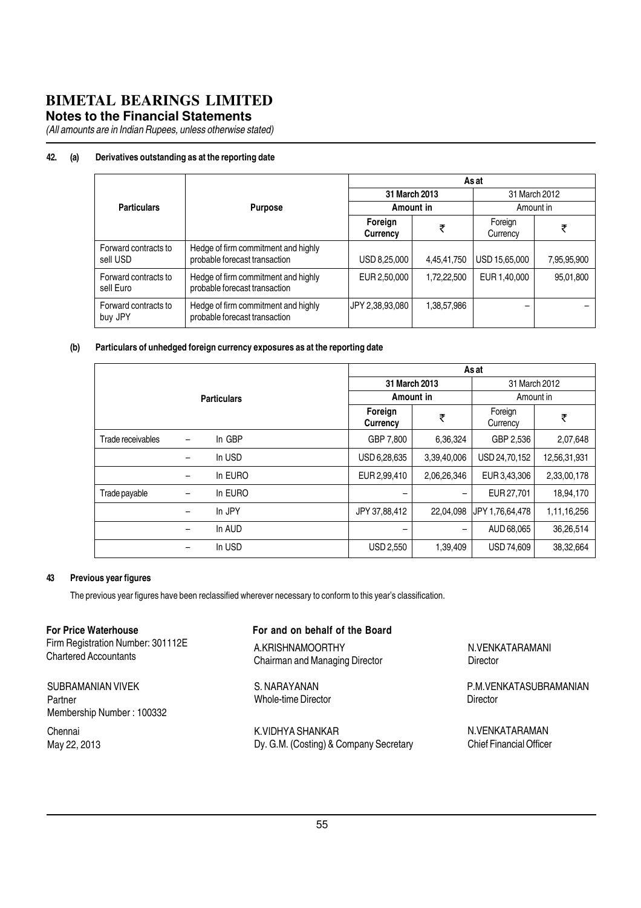# BIMETAL BEARINGS LIMITED

## Notes to the Financial Statements

*(All amounts are in Indian Rupees, unless otherwise stated)*

**42. (a) Derivatives outstanding as at the reporting date**

| Particulars | Purpose | As at | | | |
|---|---|---|---|---|---|
| | | 31 March 2013 | | 31 March 2012 | |
| | | Amount in | | Amount in | |
| | | Foreign Currency | ₹ | Foreign Currency | ₹ |
| Forward contracts to sell USD | Hedge of firm commitment and highly probable forecast transaction | USD 8,25,000 | 4,45,41,750 | USD 15,65,000 | 7,95,95,900 |
| Forward contracts to sell Euro | Hedge of firm commitment and highly probable forecast transaction | EUR 2,50,000 | 1,72,22,500 | EUR 1,40,000 | 95,01,800 |
| Forward contracts to buy JPY | Hedge of firm commitment and highly probable forecast transaction | JPY 2,38,93,080 | 1,38,57,986 | – | – |

**(b) Particulars of unhedged foreign currency exposures as at the reporting date**

| Particulars | | | As at | | | |
|---|---|---|---|---|---|---|
| | | | 31 March 2013 | | 31 March 2012 | |
| | | | Amount in | | Amount in | |
| | | | Foreign Currency | ₹ | Foreign Currency | ₹ |
| Trade receivables | – | In GBP | GBP 7,800 | 6,36,324 | GBP 2,536 | 2,07,648 |
| | – | In USD | USD 6,28,635 | 3,39,40,006 | USD 24,70,152 | 12,56,31,931 |
| | – | In EURO | EUR 2,99,410 | 2,06,26,346 | EUR 3,43,306 | 2,33,00,178 |
| Trade payable | – | In EURO | – | – | EUR 27,701 | 18,94,170 |
| | – | In JPY | JPY 37,88,412 | 22,04,098 | JPY 1,76,64,478 | 1,11,16,256 |
| | – | In AUD | – | – | AUD 68,065 | 36,26,514 |
| | – | In USD | USD 2,550 | 1,39,409 | USD 74,609 | 38,32,664 |

**43 Previous year figures**

The previous year figures have been reclassified wherever necessary to conform to this year's classification.

**For Price Waterhouse**
Firm Registration Number: 301112E
Chartered Accountants

SUBRAMANIAN VIVEK
Partner
Membership Number : 100332

Chennai
May 22, 2013

**For and on behalf of the Board**

A.KRISHNAMOORTHY
Chairman and Managing Director

N.VENKATARAMANI
Director

S. NARAYANAN
Whole-time Director

P.M.VENKATASUBRAMANIAN
Director

K.VIDHYA SHANKAR
Dy. G.M. (Costing) & Company Secretary

N.VENKATARAMAN
Chief Financial Officer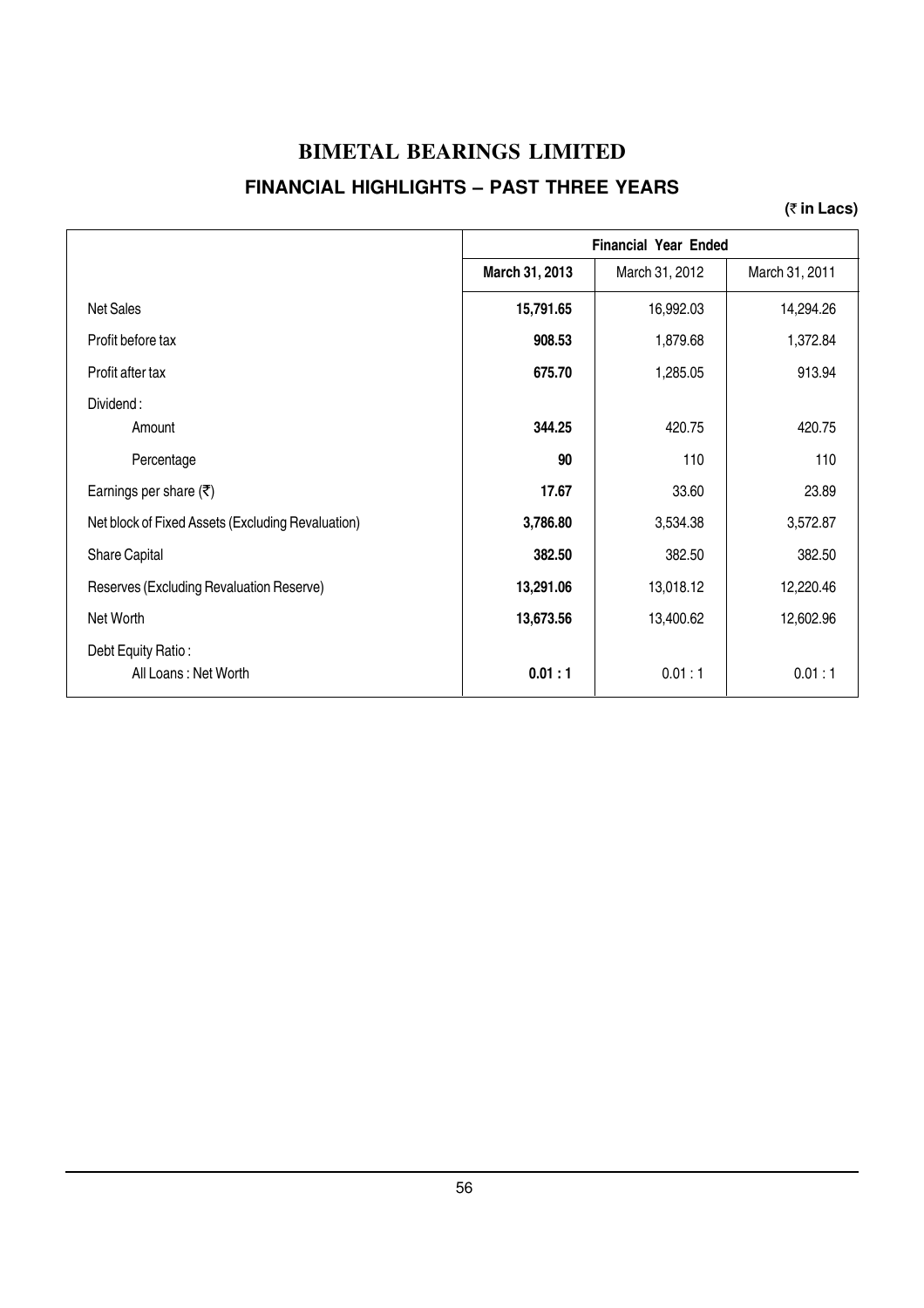# BIMETAL BEARINGS LIMITED

## FINANCIAL HIGHLIGHTS – PAST THREE YEARS

**(₹ in Lacs)**

| | Financial Year Ended | | |
|---|---|---|---|
| | **March 31, 2013** | March 31, 2012 | March 31, 2011 |
| Net Sales | **15,791.65** | 16,992.03 | 14,294.26 |
| Profit before tax | **908.53** | 1,879.68 | 1,372.84 |
| Profit after tax | **675.70** | 1,285.05 | 913.94 |
| Dividend : | | | |
| Amount | **344.25** | 420.75 | 420.75 |
| Percentage | **90** | 110 | 110 |
| Earnings per share (₹) | **17.67** | 33.60 | 23.89 |
| Net block of Fixed Assets (Excluding Revaluation) | **3,786.80** | 3,534.38 | 3,572.87 |
| Share Capital | **382.50** | 382.50 | 382.50 |
| Reserves (Excluding Revaluation Reserve) | **13,291.06** | 13,018.12 | 12,220.46 |
| Net Worth | **13,673.56** | 13,400.62 | 12,602.96 |
| Debt Equity Ratio : | | | |
| All Loans : Net Worth | **0.01 : 1** | 0.01 : 1 | 0.01 : 1 |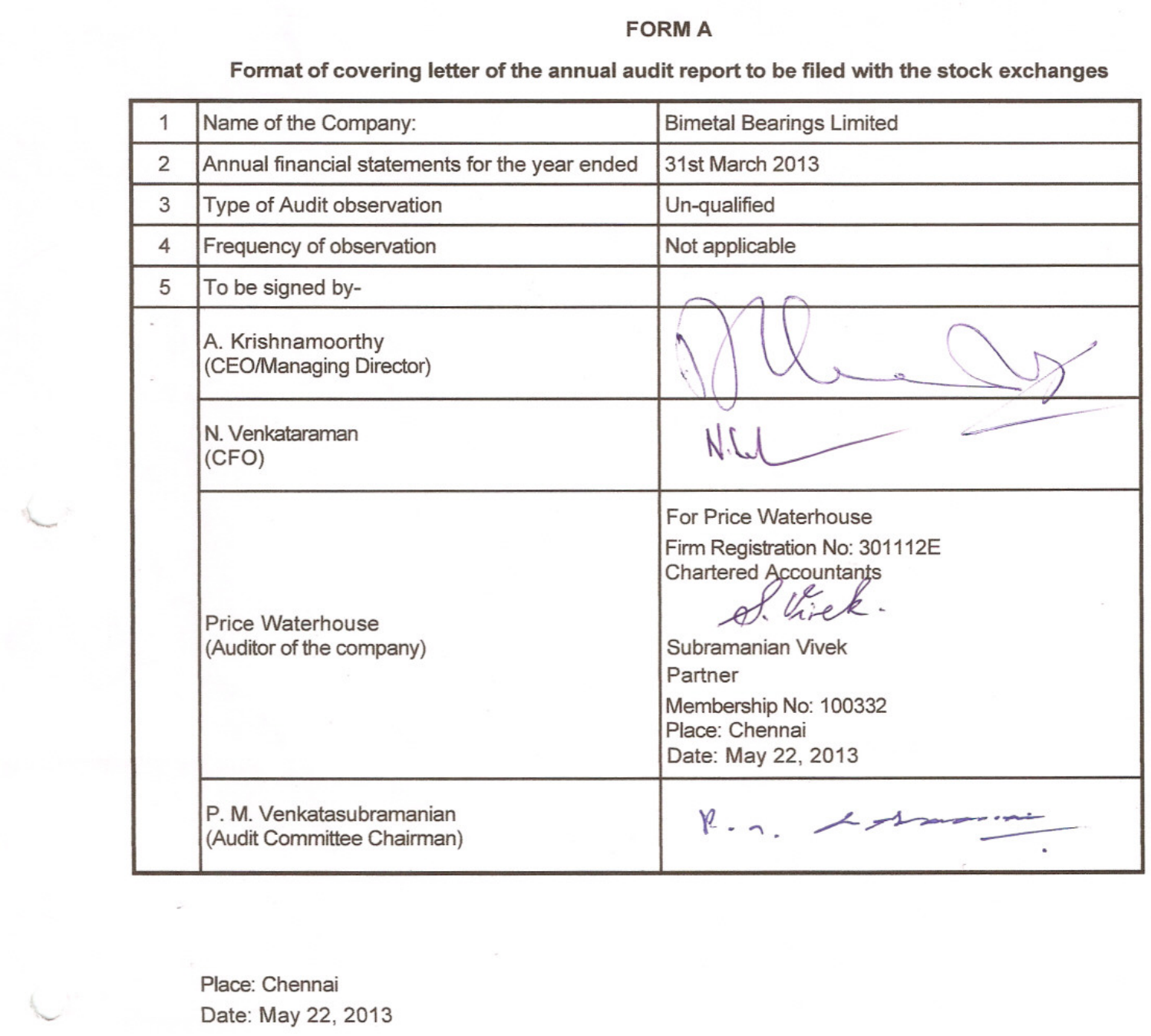# FORM A

**Format of covering letter of the annual audit report to be filed with the stock exchanges**

| | | |
|---|---|---|
| 1 | Name of the Company: | Bimetal Bearings Limited |
| 2 | Annual financial statements for the year ended | 31st March 2013 |
| 3 | Type of Audit observation | Un-qualified |
| 4 | Frequency of observation | Not applicable |
| 5 | To be signed by- | |
| | A. Krishnamoorthy (CEO/Managing Director) | |
| | N. Venkataraman (CFO) | |
| | Price Waterhouse (Auditor of the company) | For Price Waterhouse<br>Firm Registration No: 301112E<br>Chartered Accountants<br><br>Subramanian Vivek<br>Partner<br>Membership No: 100332<br>Place: Chennai<br>Date: May 22, 2013 |
| | P. M. Venkatasubramanian (Audit Committee Chairman) | |

Place: Chennai

Date: May 22, 2013